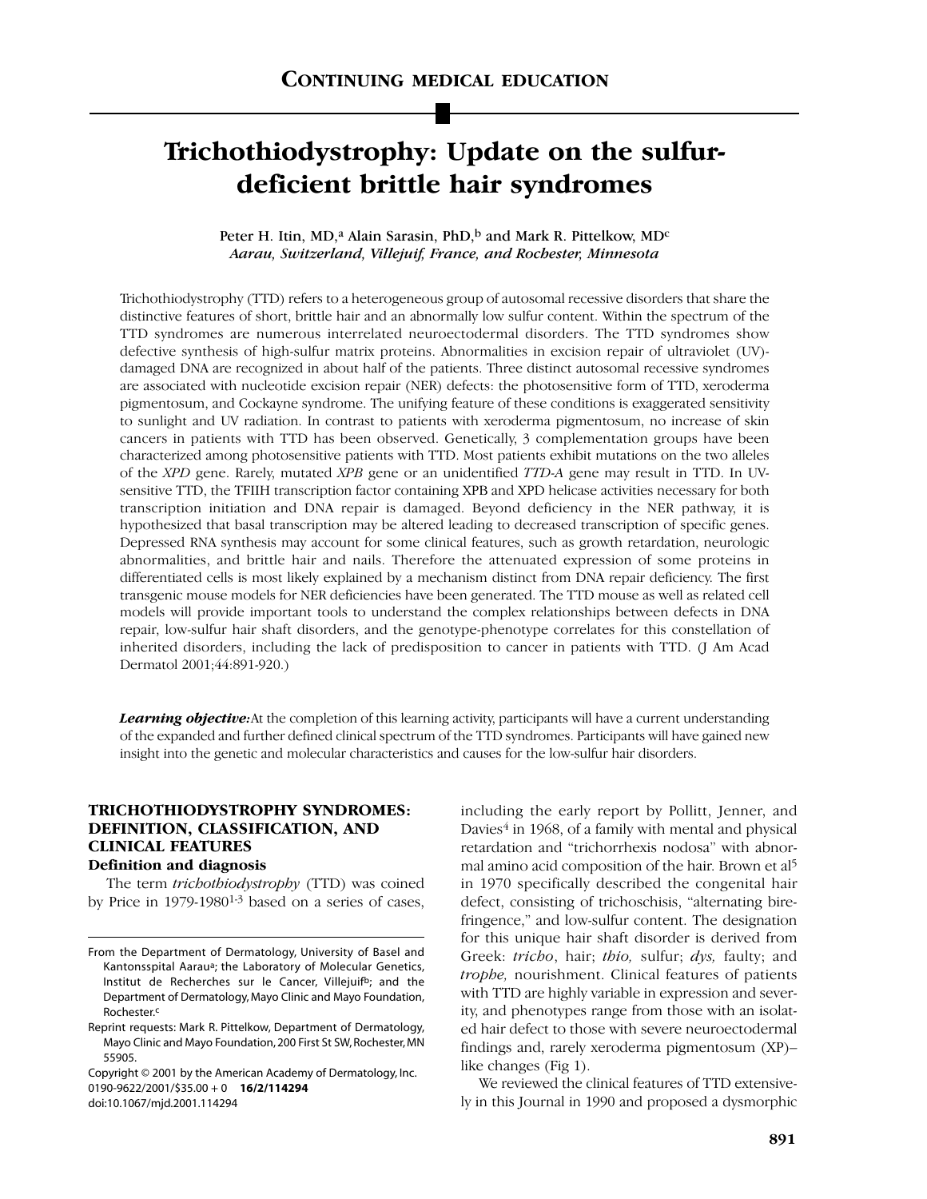**CONTINUING MEDICAL EDUCATION**

# Trichothiodystrophy: Update on the sulfur-deficient brittle hair syndromes

Peter H. Itin, MD,[a] Alain Sarasin, PhD,[b] and Mark R. Pittelkow, MD[c]
*Aarau, Switzerland, Villejuif, France, and Rochester, Minnesota*

Trichothiodystrophy (TTD) refers to a heterogeneous group of autosomal recessive disorders that share the distinctive features of short, brittle hair and an abnormally low sulfur content. Within the spectrum of the TTD syndromes are numerous interrelated neuroectodermal disorders. The TTD syndromes show defective synthesis of high-sulfur matrix proteins. Abnormalities in excision repair of ultraviolet (UV)-damaged DNA are recognized in about half of the patients. Three distinct autosomal recessive syndromes are associated with nucleotide excision repair (NER) defects: the photosensitive form of TTD, xeroderma pigmentosum, and Cockayne syndrome. The unifying feature of these conditions is exaggerated sensitivity to sunlight and UV radiation. In contrast to patients with xeroderma pigmentosum, no increase of skin cancers in patients with TTD has been observed. Genetically, 3 complementation groups have been characterized among photosensitive patients with TTD. Most patients exhibit mutations on the two alleles of the *XPD* gene. Rarely, mutated *XPB* gene or an unidentified *TTD-A* gene may result in TTD. In UV-sensitive TTD, the TFIIH transcription factor containing XPB and XPD helicase activities necessary for both transcription initiation and DNA repair is damaged. Beyond deficiency in the NER pathway, it is hypothesized that basal transcription may be altered leading to decreased transcription of specific genes. Depressed RNA synthesis may account for some clinical features, such as growth retardation, neurologic abnormalities, and brittle hair and nails. Therefore the attenuated expression of some proteins in differentiated cells is most likely explained by a mechanism distinct from DNA repair deficiency. The first transgenic mouse models for NER deficiencies have been generated. The TTD mouse as well as related cell models will provide important tools to understand the complex relationships between defects in DNA repair, low-sulfur hair shaft disorders, and the genotype-phenotype correlates for this constellation of inherited disorders, including the lack of predisposition to cancer in patients with TTD. (J Am Acad Dermatol 2001;44:891-920.)

***Learning objective:*** At the completion of this learning activity, participants will have a current understanding of the expanded and further defined clinical spectrum of the TTD syndromes. Participants will have gained new insight into the genetic and molecular characteristics and causes for the low-sulfur hair disorders.

## TRICHOTHIODYSTROPHY SYNDROMES: DEFINITION, CLASSIFICATION, AND CLINICAL FEATURES

### Definition and diagnosis

The term *trichothiodystrophy* (TTD) was coined by Price in 1979-1980[1-3] based on a series of cases, including the early report by Pollitt, Jenner, and Davies[4] in 1968, of a family with mental and physical retardation and "trichorrhexis nodosa" with abnormal amino acid composition of the hair. Brown et al[5] in 1970 specifically described the congenital hair defect, consisting of trichoschisis, "alternating birefringence," and low-sulfur content. The designation for this unique hair shaft disorder is derived from Greek: *tricho*, hair; *thio,* sulfur; *dys,* faulty; and *trophe,* nourishment. Clinical features of patients with TTD are highly variable in expression and severity, and phenotypes range from those with an isolated hair defect to those with severe neuroectodermal findings and, rarely xeroderma pigmentosum (XP)–like changes (Fig 1).

We reviewed the clinical features of TTD extensively in this Journal in 1990 and proposed a dysmorphic

From the Department of Dermatology, University of Basel and Kantonsspital Aarau[a]; the Laboratory of Molecular Genetics, Institut de Recherches sur le Cancer, Villejuif[b]; and the Department of Dermatology, Mayo Clinic and Mayo Foundation, Rochester.[c]

Reprint requests: Mark R. Pittelkow, Department of Dermatology, Mayo Clinic and Mayo Foundation, 200 First St SW, Rochester, MN 55905.

Copyright © 2001 by the American Academy of Dermatology, Inc.
0190-9622/2001/$35.00 + 0 **16/2/114294**
doi:10.1067/mjd.2001.114294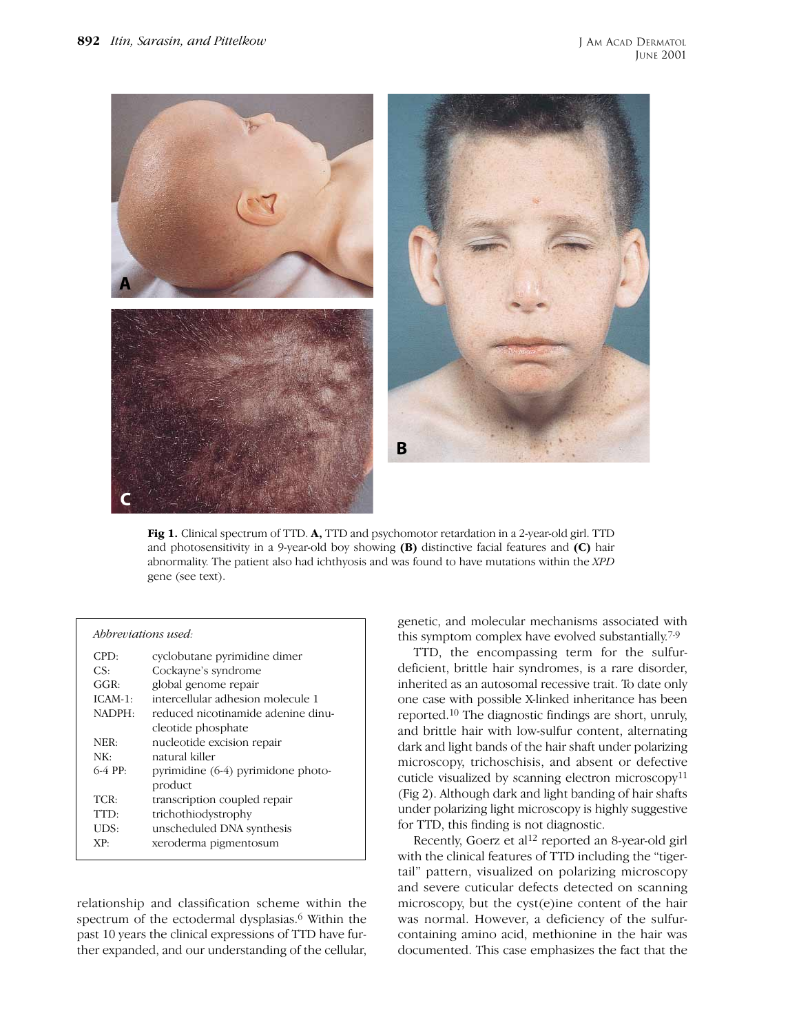**Fig 1.** Clinical spectrum of TTD. **A,** TTD and psychomotor retardation in a 2-year-old girl. TTD and photosensitivity in a 9-year-old boy showing **(B)** distinctive facial features and **(C)** hair abnormality. The patient also had ichthyosis and was found to have mutations within the *XPD* gene (see text).

| *Abbreviations used:* | |
|---|---|
| CPD: | cyclobutane pyrimidine dimer |
| CS: | Cockayne's syndrome |
| GGR: | global genome repair |
| ICAM-1: | intercellular adhesion molecule 1 |
| NADPH: | reduced nicotinamide adenine dinucleotide phosphate |
| NER: | nucleotide excision repair |
| NK: | natural killer |
| 6-4 PP: | pyrimidine (6-4) pyrimidone photoproduct |
| TCR: | transcription coupled repair |
| TTD: | trichothiodystrophy |
| UDS: | unscheduled DNA synthesis |
| XP: | xeroderma pigmentosum |

relationship and classification scheme within the spectrum of the ectodermal dysplasias.[6] Within the past 10 years the clinical expressions of TTD have further expanded, and our understanding of the cellular, genetic, and molecular mechanisms associated with this symptom complex have evolved substantially.[7-9]

TTD, the encompassing term for the sulfur-deficient, brittle hair syndromes, is a rare disorder, inherited as an autosomal recessive trait. To date only one case with possible X-linked inheritance has been reported.[10] The diagnostic findings are short, unruly, and brittle hair with low-sulfur content, alternating dark and light bands of the hair shaft under polarizing microscopy, trichoschisis, and absent or defective cuticle visualized by scanning electron microscopy[11] (Fig 2). Although dark and light banding of hair shafts under polarizing light microscopy is highly suggestive for TTD, this finding is not diagnostic.

Recently, Goerz et al[12] reported an 8-year-old girl with the clinical features of TTD including the "tiger-tail" pattern, visualized on polarizing microscopy and severe cuticular defects detected on scanning microscopy, but the cyst(e)ine content of the hair was normal. However, a deficiency of the sulfur-containing amino acid, methionine in the hair was documented. This case emphasizes the fact that the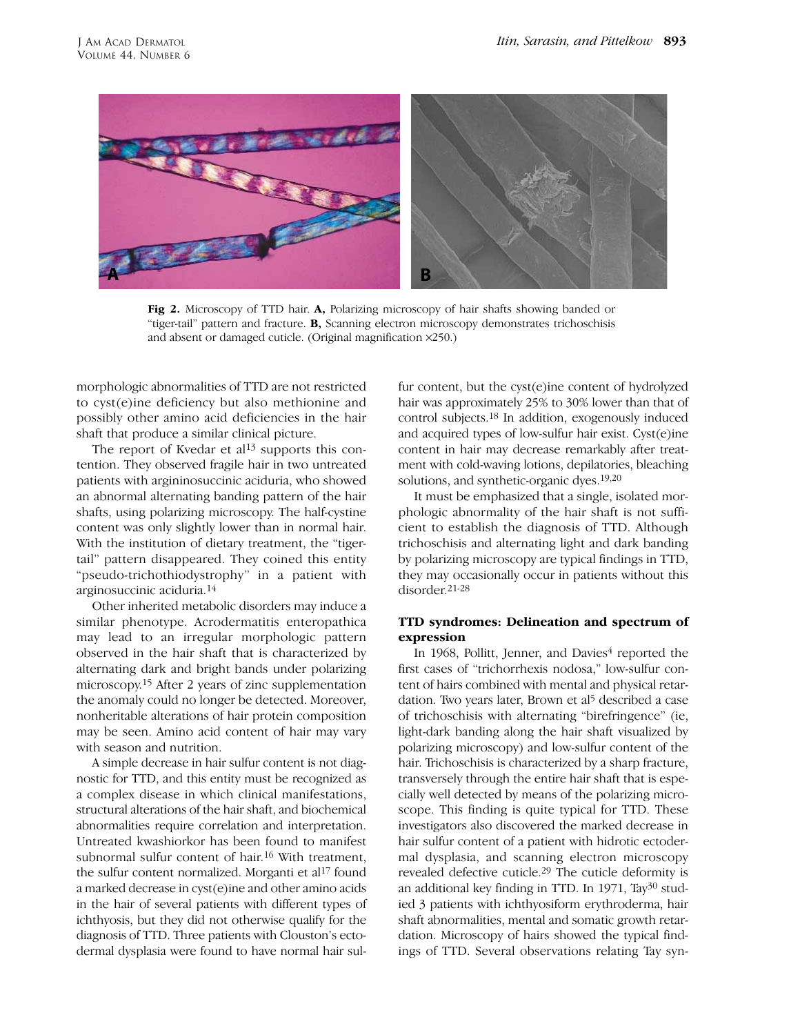Fig 2. Microscopy of TTD hair. **A,** Polarizing microscopy of hair shafts showing banded or "tiger-tail" pattern and fracture. **B,** Scanning electron microscopy demonstrates trichoschisis and absent or damaged cuticle. (Original magnification ×250.)

morphologic abnormalities of TTD are not restricted to cyst(e)ine deficiency but also methionine and possibly other amino acid deficiencies in the hair shaft that produce a similar clinical picture.

The report of Kvedar et al[13] supports this contention. They observed fragile hair in two untreated patients with argininosuccinic aciduria, who showed an abnormal alternating banding pattern of the hair shafts, using polarizing microscopy. The half-cystine content was only slightly lower than in normal hair. With the institution of dietary treatment, the "tiger-tail" pattern disappeared. They coined this entity "pseudo-trichothiodystrophy" in a patient with arginosuccinic aciduria.[14]

Other inherited metabolic disorders may induce a similar phenotype. Acrodermatitis enteropathica may lead to an irregular morphologic pattern observed in the hair shaft that is characterized by alternating dark and bright bands under polarizing microscopy.[15] After 2 years of zinc supplementation the anomaly could no longer be detected. Moreover, nonheritable alterations of hair protein composition may be seen. Amino acid content of hair may vary with season and nutrition.

A simple decrease in hair sulfur content is not diagnostic for TTD, and this entity must be recognized as a complex disease in which clinical manifestations, structural alterations of the hair shaft, and biochemical abnormalities require correlation and interpretation. Untreated kwashiorkor has been found to manifest subnormal sulfur content of hair.[16] With treatment, the sulfur content normalized. Morganti et al[17] found a marked decrease in cyst(e)ine and other amino acids in the hair of several patients with different types of ichthyosis, but they did not otherwise qualify for the diagnosis of TTD. Three patients with Clouston's ectodermal dysplasia were found to have normal hair sulfur content, but the cyst(e)ine content of hydrolyzed hair was approximately 25% to 30% lower than that of control subjects.[18] In addition, exogenously induced and acquired types of low-sulfur hair exist. Cyst(e)ine content in hair may decrease remarkably after treatment with cold-waving lotions, depilatories, bleaching solutions, and synthetic-organic dyes.[19,20]

It must be emphasized that a single, isolated morphologic abnormality of the hair shaft is not sufficient to establish the diagnosis of TTD. Although trichoschisis and alternating light and dark banding by polarizing microscopy are typical findings in TTD, they may occasionally occur in patients without this disorder.[21-28]

### TTD syndromes: Delineation and spectrum of expression

In 1968, Pollitt, Jenner, and Davies[4] reported the first cases of "trichorrhexis nodosa," low-sulfur content of hairs combined with mental and physical retardation. Two years later, Brown et al[5] described a case of trichoschisis with alternating "birefringence" (ie, light-dark banding along the hair shaft visualized by polarizing microscopy) and low-sulfur content of the hair. Trichoschisis is characterized by a sharp fracture, transversely through the entire hair shaft that is especially well detected by means of the polarizing microscope. This finding is quite typical for TTD. These investigators also discovered the marked decrease in hair sulfur content of a patient with hidrotic ectodermal dysplasia, and scanning electron microscopy revealed defective cuticle.[29] The cuticle deformity is an additional key finding in TTD. In 1971, Tay[30] studied 3 patients with ichthyosiform erythroderma, hair shaft abnormalities, mental and somatic growth retardation. Microscopy of hairs showed the typical findings of TTD. Several observations relating Tay syn-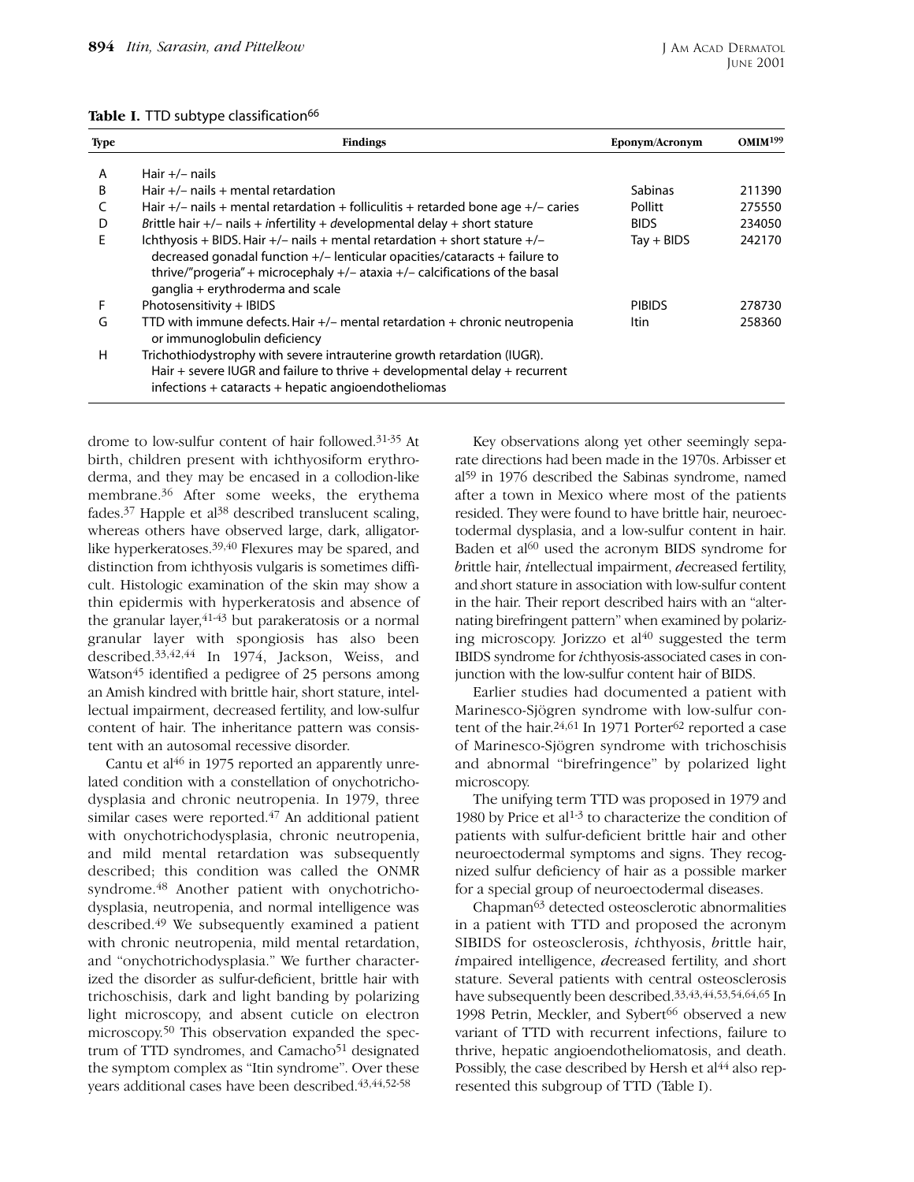**Table I.** TTD subtype classification[66]

| Type | Findings | Eponym/Acronym | OMIM[199] |
|---|---|---|---|
| A | Hair +/– nails | | |
| B | Hair +/– nails + mental retardation | Sabinas | 211390 |
| C | Hair +/– nails + mental retardation + folliculitis + retarded bone age +/– caries | Pollitt | 275550 |
| D | *B*rittle hair +/– nails + *i*nfertility + *d*evelopmental delay + *s*hort stature | BIDS | 234050 |
| E | Ichthyosis + BIDS. Hair +/– nails + mental retardation + short stature +/– decreased gonadal function +/– lenticular opacities/cataracts + failure to thrive/"progeria" + microcephaly +/– ataxia +/– calcifications of the basal ganglia + erythroderma and scale | Tay + BIDS | 242170 |
| F | Photosensitivity + IBIDS | PIBIDS | 278730 |
| G | TTD with immune defects. Hair +/– mental retardation + chronic neutropenia or immunoglobulin deficiency | Itin | 258360 |
| H | Trichothiodystrophy with severe intrauterine growth retardation (IUGR). Hair + severe IUGR and failure to thrive + developmental delay + recurrent infections + cataracts + hepatic angioendotheliomas | | |

drome to low-sulfur content of hair followed.[31-35] At birth, children present with ichthyosiform erythroderma, and they may be encased in a collodion-like membrane.[36] After some weeks, the erythema fades.[37] Happle et al[38] described translucent scaling, whereas others have observed large, dark, alligator-like hyperkeratoses.[39,40] Flexures may be spared, and distinction from ichthyosis vulgaris is sometimes difficult. Histologic examination of the skin may show a thin epidermis with hyperkeratosis and absence of the granular layer,[41-43] but parakeratosis or a normal granular layer with spongiosis has also been described.[33,42,44] In 1974, Jackson, Weiss, and Watson[45] identified a pedigree of 25 persons among an Amish kindred with brittle hair, short stature, intellectual impairment, decreased fertility, and low-sulfur content of hair. The inheritance pattern was consistent with an autosomal recessive disorder.

Cantu et al[46] in 1975 reported an apparently unrelated condition with a constellation of onychotrichodysplasia and chronic neutropenia. In 1979, three similar cases were reported.[47] An additional patient with onychotrichodysplasia, chronic neutropenia, and mild mental retardation was subsequently described; this condition was called the ONMR syndrome.[48] Another patient with onychotrichodysplasia, neutropenia, and normal intelligence was described.[49] We subsequently examined a patient with chronic neutropenia, mild mental retardation, and "onychotrichodysplasia." We further characterized the disorder as sulfur-deficient, brittle hair with trichoschisis, dark and light banding by polarizing light microscopy, and absent cuticle on electron microscopy.[50] This observation expanded the spectrum of TTD syndromes, and Camacho[51] designated the symptom complex as "Itin syndrome". Over these years additional cases have been described.[43,44,52-58]

Key observations along yet other seemingly separate directions had been made in the 1970s. Arbisser et al[59] in 1976 described the Sabinas syndrome, named after a town in Mexico where most of the patients resided. They were found to have brittle hair, neuroectodermal dysplasia, and a low-sulfur content in hair. Baden et al[60] used the acronym BIDS syndrome for *b*rittle hair, *i*ntellectual impairment, *d*ecreased fertility, and *s*hort stature in association with low-sulfur content in the hair. Their report described hairs with an "alternating birefringent pattern" when examined by polarizing microscopy. Jorizzo et al[40] suggested the term IBIDS syndrome for *i*chthyosis-associated cases in conjunction with the low-sulfur content hair of BIDS.

Earlier studies had documented a patient with Marinesco-Sjögren syndrome with low-sulfur content of the hair.[24,61] In 1971 Porter[62] reported a case of Marinesco-Sjögren syndrome with trichoschisis and abnormal "birefringence" by polarized light microscopy.

The unifying term TTD was proposed in 1979 and 1980 by Price et al[1-3] to characterize the condition of patients with sulfur-deficient brittle hair and other neuroectodermal symptoms and signs. They recognized sulfur deficiency of hair as a possible marker for a special group of neuroectodermal diseases.

Chapman[63] detected osteosclerotic abnormalities in a patient with TTD and proposed the acronym SIBIDS for osteo*s*clerosis, *i*chthyosis, *b*rittle hair, *i*mpaired intelligence, *d*ecreased fertility, and *s*hort stature. Several patients with central osteosclerosis have subsequently been described.[33,43,44,53,54,64,65] In 1998 Petrin, Meckler, and Sybert[66] observed a new variant of TTD with recurrent infections, failure to thrive, hepatic angioendotheliomatosis, and death. Possibly, the case described by Hersh et al[44] also represented this subgroup of TTD (Table I).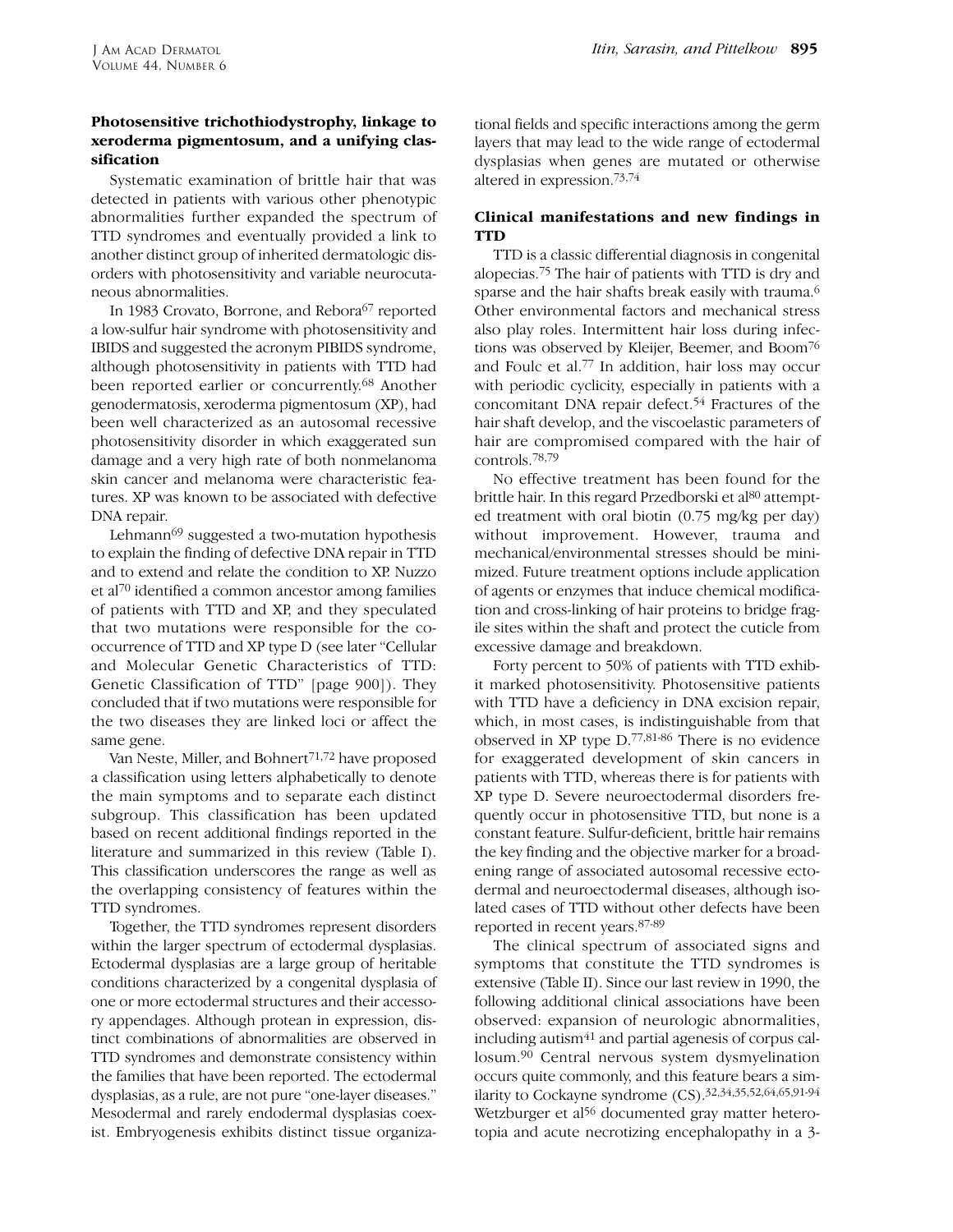## Photosensitive trichothiodystrophy, linkage to xeroderma pigmentosum, and a unifying classification

Systematic examination of brittle hair that was detected in patients with various other phenotypic abnormalities further expanded the spectrum of TTD syndromes and eventually provided a link to another distinct group of inherited dermatologic disorders with photosensitivity and variable neurocutaneous abnormalities.

In 1983 Crovato, Borrone, and Rebora[67] reported a low-sulfur hair syndrome with photosensitivity and IBIDS and suggested the acronym PIBIDS syndrome, although photosensitivity in patients with TTD had been reported earlier or concurrently.[68] Another genodermatosis, xeroderma pigmentosum (XP), had been well characterized as an autosomal recessive photosensitivity disorder in which exaggerated sun damage and a very high rate of both nonmelanoma skin cancer and melanoma were characteristic features. XP was known to be associated with defective DNA repair.

Lehmann[69] suggested a two-mutation hypothesis to explain the finding of defective DNA repair in TTD and to extend and relate the condition to XP. Nuzzo et al[70] identified a common ancestor among families of patients with TTD and XP, and they speculated that two mutations were responsible for the co-occurrence of TTD and XP type D (see later "Cellular and Molecular Genetic Characteristics of TTD: Genetic Classification of TTD" [page 900]). They concluded that if two mutations were responsible for the two diseases they are linked loci or affect the same gene.

Van Neste, Miller, and Bohnert[71,72] have proposed a classification using letters alphabetically to denote the main symptoms and to separate each distinct subgroup. This classification has been updated based on recent additional findings reported in the literature and summarized in this review (Table I). This classification underscores the range as well as the overlapping consistency of features within the TTD syndromes.

Together, the TTD syndromes represent disorders within the larger spectrum of ectodermal dysplasias. Ectodermal dysplasias are a large group of heritable conditions characterized by a congenital dysplasia of one or more ectodermal structures and their accessory appendages. Although protean in expression, distinct combinations of abnormalities are observed in TTD syndromes and demonstrate consistency within the families that have been reported. The ectodermal dysplasias, as a rule, are not pure "one-layer diseases." Mesodermal and rarely endodermal dysplasias coexist. Embryogenesis exhibits distinct tissue organizational fields and specific interactions among the germ layers that may lead to the wide range of ectodermal dysplasias when genes are mutated or otherwise altered in expression.[73,74]

## Clinical manifestations and new findings in TTD

TTD is a classic differential diagnosis in congenital alopecias.[75] The hair of patients with TTD is dry and sparse and the hair shafts break easily with trauma.[6] Other environmental factors and mechanical stress also play roles. Intermittent hair loss during infections was observed by Kleijer, Beemer, and Boom[76] and Foulc et al.[77] In addition, hair loss may occur with periodic cyclicity, especially in patients with a concomitant DNA repair defect.[54] Fractures of the hair shaft develop, and the viscoelastic parameters of hair are compromised compared with the hair of controls.[78,79]

No effective treatment has been found for the brittle hair. In this regard Przedborski et al[80] attempted treatment with oral biotin (0.75 mg/kg per day) without improvement. However, trauma and mechanical/environmental stresses should be minimized. Future treatment options include application of agents or enzymes that induce chemical modification and cross-linking of hair proteins to bridge fragile sites within the shaft and protect the cuticle from excessive damage and breakdown.

Forty percent to 50% of patients with TTD exhibit marked photosensitivity. Photosensitive patients with TTD have a deficiency in DNA excision repair, which, in most cases, is indistinguishable from that observed in XP type D.[77,81-86] There is no evidence for exaggerated development of skin cancers in patients with TTD, whereas there is for patients with XP type D. Severe neuroectodermal disorders frequently occur in photosensitive TTD, but none is a constant feature. Sulfur-deficient, brittle hair remains the key finding and the objective marker for a broadening range of associated autosomal recessive ectodermal and neuroectodermal diseases, although isolated cases of TTD without other defects have been reported in recent years.[87-89]

The clinical spectrum of associated signs and symptoms that constitute the TTD syndromes is extensive (Table II). Since our last review in 1990, the following additional clinical associations have been observed: expansion of neurologic abnormalities, including autism[41] and partial agenesis of corpus callosum.[90] Central nervous system dysmyelination occurs quite commonly, and this feature bears a similarity to Cockayne syndrome (CS).[32,34,35,52,64,65,91-94] Wetzburger et al[56] documented gray matter heterotopia and acute necrotizing encephalopathy in a 3-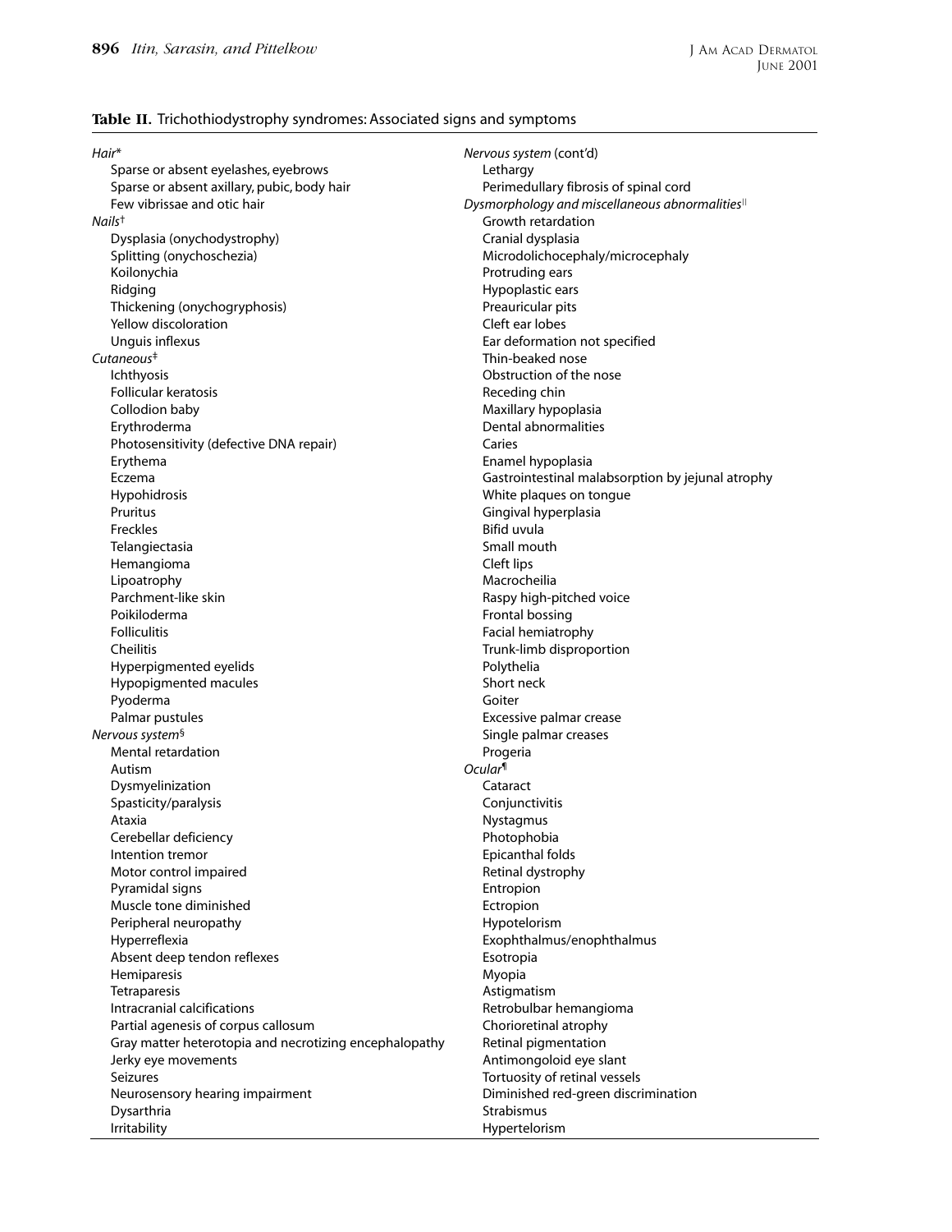**Table II.** Trichothiodystrophy syndromes: Associated signs and symptoms

*Hair*\*
- Sparse or absent eyelashes, eyebrows
- Sparse or absent axillary, pubic, body hair
- Few vibrissae and otic hair

*Nails*†
- Dysplasia (onychodystrophy)
- Splitting (onychoschezia)
- Koilonychia
- Ridging
- Thickening (onychogryphosis)
- Yellow discoloration
- Unguis inflexus

*Cutaneous*‡
- Ichthyosis
- Follicular keratosis
- Collodion baby
- Erythroderma
- Photosensitivity (defective DNA repair)
- Erythema
- Eczema
- Hypohidrosis
- Pruritus
- Freckles
- Telangiectasia
- Hemangioma
- Lipoatrophy
- Parchment-like skin
- Poikiloderma
- Folliculitis
- Cheilitis
- Hyperpigmented eyelids
- Hypopigmented macules
- Pyoderma
- Palmar pustules

*Nervous system*§
- Mental retardation
- Autism
- Dysmyelinization
- Spasticity/paralysis
- Ataxia
- Cerebellar deficiency
- Intention tremor
- Motor control impaired
- Pyramidal signs
- Muscle tone diminished
- Peripheral neuropathy
- Hyperreflexia
- Absent deep tendon reflexes
- Hemiparesis
- Tetraparesis
- Intracranial calcifications
- Partial agenesis of corpus callosum
- Gray matter heterotopia and necrotizing encephalopathy
- Jerky eye movements
- Seizures
- Neurosensory hearing impairment
- Dysarthria
- Irritability
- Lethargy
- Perimedullary fibrosis of spinal cord

*Dysmorphology and miscellaneous abnormalities*||
- Growth retardation
- Cranial dysplasia
- Microdolichocephaly/microcephaly
- Protruding ears
- Hypoplastic ears
- Preauricular pits
- Cleft ear lobes
- Ear deformation not specified
- Thin-beaked nose
- Obstruction of the nose
- Receding chin
- Maxillary hypoplasia
- Dental abnormalities
- Caries
- Enamel hypoplasia
- Gastrointestinal malabsorption by jejunal atrophy
- White plaques on tongue
- Gingival hyperplasia
- Bifid uvula
- Small mouth
- Cleft lips
- Macrocheilia
- Raspy high-pitched voice
- Frontal bossing
- Facial hemiatrophy
- Trunk-limb disproportion
- Polythelia
- Short neck
- Goiter
- Excessive palmar crease
- Single palmar creases
- Progeria

*Ocular*¶
- Cataract
- Conjunctivitis
- Nystagmus
- Photophobia
- Epicanthal folds
- Retinal dystrophy
- Entropion
- Ectropion
- Hypotelorism
- Exophthalmus/enophthalmus
- Esotropia
- Myopia
- Astigmatism
- Retrobulbar hemangioma
- Chorioretinal atrophy
- Retinal pigmentation
- Antimongoloid eye slant
- Tortuosity of retinal vessels
- Diminished red-green discrimination
- Strabismus
- Hypertelorism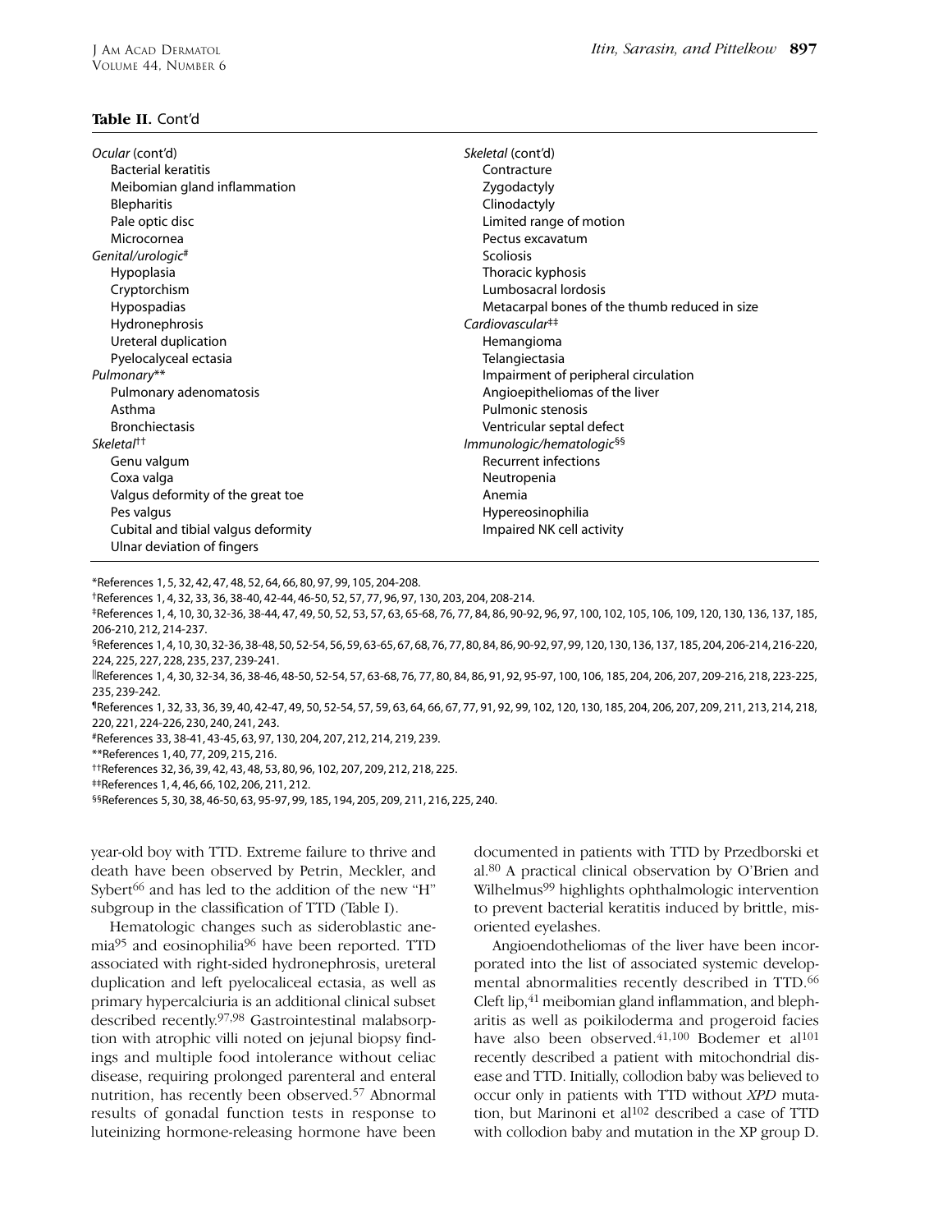**Table II.** Cont'd

| | |
|---|---|
| *Ocular* (cont'd) | *Skeletal* (cont'd) |
| Bacterial keratitis | Contracture |
| Meibomian gland inflammation | Zygodactyly |
| Blepharitis | Clinodactyly |
| Pale optic disc | Limited range of motion |
| Microcornea | Pectus excavatum |
| *Genital/urologic*[#] | Scoliosis |
| Hypoplasia | Thoracic kyphosis |
| Cryptorchism | Lumbosacral lordosis |
| Hypospadias | Metacarpal bones of the thumb reduced in size |
| Hydronephrosis | *Cardiovascular*[‡‡] |
| Ureteral duplication | Hemangioma |
| Pyelocalyceal ectasia | Telangiectasia |
| *Pulmonary*** | Impairment of peripheral circulation |
| Pulmonary adenomatosis | Angioepitheliomas of the liver |
| Asthma | Pulmonic stenosis |
| Bronchiectasis | Ventricular septal defect |
| *Skeletal*[††] | *Immunologic/hematologic*[§§] |
| Genu valgum | Recurrent infections |
| Coxa valga | Neutropenia |
| Valgus deformity of the great toe | Anemia |
| Pes valgus | Hypereosinophilia |
| Cubital and tibial valgus deformity | Impaired NK cell activity |
| Ulnar deviation of fingers | |

*References 1, 5, 32, 42, 47, 48, 52, 64, 66, 80, 97, 99, 105, 204-208.

†References 1, 4, 32, 33, 36, 38-40, 42-44, 46-50, 52, 57, 77, 96, 97, 130, 203, 204, 208-214.

‡References 1, 4, 10, 30, 32-36, 38-44, 47, 49, 50, 52, 53, 57, 63, 65-68, 76, 77, 84, 86, 90-92, 96, 97, 100, 102, 105, 106, 109, 120, 130, 136, 137, 185, 206-210, 212, 214-237.

§References 1, 4, 10, 30, 32-36, 38-48, 50, 52-54, 56, 59, 63-65, 67, 68, 76, 77, 80, 84, 86, 90-92, 97, 99, 120, 130, 136, 137, 185, 204, 206-214, 216-220, 224, 225, 227, 228, 235, 237, 239-241.

||References 1, 4, 30, 32-34, 36, 38-46, 48-50, 52-54, 57, 63-68, 76, 77, 80, 84, 86, 91, 92, 95-97, 100, 106, 185, 204, 206, 207, 209-216, 218, 223-225, 235, 239-242.

¶References 1, 32, 33, 36, 39, 40, 42-47, 49, 50, 52-54, 57, 59, 63, 64, 66, 67, 77, 91, 92, 99, 102, 120, 130, 185, 204, 206, 207, 209, 211, 213, 214, 218, 220, 221, 224-226, 230, 240, 241, 243.

#References 33, 38-41, 43-45, 63, 97, 130, 204, 207, 212, 214, 219, 239.

**References 1, 40, 77, 209, 215, 216.

††References 32, 36, 39, 42, 43, 48, 53, 80, 96, 102, 207, 209, 212, 218, 225.

‡‡References 1, 4, 46, 66, 102, 206, 211, 212.

§§References 5, 30, 38, 46-50, 63, 95-97, 99, 185, 194, 205, 209, 211, 216, 225, 240.

year-old boy with TTD. Extreme failure to thrive and death have been observed by Petrin, Meckler, and Sybert[66] and has led to the addition of the new "H" subgroup in the classification of TTD (Table I).

Hematologic changes such as sideroblastic anemia[95] and eosinophilia[96] have been reported. TTD associated with right-sided hydronephrosis, ureteral duplication and left pyelocaliceal ectasia, as well as primary hypercalciuria is an additional clinical subset described recently.[97,98] Gastrointestinal malabsorption with atrophic villi noted on jejunal biopsy findings and multiple food intolerance without celiac disease, requiring prolonged parenteral and enteral nutrition, has recently been observed.[57] Abnormal results of gonadal function tests in response to luteinizing hormone-releasing hormone have been documented in patients with TTD by Przedborski et al.[80] A practical clinical observation by O'Brien and Wilhelmus[99] highlights ophthalmologic intervention to prevent bacterial keratitis induced by brittle, misoriented eyelashes.

Angioendotheliomas of the liver have been incorporated into the list of associated systemic developmental abnormalities recently described in TTD.[66] Cleft lip,[41] meibomian gland inflammation, and blepharitis as well as poikiloderma and progeroid facies have also been observed.[41,100] Bodemer et al[101] recently described a patient with mitochondrial disease and TTD. Initially, collodion baby was believed to occur only in patients with TTD without *XPD* mutation, but Marinoni et al[102] described a case of TTD with collodion baby and mutation in the XP group D.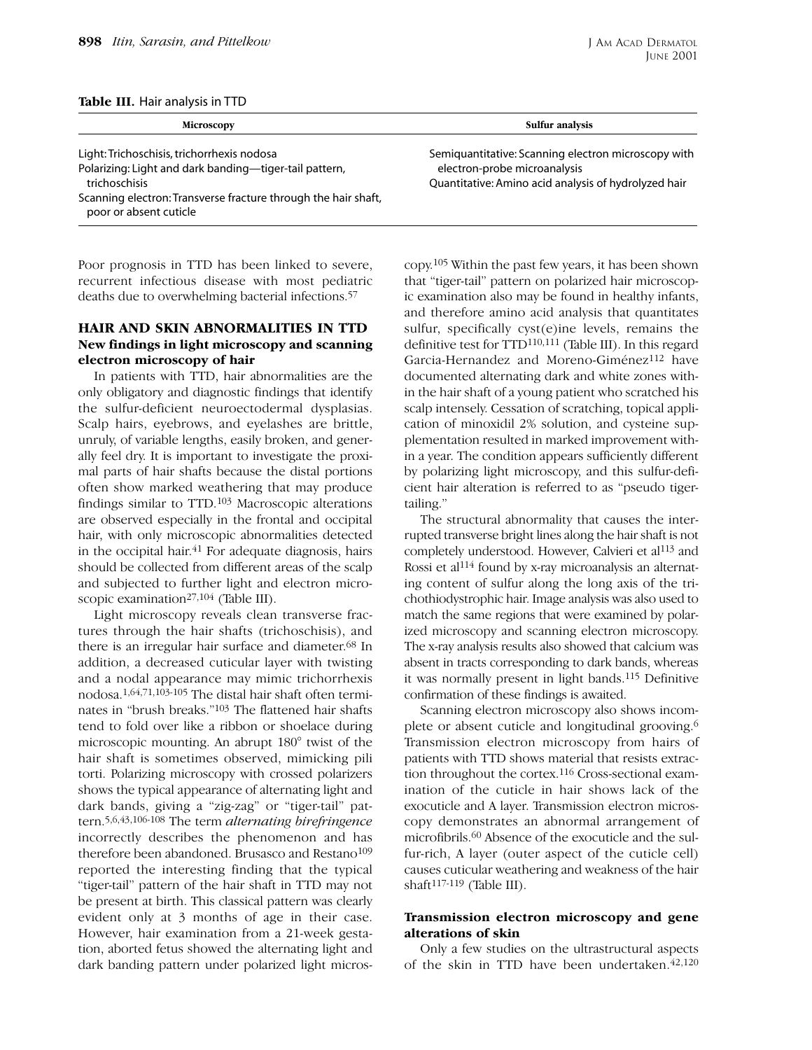**Table III.** Hair analysis in TTD

| Microscopy | Sulfur analysis |
|---|---|
| Light: Trichoschisis, trichorrhexis nodosa<br>Polarizing: Light and dark banding—tiger-tail pattern, trichoschisis<br>Scanning electron: Transverse fracture through the hair shaft, poor or absent cuticle | Semiquantitative: Scanning electron microscopy with electron-probe microanalysis<br>Quantitative: Amino acid analysis of hydrolyzed hair |

Poor prognosis in TTD has been linked to severe, recurrent infectious disease with most pediatric deaths due to overwhelming bacterial infections.[57]

## HAIR AND SKIN ABNORMALITIES IN TTD

### New findings in light microscopy and scanning electron microscopy of hair

In patients with TTD, hair abnormalities are the only obligatory and diagnostic findings that identify the sulfur-deficient neuroectodermal dysplasias. Scalp hairs, eyebrows, and eyelashes are brittle, unruly, of variable lengths, easily broken, and generally feel dry. It is important to investigate the proximal parts of hair shafts because the distal portions often show marked weathering that may produce findings similar to TTD.[103] Macroscopic alterations are observed especially in the frontal and occipital hair, with only microscopic abnormalities detected in the occipital hair.[41] For adequate diagnosis, hairs should be collected from different areas of the scalp and subjected to further light and electron microscopic examination[27,104] (Table III).

Light microscopy reveals clean transverse fractures through the hair shafts (trichoschisis), and there is an irregular hair surface and diameter.[68] In addition, a decreased cuticular layer with twisting and a nodal appearance may mimic trichorrhexis nodosa.[1,64,71,103-105] The distal hair shaft often terminates in "brush breaks."[103] The flattened hair shafts tend to fold over like a ribbon or shoelace during microscopic mounting. An abrupt 180° twist of the hair shaft is sometimes observed, mimicking pili torti. Polarizing microscopy with crossed polarizers shows the typical appearance of alternating light and dark bands, giving a "zig-zag" or "tiger-tail" pattern.[5,6,43,106-108] The term *alternating birefringence* incorrectly describes the phenomenon and has therefore been abandoned. Brusasco and Restano[109] reported the interesting finding that the typical "tiger-tail" pattern of the hair shaft in TTD may not be present at birth. This classical pattern was clearly evident only at 3 months of age in their case. However, hair examination from a 21-week gestation, aborted fetus showed the alternating light and dark banding pattern under polarized light microscopy.[105] Within the past few years, it has been shown that "tiger-tail" pattern on polarized hair microscopic examination also may be found in healthy infants, and therefore amino acid analysis that quantitates sulfur, specifically cyst(e)ine levels, remains the definitive test for TTD[110,111] (Table III). In this regard Garcia-Hernandez and Moreno-Giménez[112] have documented alternating dark and white zones within the hair shaft of a young patient who scratched his scalp intensely. Cessation of scratching, topical application of minoxidil 2% solution, and cysteine supplementation resulted in marked improvement within a year. The condition appears sufficiently different by polarizing light microscopy, and this sulfur-deficient hair alteration is referred to as "pseudo tigertailing."

The structural abnormality that causes the interrupted transverse bright lines along the hair shaft is not completely understood. However, Calvieri et al[113] and Rossi et al[114] found by x-ray microanalysis an alternating content of sulfur along the long axis of the trichothiodystrophic hair. Image analysis was also used to match the same regions that were examined by polarized microscopy and scanning electron microscopy. The x-ray analysis results also showed that calcium was absent in tracts corresponding to dark bands, whereas it was normally present in light bands.[115] Definitive confirmation of these findings is awaited.

Scanning electron microscopy also shows incomplete or absent cuticle and longitudinal grooving.[6] Transmission electron microscopy from hairs of patients with TTD shows material that resists extraction throughout the cortex.[116] Cross-sectional examination of the cuticle in hair shows lack of the exocuticle and A layer. Transmission electron microscopy demonstrates an abnormal arrangement of microfibrils.[60] Absence of the exocuticle and the sulfur-rich, A layer (outer aspect of the cuticle cell) causes cuticular weathering and weakness of the hair shaft[117-119] (Table III).

### Transmission electron microscopy and gene alterations of skin

Only a few studies on the ultrastructural aspects of the skin in TTD have been undertaken.[42,120]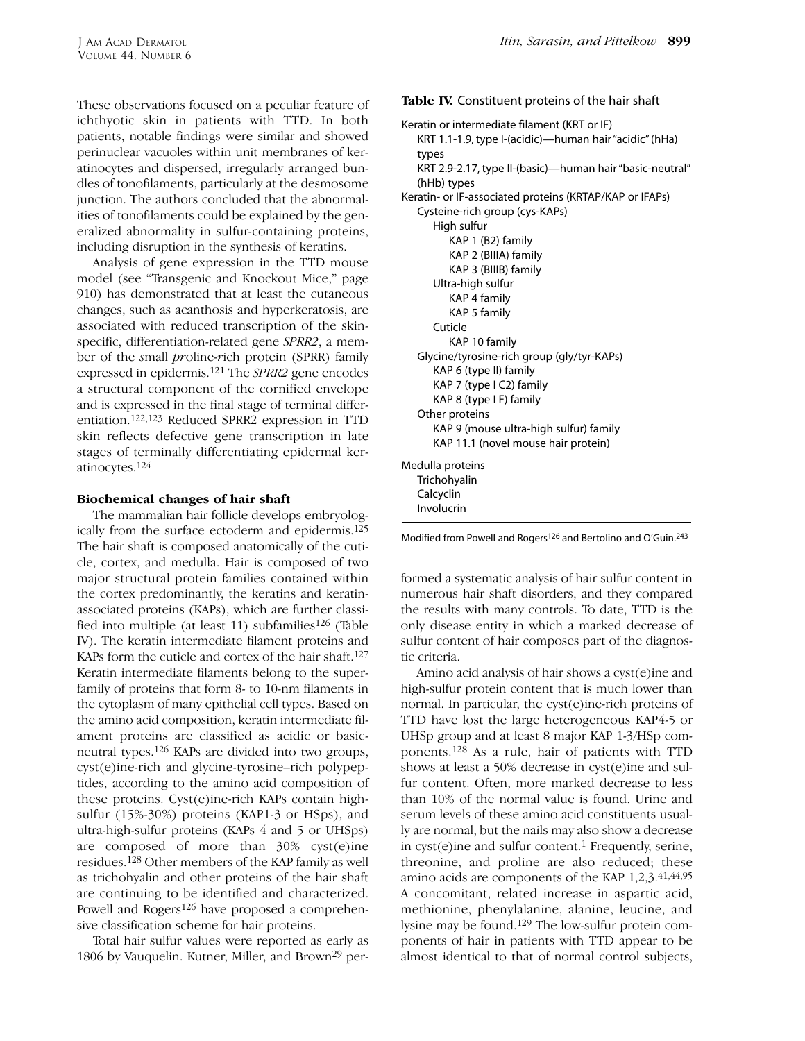These observations focused on a peculiar feature of ichthyotic skin in patients with TTD. In both patients, notable findings were similar and showed perinuclear vacuoles within unit membranes of keratinocytes and dispersed, irregularly arranged bundles of tonofilaments, particularly at the desmosome junction. The authors concluded that the abnormalities of tonofilaments could be explained by the generalized abnormality in sulfur-containing proteins, including disruption in the synthesis of keratins.

Analysis of gene expression in the TTD mouse model (see "Transgenic and Knockout Mice," page 910) has demonstrated that at least the cutaneous changes, such as acanthosis and hyperkeratosis, are associated with reduced transcription of the skin-specific, differentiation-related gene *SPRR2*, a member of the *s*mall *pr*oline-*r*ich protein (SPRR) family expressed in epidermis.[121] The *SPRR2* gene encodes a structural component of the cornified envelope and is expressed in the final stage of terminal differentiation.[122,123] Reduced SPRR2 expression in TTD skin reflects defective gene transcription in late stages of terminally differentiating epidermal keratinocytes.[124]

### Biochemical changes of hair shaft

The mammalian hair follicle develops embryologically from the surface ectoderm and epidermis.[125] The hair shaft is composed anatomically of the cuticle, cortex, and medulla. Hair is composed of two major structural protein families contained within the cortex predominantly, the keratins and keratin-associated proteins (KAPs), which are further classified into multiple (at least 11) subfamilies[126] (Table IV). The keratin intermediate filament proteins and KAPs form the cuticle and cortex of the hair shaft.[127] Keratin intermediate filaments belong to the superfamily of proteins that form 8- to 10-nm filaments in the cytoplasm of many epithelial cell types. Based on the amino acid composition, keratin intermediate filament proteins are classified as acidic or basic-neutral types.[126] KAPs are divided into two groups, cyst(e)ine-rich and glycine-tyrosine–rich polypeptides, according to the amino acid composition of these proteins. Cyst(e)ine-rich KAPs contain high-sulfur (15%-30%) proteins (KAP1-3 or HSps), and ultra-high-sulfur proteins (KAPs 4 and 5 or UHSps) are composed of more than 30% cyst(e)ine residues.[128] Other members of the KAP family as well as trichohyalin and other proteins of the hair shaft are continuing to be identified and characterized. Powell and Rogers[126] have proposed a comprehensive classification scheme for hair proteins.

Total hair sulfur values were reported as early as 1806 by Vauquelin. Kutner, Miller, and Brown[29] performed a systematic analysis of hair sulfur content in numerous hair shaft disorders, and they compared the results with many controls. To date, TTD is the only disease entity in which a marked decrease of sulfur content of hair composes part of the diagnostic criteria.

**Table IV.** Constituent proteins of the hair shaft

| |
|---|
| Keratin or intermediate filament (KRT or IF) |
| KRT 1.1-1.9, type I-(acidic)—human hair "acidic" (hHa) types |
| KRT 2.9-2.17, type II-(basic)—human hair "basic-neutral" (hHb) types |
| Keratin- or IF-associated proteins (KRTAP/KAP or IFAPs) |
| Cysteine-rich group (cys-KAPs) |
| High sulfur |
| KAP 1 (B2) family |
| KAP 2 (BIIIA) family |
| KAP 3 (BIIIB) family |
| Ultra-high sulfur |
| KAP 4 family |
| KAP 5 family |
| Cuticle |
| KAP 10 family |
| Glycine/tyrosine-rich group (gly/tyr-KAPs) |
| KAP 6 (type II) family |
| KAP 7 (type I C2) family |
| KAP 8 (type I F) family |
| Other proteins |
| KAP 9 (mouse ultra-high sulfur) family |
| KAP 11.1 (novel mouse hair protein) |
| Medulla proteins |
| Trichohyalin |
| Calcyclin |
| Involucrin |

Modified from Powell and Rogers[126] and Bertolino and O'Guin.[243]

Amino acid analysis of hair shows a cyst(e)ine and high-sulfur protein content that is much lower than normal. In particular, the cyst(e)ine-rich proteins of TTD have lost the large heterogeneous KAP4-5 or UHSp group and at least 8 major KAP 1-3/HSp components.[128] As a rule, hair of patients with TTD shows at least a 50% decrease in cyst(e)ine and sulfur content. Often, more marked decrease to less than 10% of the normal value is found. Urine and serum levels of these amino acid constituents usually are normal, but the nails may also show a decrease in cyst(e)ine and sulfur content.[1] Frequently, serine, threonine, and proline are also reduced; these amino acids are components of the KAP 1,2,3.[41,44,95] A concomitant, related increase in aspartic acid, methionine, phenylalanine, alanine, leucine, and lysine may be found.[129] The low-sulfur protein components of hair in patients with TTD appear to be almost identical to that of normal control subjects,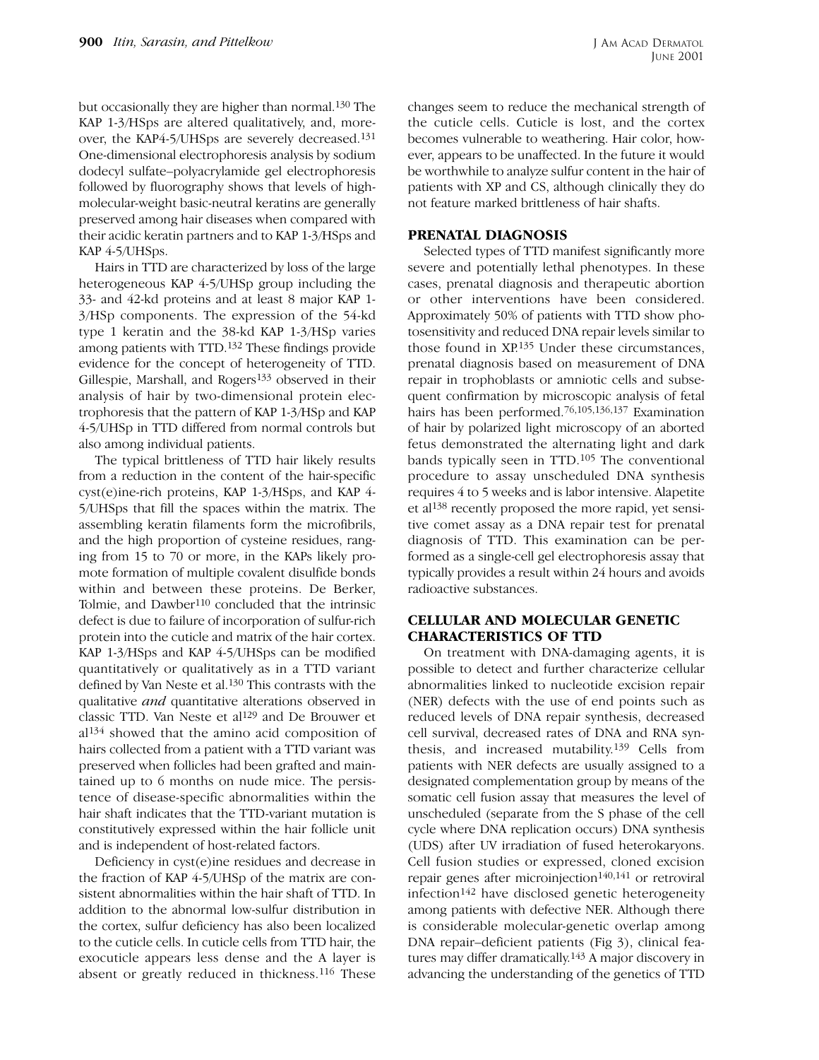but occasionally they are higher than normal.[130] The KAP 1-3/HSps are altered qualitatively, and, moreover, the KAP4-5/UHSps are severely decreased.[131] One-dimensional electrophoresis analysis by sodium dodecyl sulfate–polyacrylamide gel electrophoresis followed by fluorography shows that levels of high-molecular-weight basic-neutral keratins are generally preserved among hair diseases when compared with their acidic keratin partners and to KAP 1-3/HSps and KAP 4-5/UHSps.

Hairs in TTD are characterized by loss of the large heterogeneous KAP 4-5/UHSp group including the 33- and 42-kd proteins and at least 8 major KAP 1-3/HSp components. The expression of the 54-kd type 1 keratin and the 38-kd KAP 1-3/HSp varies among patients with TTD.[132] These findings provide evidence for the concept of heterogeneity of TTD. Gillespie, Marshall, and Rogers[133] observed in their analysis of hair by two-dimensional protein electrophoresis that the pattern of KAP 1-3/HSp and KAP 4-5/UHSp in TTD differed from normal controls but also among individual patients.

The typical brittleness of TTD hair likely results from a reduction in the content of the hair-specific cyst(e)ine-rich proteins, KAP 1-3/HSps, and KAP 4-5/UHSps that fill the spaces within the matrix. The assembling keratin filaments form the microfibrils, and the high proportion of cysteine residues, ranging from 15 to 70 or more, in the KAPs likely promote formation of multiple covalent disulfide bonds within and between these proteins. De Berker, Tolmie, and Dawber[110] concluded that the intrinsic defect is due to failure of incorporation of sulfur-rich protein into the cuticle and matrix of the hair cortex. KAP 1-3/HSps and KAP 4-5/UHSps can be modified quantitatively or qualitatively as in a TTD variant defined by Van Neste et al.[130] This contrasts with the qualitative *and* quantitative alterations observed in classic TTD. Van Neste et al[129] and De Brouwer et al[134] showed that the amino acid composition of hairs collected from a patient with a TTD variant was preserved when follicles had been grafted and maintained up to 6 months on nude mice. The persistence of disease-specific abnormalities within the hair shaft indicates that the TTD-variant mutation is constitutively expressed within the hair follicle unit and is independent of host-related factors.

Deficiency in cyst(e)ine residues and decrease in the fraction of KAP 4-5/UHSp of the matrix are consistent abnormalities within the hair shaft of TTD. In addition to the abnormal low-sulfur distribution in the cortex, sulfur deficiency has also been localized to the cuticle cells. In cuticle cells from TTD hair, the exocuticle appears less dense and the A layer is absent or greatly reduced in thickness.[116] These changes seem to reduce the mechanical strength of the cuticle cells. Cuticle is lost, and the cortex becomes vulnerable to weathering. Hair color, however, appears to be unaffected. In the future it would be worthwhile to analyze sulfur content in the hair of patients with XP and CS, although clinically they do not feature marked brittleness of hair shafts.

## PRENATAL DIAGNOSIS

Selected types of TTD manifest significantly more severe and potentially lethal phenotypes. In these cases, prenatal diagnosis and therapeutic abortion or other interventions have been considered. Approximately 50% of patients with TTD show photosensitivity and reduced DNA repair levels similar to those found in XP.[135] Under these circumstances, prenatal diagnosis based on measurement of DNA repair in trophoblasts or amniotic cells and subsequent confirmation by microscopic analysis of fetal hairs has been performed.[76,105,136,137] Examination of hair by polarized light microscopy of an aborted fetus demonstrated the alternating light and dark bands typically seen in TTD.[105] The conventional procedure to assay unscheduled DNA synthesis requires 4 to 5 weeks and is labor intensive. Alapetite et al[138] recently proposed the more rapid, yet sensitive comet assay as a DNA repair test for prenatal diagnosis of TTD. This examination can be performed as a single-cell gel electrophoresis assay that typically provides a result within 24 hours and avoids radioactive substances.

## CELLULAR AND MOLECULAR GENETIC CHARACTERISTICS OF TTD

On treatment with DNA-damaging agents, it is possible to detect and further characterize cellular abnormalities linked to nucleotide excision repair (NER) defects with the use of end points such as reduced levels of DNA repair synthesis, decreased cell survival, decreased rates of DNA and RNA synthesis, and increased mutability.[139] Cells from patients with NER defects are usually assigned to a designated complementation group by means of the somatic cell fusion assay that measures the level of unscheduled (separate from the S phase of the cell cycle where DNA replication occurs) DNA synthesis (UDS) after UV irradiation of fused heterokaryons. Cell fusion studies or expressed, cloned excision repair genes after microinjection[140,141] or retroviral infection[142] have disclosed genetic heterogeneity among patients with defective NER. Although there is considerable molecular-genetic overlap among DNA repair–deficient patients (Fig 3), clinical features may differ dramatically.[143] A major discovery in advancing the understanding of the genetics of TTD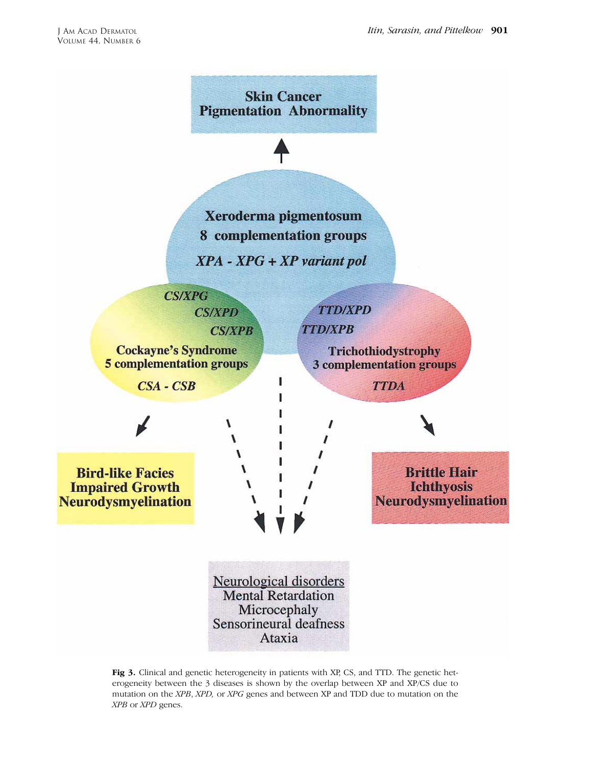Skin Cancer
Pigmentation Abnormality

Xeroderma pigmentosum
8 complementation groups
*XPA - XPG + XP variant pol*

*CS/XPG*
*CS/XPD*
*CS/XPB*
Cockayne's Syndrome
5 complementation groups
*CSA - CSB*

*TTD/XPD*
*TTD/XPB*
Trichothiodystrophy
3 complementation groups
*TTDA*

Bird-like Facies
Impaired Growth
Neurodysmyelination

Brittle Hair
Ichthyosis
Neurodysmyelination

Neurological disorders
Mental Retardation
Microcephaly
Sensorineural deafness
Ataxia

**Fig 3.** Clinical and genetic heterogeneity in patients with XP, CS, and TTD. The genetic heterogeneity between the 3 diseases is shown by the overlap between XP and XP/CS due to mutation on the *XPB*, *XPD,* or *XPG* genes and between XP and TDD due to mutation on the *XPB* or *XPD* genes.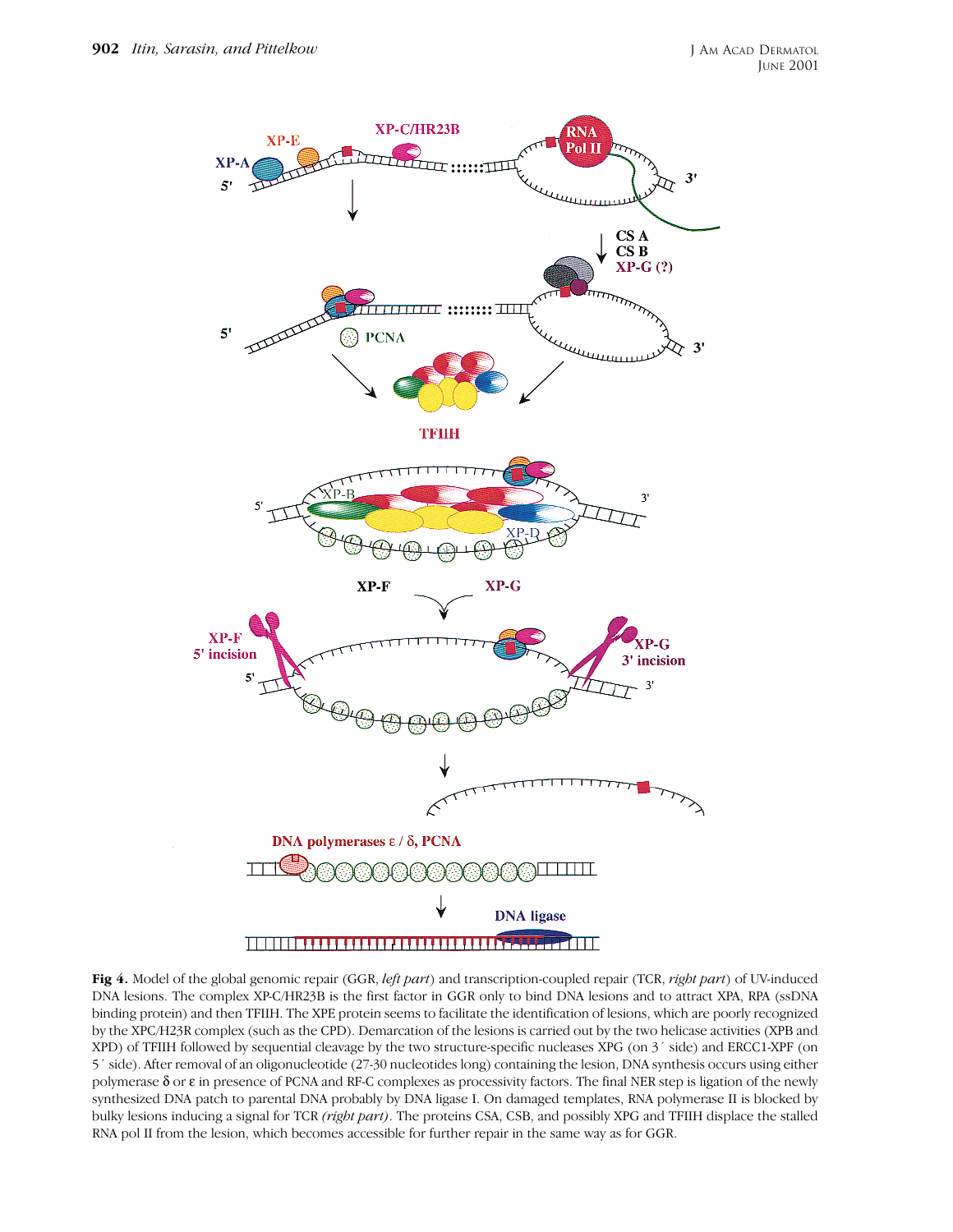**Fig 4.** Model of the global genomic repair (GGR, *left part*) and transcription-coupled repair (TCR, *right part*) of UV-induced DNA lesions. The complex XP-C/HR23B is the first factor in GGR only to bind DNA lesions and to attract XPA, RPA (ssDNA binding protein) and then TFIIH. The XPE protein seems to facilitate the identification of lesions, which are poorly recognized by the XPC/H23R complex (such as the CPD). Demarcation of the lesions is carried out by the two helicase activities (XPB and XPD) of TFIIH followed by sequential cleavage by the two structure-specific nucleases XPG (on 3´ side) and ERCC1-XPF (on 5´ side). After removal of an oligonucleotide (27-30 nucleotides long) containing the lesion, DNA synthesis occurs using either polymerase δ or ε in presence of PCNA and RF-C complexes as processivity factors. The final NER step is ligation of the newly synthesized DNA patch to parental DNA probably by DNA ligase I. On damaged templates, RNA polymerase II is blocked by bulky lesions inducing a signal for TCR *(right part)*. The proteins CSA, CSB, and possibly XPG and TFIIH displace the stalled RNA pol II from the lesion, which becomes accessible for further repair in the same way as for GGR.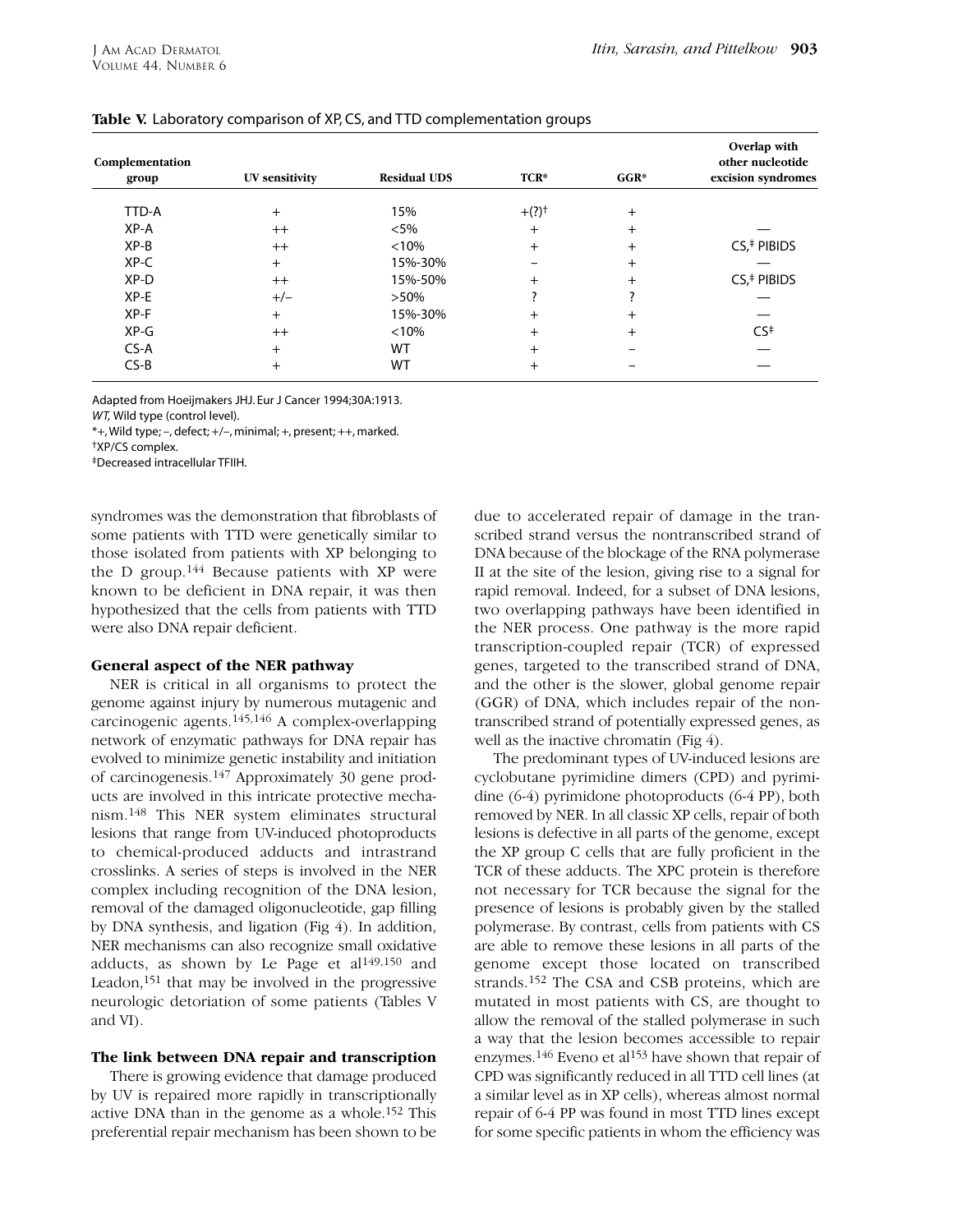**Table V.** Laboratory comparison of XP, CS, and TTD complementation groups

| Complementation group | UV sensitivity | Residual UDS | TCR* | GGR* | Overlap with other nucleotide excision syndromes |
|---|---|---|---|---|---|
| TTD-A | + | 15% | +(?)[†] | + | |
| XP-A | ++ | <5% | + | + | — |
| XP-B | ++ | <10% | + | + | CS,[‡] PIBIDS |
| XP-C | + | 15%-30% | – | + | — |
| XP-D | ++ | 15%-50% | + | + | CS,[‡] PIBIDS |
| XP-E | +/– | >50% | ? | ? | — |
| XP-F | + | 15%-30% | + | + | — |
| XP-G | ++ | <10% | + | + | CS[‡] |
| CS-A | + | WT | + | – | — |
| CS-B | + | WT | + | – | — |

Adapted from Hoeijmakers JHJ. Eur J Cancer 1994;30A:1913.

*WT,* Wild type (control level).

*+, Wild type; –, defect; +/–, minimal; +, present; ++, marked.

†XP/CS complex.

‡Decreased intracellular TFIIH.

syndromes was the demonstration that fibroblasts of some patients with TTD were genetically similar to those isolated from patients with XP belonging to the D group.[144] Because patients with XP were known to be deficient in DNA repair, it was then hypothesized that the cells from patients with TTD were also DNA repair deficient.

#### General aspect of the NER pathway

NER is critical in all organisms to protect the genome against injury by numerous mutagenic and carcinogenic agents.[145,146] A complex-overlapping network of enzymatic pathways for DNA repair has evolved to minimize genetic instability and initiation of carcinogenesis.[147] Approximately 30 gene products are involved in this intricate protective mechanism.[148] This NER system eliminates structural lesions that range from UV-induced photoproducts to chemical-produced adducts and intrastrand crosslinks. A series of steps is involved in the NER complex including recognition of the DNA lesion, removal of the damaged oligonucleotide, gap filling by DNA synthesis, and ligation (Fig 4). In addition, NER mechanisms can also recognize small oxidative adducts, as shown by Le Page et al[149,150] and Leadon,[151] that may be involved in the progressive neurologic detoriation of some patients (Tables V and VI).

#### The link between DNA repair and transcription

There is growing evidence that damage produced by UV is repaired more rapidly in transcriptionally active DNA than in the genome as a whole.[152] This preferential repair mechanism has been shown to be due to accelerated repair of damage in the transcribed strand versus the nontranscribed strand of DNA because of the blockage of the RNA polymerase II at the site of the lesion, giving rise to a signal for rapid removal. Indeed, for a subset of DNA lesions, two overlapping pathways have been identified in the NER process. One pathway is the more rapid transcription-coupled repair (TCR) of expressed genes, targeted to the transcribed strand of DNA, and the other is the slower, global genome repair (GGR) of DNA, which includes repair of the nontranscribed strand of potentially expressed genes, as well as the inactive chromatin (Fig 4).

The predominant types of UV-induced lesions are cyclobutane pyrimidine dimers (CPD) and pyrimidine (6-4) pyrimidone photoproducts (6-4 PP), both removed by NER. In all classic XP cells, repair of both lesions is defective in all parts of the genome, except the XP group C cells that are fully proficient in the TCR of these adducts. The XPC protein is therefore not necessary for TCR because the signal for the presence of lesions is probably given by the stalled polymerase. By contrast, cells from patients with CS are able to remove these lesions in all parts of the genome except those located on transcribed strands.[152] The CSA and CSB proteins, which are mutated in most patients with CS, are thought to allow the removal of the stalled polymerase in such a way that the lesion becomes accessible to repair enzymes.[146] Eveno et al[153] have shown that repair of CPD was significantly reduced in all TTD cell lines (at a similar level as in XP cells), whereas almost normal repair of 6-4 PP was found in most TTD lines except for some specific patients in whom the efficiency was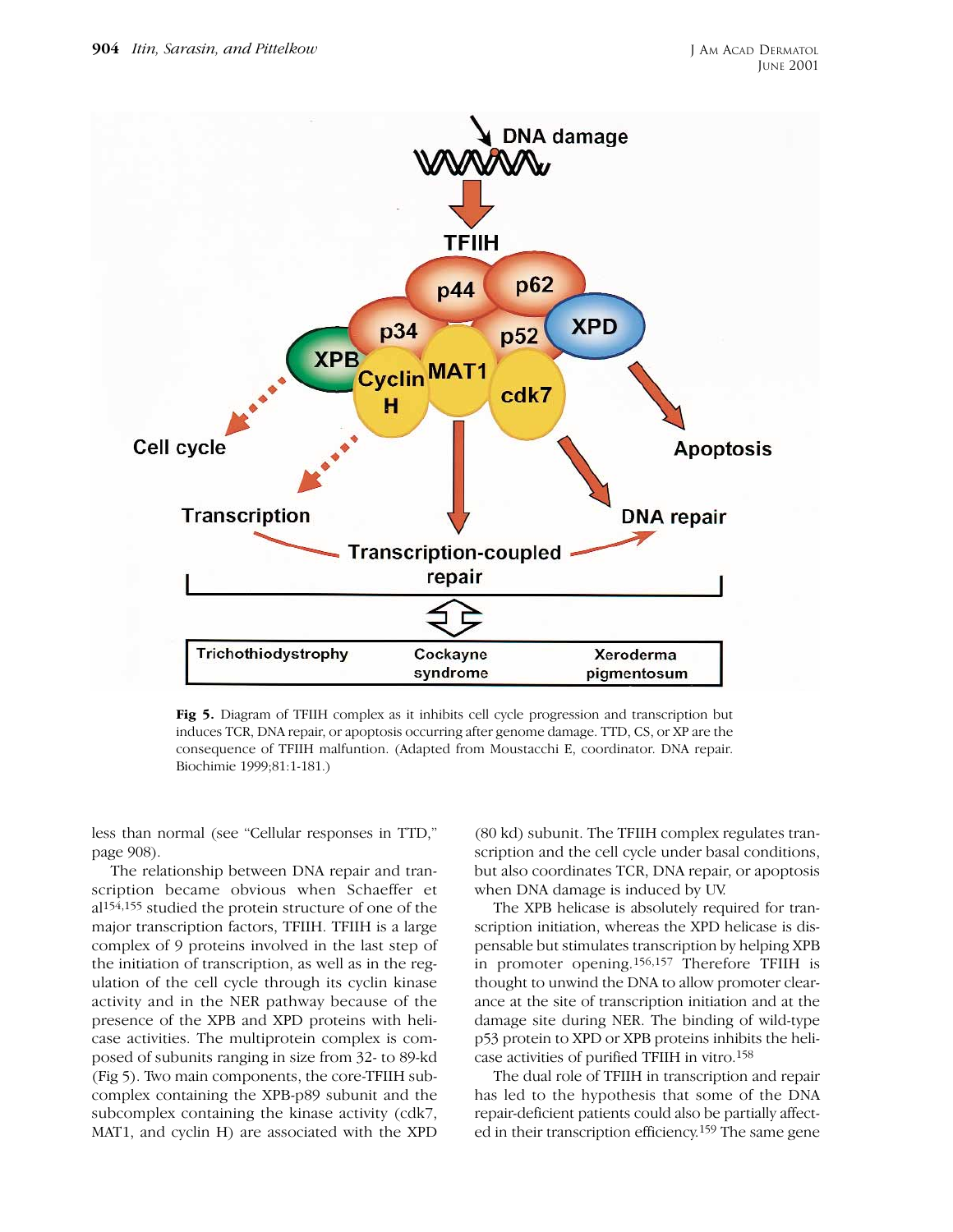**Fig 5.** Diagram of TFIIH complex as it inhibits cell cycle progression and transcription but induces TCR, DNA repair, or apoptosis occurring after genome damage. TTD, CS, or XP are the consequence of TFIIH malfuntion. (Adapted from Moustacchi E, coordinator. DNA repair. Biochimie 1999;81:1-181.)

less than normal (see "Cellular responses in TTD," page 908).

The relationship between DNA repair and transcription became obvious when Schaeffer et al[154,155] studied the protein structure of one of the major transcription factors, TFIIH. TFIIH is a large complex of 9 proteins involved in the last step of the initiation of transcription, as well as in the regulation of the cell cycle through its cyclin kinase activity and in the NER pathway because of the presence of the XPB and XPD proteins with helicase activities. The multiprotein complex is composed of subunits ranging in size from 32- to 89-kd (Fig 5). Two main components, the core-TFIIH subcomplex containing the XPB-p89 subunit and the subcomplex containing the kinase activity (cdk7, MAT1, and cyclin H) are associated with the XPD (80 kd) subunit. The TFIIH complex regulates transcription and the cell cycle under basal conditions, but also coordinates TCR, DNA repair, or apoptosis when DNA damage is induced by UV.

The XPB helicase is absolutely required for transcription initiation, whereas the XPD helicase is dispensable but stimulates transcription by helping XPB in promoter opening.[156,157] Therefore TFIIH is thought to unwind the DNA to allow promoter clearance at the site of transcription initiation and at the damage site during NER. The binding of wild-type p53 protein to XPD or XPB proteins inhibits the helicase activities of purified TFIIH in vitro.[158]

The dual role of TFIIH in transcription and repair has led to the hypothesis that some of the DNA repair-deficient patients could also be partially affected in their transcription efficiency.[159] The same gene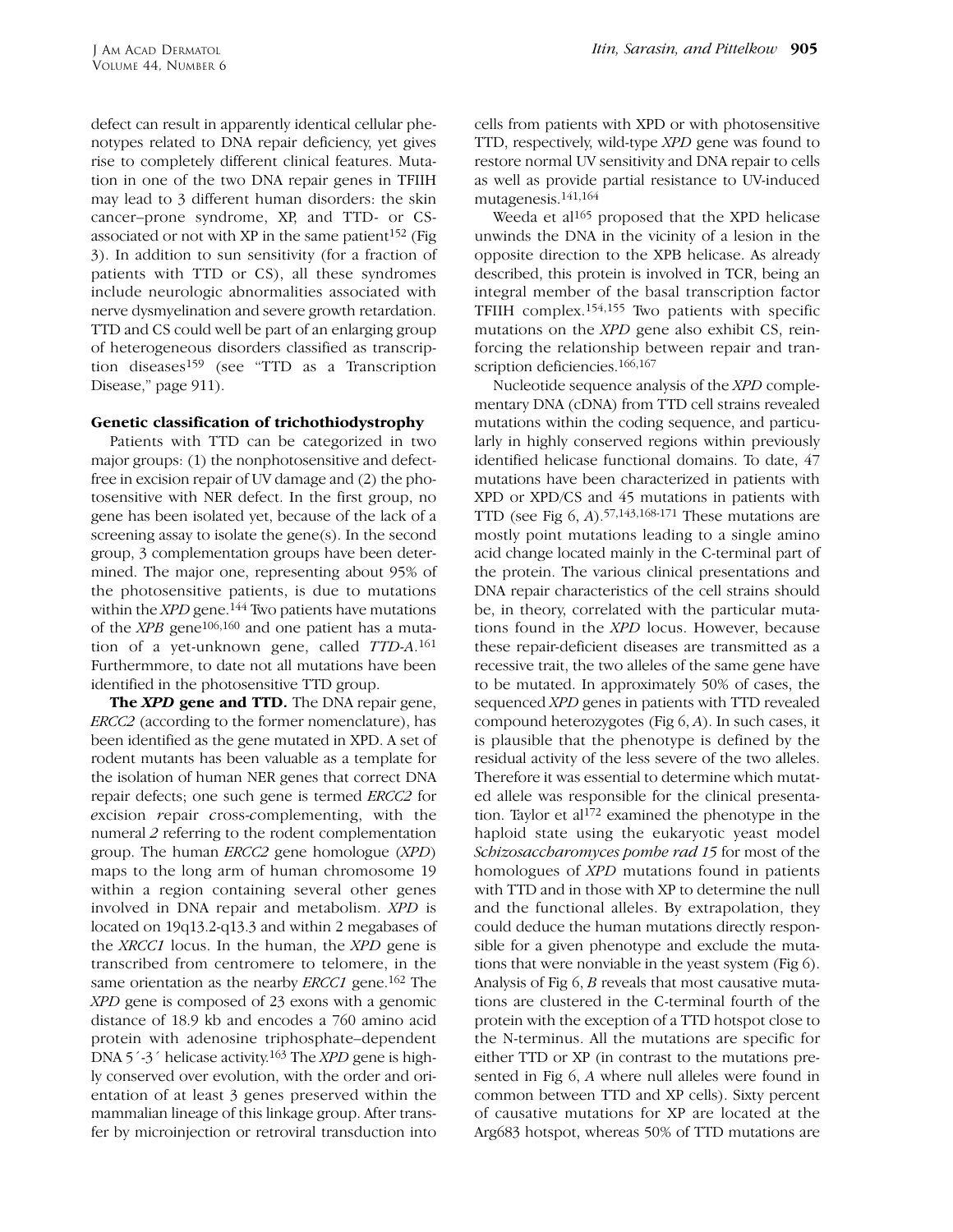defect can result in apparently identical cellular phenotypes related to DNA repair deficiency, yet gives rise to completely different clinical features. Mutation in one of the two DNA repair genes in TFIIH may lead to 3 different human disorders: the skin cancer–prone syndrome, XP, and TTD- or CS-associated or not with XP in the same patient[152] (Fig 3). In addition to sun sensitivity (for a fraction of patients with TTD or CS), all these syndromes include neurologic abnormalities associated with nerve dysmyelination and severe growth retardation. TTD and CS could well be part of an enlarging group of heterogeneous disorders classified as transcription diseases[159] (see "TTD as a Transcription Disease," page 911).

### Genetic classification of trichothiodystrophy

Patients with TTD can be categorized in two major groups: (1) the nonphotosensitive and defect-free in excision repair of UV damage and (2) the photosensitive with NER defect. In the first group, no gene has been isolated yet, because of the lack of a screening assay to isolate the gene(s). In the second group, 3 complementation groups have been determined. The major one, representing about 95% of the photosensitive patients, is due to mutations within the *XPD* gene.[144] Two patients have mutations of the *XPB* gene[106,160] and one patient has a mutation of a yet-unknown gene, called *TTD-A*.[161] Furthermmore, to date not all mutations have been identified in the photosensitive TTD group.

**The *XPD* gene and TTD.** The DNA repair gene, *ERCC2* (according to the former nomenclature), has been identified as the gene mutated in XPD. A set of rodent mutants has been valuable as a template for the isolation of human NER genes that correct DNA repair defects; one such gene is termed *ERCC2* for *e*xcision *r*epair *c*ross-*c*omplementing, with the numeral *2* referring to the rodent complementation group. The human *ERCC2* gene homologue (*XPD*) maps to the long arm of human chromosome 19 within a region containing several other genes involved in DNA repair and metabolism. *XPD* is located on 19q13.2-q13.3 and within 2 megabases of the *XRCC1* locus. In the human, the *XPD* gene is transcribed from centromere to telomere, in the same orientation as the nearby *ERCC1* gene.[162] The *XPD* gene is composed of 23 exons with a genomic distance of 18.9 kb and encodes a 760 amino acid protein with adenosine triphosphate–dependent DNA 5´-3´ helicase activity.[163] The *XPD* gene is highly conserved over evolution, with the order and orientation of at least 3 genes preserved within the mammalian lineage of this linkage group. After transfer by microinjection or retroviral transduction into cells from patients with XPD or with photosensitive TTD, respectively, wild-type *XPD* gene was found to restore normal UV sensitivity and DNA repair to cells as well as provide partial resistance to UV-induced mutagenesis.[141,164]

Weeda et al[165] proposed that the XPD helicase unwinds the DNA in the vicinity of a lesion in the opposite direction to the XPB helicase. As already described, this protein is involved in TCR, being an integral member of the basal transcription factor TFIIH complex.[154,155] Two patients with specific mutations on the *XPD* gene also exhibit CS, reinforcing the relationship between repair and transcription deficiencies.[166,167]

Nucleotide sequence analysis of the *XPD* complementary DNA (cDNA) from TTD cell strains revealed mutations within the coding sequence, and particularly in highly conserved regions within previously identified helicase functional domains. To date, 47 mutations have been characterized in patients with XPD or XPD/CS and 45 mutations in patients with TTD (see Fig 6, *A*).[57,143,168-171] These mutations are mostly point mutations leading to a single amino acid change located mainly in the C-terminal part of the protein. The various clinical presentations and DNA repair characteristics of the cell strains should be, in theory, correlated with the particular mutations found in the *XPD* locus. However, because these repair-deficient diseases are transmitted as a recessive trait, the two alleles of the same gene have to be mutated. In approximately 50% of cases, the sequenced *XPD* genes in patients with TTD revealed compound heterozygotes (Fig 6, *A*). In such cases, it is plausible that the phenotype is defined by the residual activity of the less severe of the two alleles. Therefore it was essential to determine which mutated allele was responsible for the clinical presentation. Taylor et al[172] examined the phenotype in the haploid state using the eukaryotic yeast model *Schizosaccharomyces pombe rad 15* for most of the homologues of *XPD* mutations found in patients with TTD and in those with XP to determine the null and the functional alleles. By extrapolation, they could deduce the human mutations directly responsible for a given phenotype and exclude the mutations that were nonviable in the yeast system (Fig 6). Analysis of Fig 6, *B* reveals that most causative mutations are clustered in the C-terminal fourth of the protein with the exception of a TTD hotspot close to the N-terminus. All the mutations are specific for either TTD or XP (in contrast to the mutations presented in Fig 6, *A* where null alleles were found in common between TTD and XP cells). Sixty percent of causative mutations for XP are located at the Arg683 hotspot, whereas 50% of TTD mutations are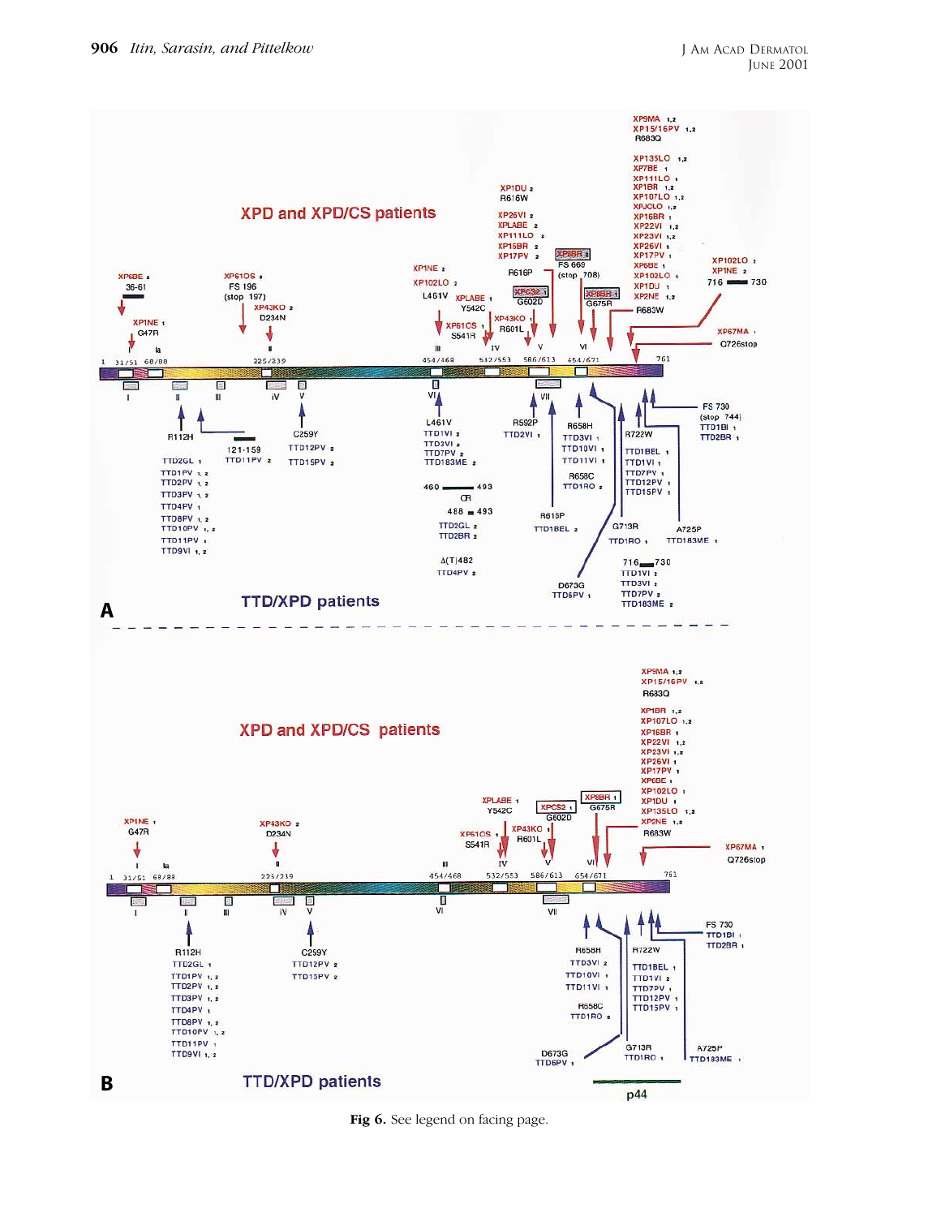**Fig 6.** See legend on facing page.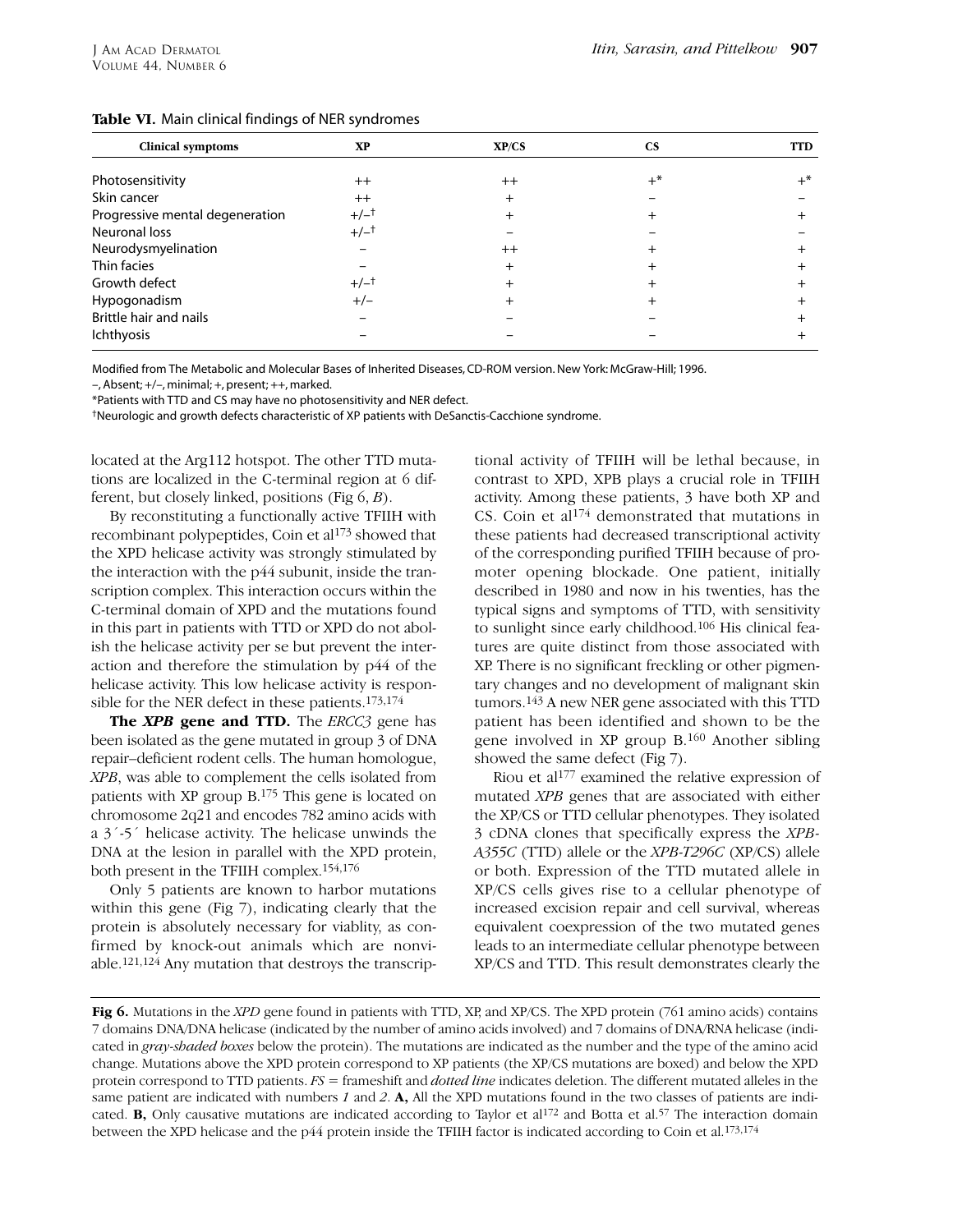**Table VI.** Main clinical findings of NER syndromes

| Clinical symptoms | XP | XP/CS | CS | TTD |
|---|---|---|---|---|
| Photosensitivity | ++ | ++ | +* | +* |
| Skin cancer | ++ | + | – | – |
| Progressive mental degeneration | +/–† | + | + | + |
| Neuronal loss | +/–† | – | – | – |
| Neurodysmyelination | – | ++ | + | + |
| Thin facies | – | + | + | + |
| Growth defect | +/–† | + | + | + |
| Hypogonadism | +/– | + | + | + |
| Brittle hair and nails | – | – | – | + |
| Ichthyosis | – | – | – | + |

Modified from The Metabolic and Molecular Bases of Inherited Diseases, CD-ROM version. New York: McGraw-Hill; 1996.

–, Absent; +/–, minimal; +, present; ++, marked.

*Patients with TTD and CS may have no photosensitivity and NER defect.

†Neurologic and growth defects characteristic of XP patients with DeSanctis-Cacchione syndrome.

located at the Arg112 hotspot. The other TTD mutations are localized in the C-terminal region at 6 different, but closely linked, positions (Fig 6, *B*).

By reconstituting a functionally active TFIIH with recombinant polypeptides, Coin et al[173] showed that the XPD helicase activity was strongly stimulated by the interaction with the p44 subunit, inside the transcription complex. This interaction occurs within the C-terminal domain of XPD and the mutations found in this part in patients with TTD or XPD do not abolish the helicase activity per se but prevent the interaction and therefore the stimulation by p44 of the helicase activity. This low helicase activity is responsible for the NER defect in these patients.[173,174]

**The *XPB* gene and TTD.** The *ERCC3* gene has been isolated as the gene mutated in group 3 of DNA repair–deficient rodent cells. The human homologue, *XPB*, was able to complement the cells isolated from patients with XP group B.[175] This gene is located on chromosome 2q21 and encodes 782 amino acids with a 3´-5´ helicase activity. The helicase unwinds the DNA at the lesion in parallel with the XPD protein, both present in the TFIIH complex.[154,176]

Only 5 patients are known to harbor mutations within this gene (Fig 7), indicating clearly that the protein is absolutely necessary for viablity, as confirmed by knock-out animals which are nonviable.[121,124] Any mutation that destroys the transcriptional activity of TFIIH will be lethal because, in contrast to XPD, XPB plays a crucial role in TFIIH activity. Among these patients, 3 have both XP and CS. Coin et al[174] demonstrated that mutations in these patients had decreased transcriptional activity of the corresponding purified TFIIH because of promoter opening blockade. One patient, initially described in 1980 and now in his twenties, has the typical signs and symptoms of TTD, with sensitivity to sunlight since early childhood.[106] His clinical features are quite distinct from those associated with XP. There is no significant freckling or other pigmentary changes and no development of malignant skin tumors.[143] A new NER gene associated with this TTD patient has been identified and shown to be the gene involved in XP group B.[160] Another sibling showed the same defect (Fig 7).

Riou et al[177] examined the relative expression of mutated *XPB* genes that are associated with either the XP/CS or TTD cellular phenotypes. They isolated 3 cDNA clones that specifically express the *XPB-A355C* (TTD) allele or the *XPB-T296C* (XP/CS) allele or both. Expression of the TTD mutated allele in XP/CS cells gives rise to a cellular phenotype of increased excision repair and cell survival, whereas equivalent coexpression of the two mutated genes leads to an intermediate cellular phenotype between XP/CS and TTD. This result demonstrates clearly the

**Fig 6.** Mutations in the *XPD* gene found in patients with TTD, XP, and XP/CS. The XPD protein (761 amino acids) contains 7 domains DNA/DNA helicase (indicated by the number of amino acids involved) and 7 domains of DNA/RNA helicase (indicated in *gray-shaded boxes* below the protein). The mutations are indicated as the number and the type of the amino acid change. Mutations above the XPD protein correspond to XP patients (the XP/CS mutations are boxed) and below the XPD protein correspond to TTD patients. *FS* = frameshift and *dotted line* indicates deletion. The different mutated alleles in the same patient are indicated with numbers *1* and *2*. **A,** All the XPD mutations found in the two classes of patients are indicated. **B,** Only causative mutations are indicated according to Taylor et al[172] and Botta et al.[57] The interaction domain between the XPD helicase and the p44 protein inside the TFIIH factor is indicated according to Coin et al.[173,174]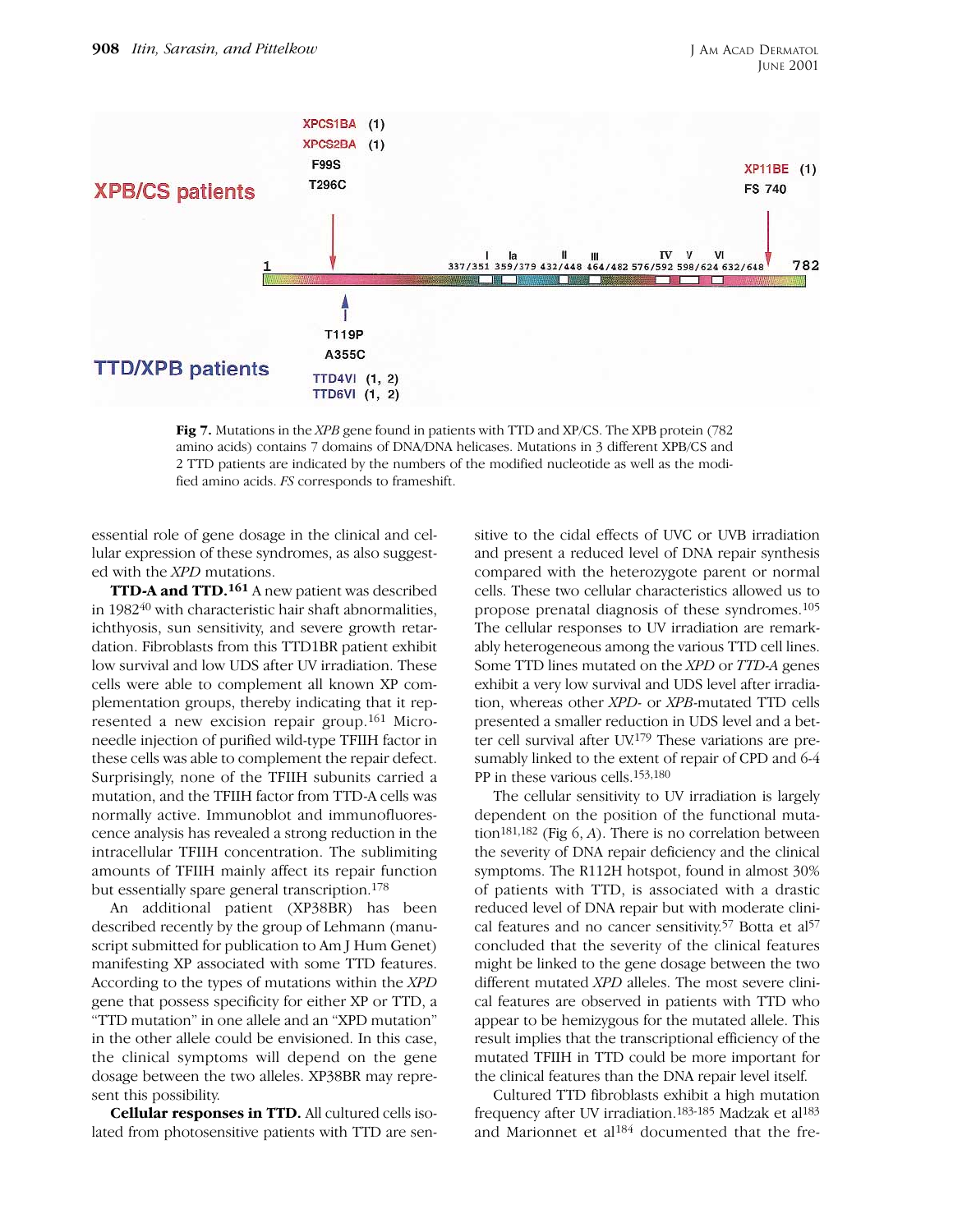XPB/CS patients

XPCS1BA (1)
XPCS2BA (1)
F99S
T296C

XP11BE (1)
FS 740

1 — I 337/351, Ia 359/379, II 432/448, III 464/482, IV 576/592, V 598/624, VI 632/648 — 782

T119P
A355C
TTD4VI (1, 2)
TTD6VI (1, 2)

TTD/XPB patients

**Fig 7.** Mutations in the *XPB* gene found in patients with TTD and XP/CS. The XPB protein (782 amino acids) contains 7 domains of DNA/DNA helicases. Mutations in 3 different XPB/CS and 2 TTD patients are indicated by the numbers of the modified nucleotide as well as the modified amino acids. *FS* corresponds to frameshift.

essential role of gene dosage in the clinical and cellular expression of these syndromes, as also suggested with the *XPD* mutations.

**TTD-A and TTD.[161]** A new patient was described in 1982[40] with characteristic hair shaft abnormalities, ichthyosis, sun sensitivity, and severe growth retardation. Fibroblasts from this TTD1BR patient exhibit low survival and low UDS after UV irradiation. These cells were able to complement all known XP complementation groups, thereby indicating that it represented a new excision repair group.[161] Microneedle injection of purified wild-type TFIIH factor in these cells was able to complement the repair defect. Surprisingly, none of the TFIIH subunits carried a mutation, and the TFIIH factor from TTD-A cells was normally active. Immunoblot and immunofluorescence analysis has revealed a strong reduction in the intracellular TFIIH concentration. The sublimiting amounts of TFIIH mainly affect its repair function but essentially spare general transcription.[178]

An additional patient (XP38BR) has been described recently by the group of Lehmann (manuscript submitted for publication to Am J Hum Genet) manifesting XP associated with some TTD features. According to the types of mutations within the *XPD* gene that possess specificity for either XP or TTD, a "TTD mutation" in one allele and an "XPD mutation" in the other allele could be envisioned. In this case, the clinical symptoms will depend on the gene dosage between the two alleles. XP38BR may represent this possibility.

**Cellular responses in TTD.** All cultured cells isolated from photosensitive patients with TTD are sensitive to the cidal effects of UVC or UVB irradiation and present a reduced level of DNA repair synthesis compared with the heterozygote parent or normal cells. These two cellular characteristics allowed us to propose prenatal diagnosis of these syndromes.[105] The cellular responses to UV irradiation are remarkably heterogeneous among the various TTD cell lines. Some TTD lines mutated on the *XPD* or *TTD-A* genes exhibit a very low survival and UDS level after irradiation, whereas other *XPD*- or *XPB*-mutated TTD cells presented a smaller reduction in UDS level and a better cell survival after UV.[179] These variations are presumably linked to the extent of repair of CPD and 6-4 PP in these various cells.[153,180]

The cellular sensitivity to UV irradiation is largely dependent on the position of the functional mutation[181,182] (Fig 6, *A*). There is no correlation between the severity of DNA repair deficiency and the clinical symptoms. The R112H hotspot, found in almost 30% of patients with TTD, is associated with a drastic reduced level of DNA repair but with moderate clinical features and no cancer sensitivity.[57] Botta et al[57] concluded that the severity of the clinical features might be linked to the gene dosage between the two different mutated *XPD* alleles. The most severe clinical features are observed in patients with TTD who appear to be hemizygous for the mutated allele. This result implies that the transcriptional efficiency of the mutated TFIIH in TTD could be more important for the clinical features than the DNA repair level itself.

Cultured TTD fibroblasts exhibit a high mutation frequency after UV irradiation.[183-185] Madzak et al[183] and Marionnet et al[184] documented that the fre-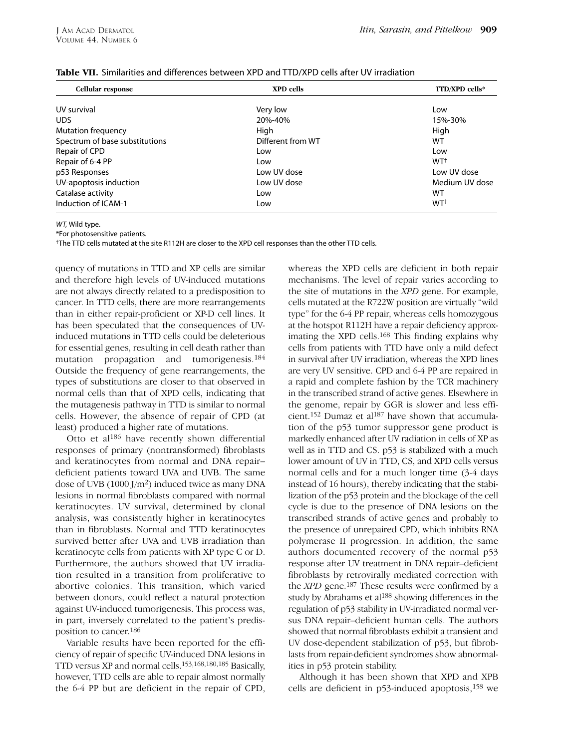**Table VII.** Similarities and differences between XPD and TTD/XPD cells after UV irradiation

| Cellular response | XPD cells | TTD/XPD cells* |
|---|---|---|
| UV survival | Very low | Low |
| UDS | 20%-40% | 15%-30% |
| Mutation frequency | High | High |
| Spectrum of base substitutions | Different from WT | WT |
| Repair of CPD | Low | Low |
| Repair of 6-4 PP | Low | WT† |
| p53 Responses | Low UV dose | Low UV dose |
| UV-apoptosis induction | Low UV dose | Medium UV dose |
| Catalase activity | Low | WT |
| Induction of ICAM-1 | Low | WT† |

*WT,* Wild type.

*For photosensitive patients.

†The TTD cells mutated at the site R112H are closer to the XPD cell responses than the other TTD cells.

quency of mutations in TTD and XP cells are similar and therefore high levels of UV-induced mutations are not always directly related to a predisposition to cancer. In TTD cells, there are more rearrangements than in either repair-proficient or XP-D cell lines. It has been speculated that the consequences of UV-induced mutations in TTD cells could be deleterious for essential genes, resulting in cell death rather than mutation propagation and tumorigenesis.[184] Outside the frequency of gene rearrangements, the types of substitutions are closer to that observed in normal cells than that of XPD cells, indicating that the mutagenesis pathway in TTD is similar to normal cells. However, the absence of repair of CPD (at least) produced a higher rate of mutations.

Otto et al[186] have recently shown differential responses of primary (nontransformed) fibroblasts and keratinocytes from normal and DNA repair–deficient patients toward UVA and UVB. The same dose of UVB (1000 J/m$^2$) induced twice as many DNA lesions in normal fibroblasts compared with normal keratinocytes. UV survival, determined by clonal analysis, was consistently higher in keratinocytes than in fibroblasts. Normal and TTD keratinocytes survived better after UVA and UVB irradiation than keratinocyte cells from patients with XP type C or D. Furthermore, the authors showed that UV irradiation resulted in a transition from proliferative to abortive colonies. This transition, which varied between donors, could reflect a natural protection against UV-induced tumorigenesis. This process was, in part, inversely correlated to the patient's predisposition to cancer.[186]

Variable results have been reported for the efficiency of repair of specific UV-induced DNA lesions in TTD versus XP and normal cells.[153,168,180,185] Basically, however, TTD cells are able to repair almost normally the 6-4 PP but are deficient in the repair of CPD, whereas the XPD cells are deficient in both repair mechanisms. The level of repair varies according to the site of mutations in the *XPD* gene. For example, cells mutated at the R722W position are virtually "wild type" for the 6-4 PP repair, whereas cells homozygous at the hotspot R112H have a repair deficiency approximating the XPD cells.[168] This finding explains why cells from patients with TTD have only a mild defect in survival after UV irradiation, whereas the XPD lines are very UV sensitive. CPD and 6-4 PP are repaired in a rapid and complete fashion by the TCR machinery in the transcribed strand of active genes. Elsewhere in the genome, repair by GGR is slower and less efficient.[152] Dumaz et al[187] have shown that accumulation of the p53 tumor suppressor gene product is markedly enhanced after UV radiation in cells of XP as well as in TTD and CS. p53 is stabilized with a much lower amount of UV in TTD, CS, and XPD cells versus normal cells and for a much longer time (3-4 days instead of 16 hours), thereby indicating that the stabilization of the p53 protein and the blockage of the cell cycle is due to the presence of DNA lesions on the transcribed strands of active genes and probably to the presence of unrepaired CPD, which inhibits RNA polymerase II progression. In addition, the same authors documented recovery of the normal p53 response after UV treatment in DNA repair–deficient fibroblasts by retrovirally mediated correction with the *XPD* gene.[187] These results were confirmed by a study by Abrahams et al[188] showing differences in the regulation of p53 stability in UV-irradiated normal versus DNA repair–deficient human cells. The authors showed that normal fibroblasts exhibit a transient and UV dose-dependent stabilization of p53, but fibroblasts from repair-deficient syndromes show abnormalities in p53 protein stability.

Although it has been shown that XPD and XPB cells are deficient in p53-induced apoptosis,[158] we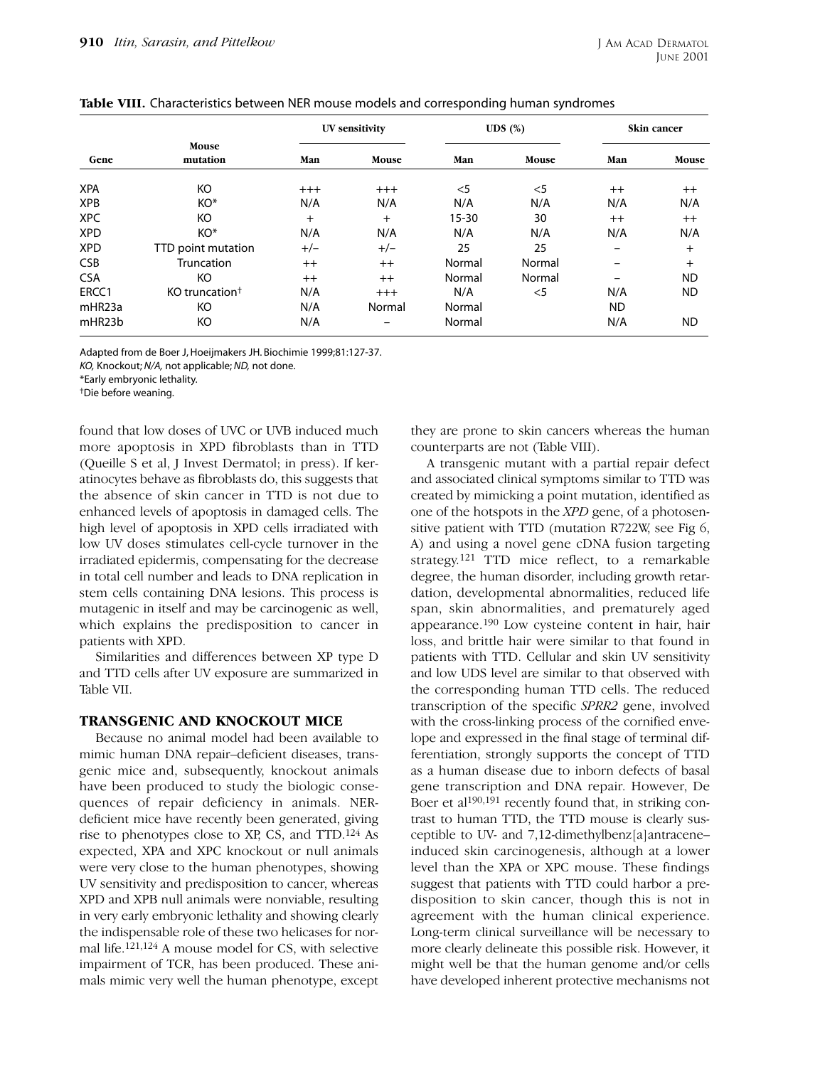**Table VIII.** Characteristics between NER mouse models and corresponding human syndromes

| Gene | Mouse mutation | UV sensitivity | | UDS (%) | | Skin cancer | |
|---|---|---|---|---|---|---|---|
| | | Man | Mouse | Man | Mouse | Man | Mouse |
| XPA | KO | +++ | +++ | <5 | <5 | ++ | ++ |
| XPB | KO* | N/A | N/A | N/A | N/A | N/A | N/A |
| XPC | KO | + | + | 15-30 | 30 | ++ | ++ |
| XPD | KO* | N/A | N/A | N/A | N/A | N/A | N/A |
| XPD | TTD point mutation | +/– | +/– | 25 | 25 | – | + |
| CSB | Truncation | ++ | ++ | Normal | Normal | – | + |
| CSA | KO | ++ | ++ | Normal | Normal | – | ND |
| ERCC1 | KO truncation† | N/A | +++ | N/A | <5 | N/A | ND |
| mHR23a | KO | N/A | Normal | Normal | | ND | |
| mHR23b | KO | N/A | – | Normal | | N/A | ND |

Adapted from de Boer J, Hoeijmakers JH. Biochimie 1999;81:127-37.
*KO,* Knockout; *N/A,* not applicable; *ND,* not done.
*Early embryonic lethality.
†Die before weaning.

found that low doses of UVC or UVB induced much more apoptosis in XPD fibroblasts than in TTD (Queille S et al, J Invest Dermatol; in press). If keratinocytes behave as fibroblasts do, this suggests that the absence of skin cancer in TTD is not due to enhanced levels of apoptosis in damaged cells. The high level of apoptosis in XPD cells irradiated with low UV doses stimulates cell-cycle turnover in the irradiated epidermis, compensating for the decrease in total cell number and leads to DNA replication in stem cells containing DNA lesions. This process is mutagenic in itself and may be carcinogenic as well, which explains the predisposition to cancer in patients with XPD.

Similarities and differences between XP type D and TTD cells after UV exposure are summarized in Table VII.

## TRANSGENIC AND KNOCKOUT MICE

Because no animal model had been available to mimic human DNA repair–deficient diseases, transgenic mice and, subsequently, knockout animals have been produced to study the biologic consequences of repair deficiency in animals. NER-deficient mice have recently been generated, giving rise to phenotypes close to XP, CS, and TTD.[124] As expected, XPA and XPC knockout or null animals were very close to the human phenotypes, showing UV sensitivity and predisposition to cancer, whereas XPD and XPB null animals were nonviable, resulting in very early embryonic lethality and showing clearly the indispensable role of these two helicases for normal life.[121,124] A mouse model for CS, with selective impairment of TCR, has been produced. These animals mimic very well the human phenotype, except they are prone to skin cancers whereas the human counterparts are not (Table VIII).

A transgenic mutant with a partial repair defect and associated clinical symptoms similar to TTD was created by mimicking a point mutation, identified as one of the hotspots in the *XPD* gene, of a photosensitive patient with TTD (mutation R722W, see Fig 6, A) and using a novel gene cDNA fusion targeting strategy.[121] TTD mice reflect, to a remarkable degree, the human disorder, including growth retardation, developmental abnormalities, reduced life span, skin abnormalities, and prematurely aged appearance.[190] Low cysteine content in hair, hair loss, and brittle hair were similar to that found in patients with TTD. Cellular and skin UV sensitivity and low UDS level are similar to that observed with the corresponding human TTD cells. The reduced transcription of the specific *SPRR2* gene, involved with the cross-linking process of the cornified envelope and expressed in the final stage of terminal differentiation, strongly supports the concept of TTD as a human disease due to inborn defects of basal gene transcription and DNA repair. However, De Boer et al[190,191] recently found that, in striking contrast to human TTD, the TTD mouse is clearly susceptible to UV- and 7,12-dimethylbenz[a]antracene–induced skin carcinogenesis, although at a lower level than the XPA or XPC mouse. These findings suggest that patients with TTD could harbor a predisposition to skin cancer, though this is not in agreement with the human clinical experience. Long-term clinical surveillance will be necessary to more clearly delineate this possible risk. However, it might well be that the human genome and/or cells have developed inherent protective mechanisms not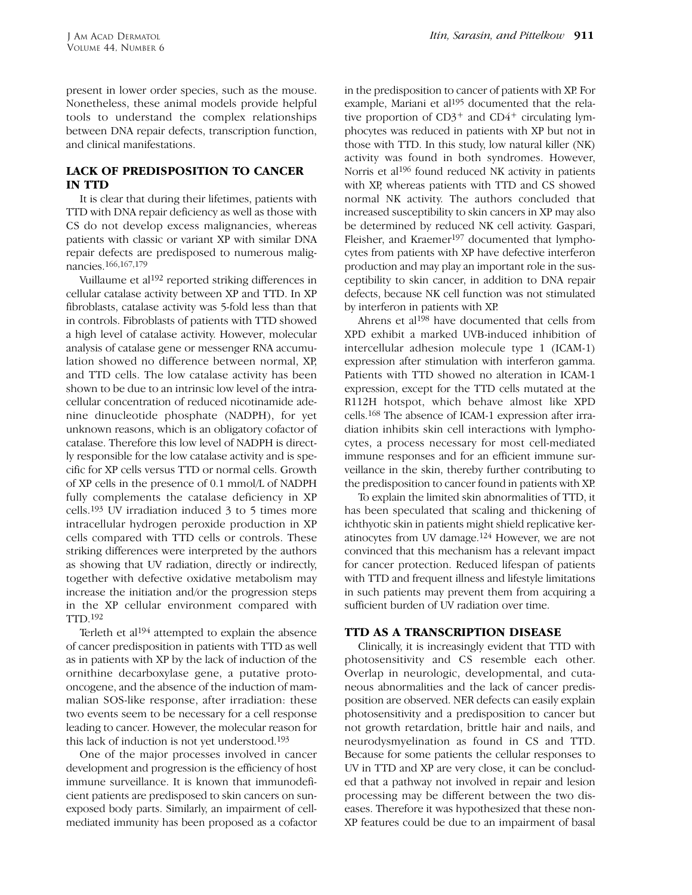present in lower order species, such as the mouse. Nonetheless, these animal models provide helpful tools to understand the complex relationships between DNA repair defects, transcription function, and clinical manifestations.

## LACK OF PREDISPOSITION TO CANCER IN TTD

It is clear that during their lifetimes, patients with TTD with DNA repair deficiency as well as those with CS do not develop excess malignancies, whereas patients with classic or variant XP with similar DNA repair defects are predisposed to numerous malignancies.[166,167,179]

Vuillaume et al[192] reported striking differences in cellular catalase activity between XP and TTD. In XP fibroblasts, catalase activity was 5-fold less than that in controls. Fibroblasts of patients with TTD showed a high level of catalase activity. However, molecular analysis of catalase gene or messenger RNA accumulation showed no difference between normal, XP, and TTD cells. The low catalase activity has been shown to be due to an intrinsic low level of the intracellular concentration of reduced nicotinamide adenine dinucleotide phosphate (NADPH), for yet unknown reasons, which is an obligatory cofactor of catalase. Therefore this low level of NADPH is directly responsible for the low catalase activity and is specific for XP cells versus TTD or normal cells. Growth of XP cells in the presence of 0.1 mmol/L of NADPH fully complements the catalase deficiency in XP cells.[193] UV irradiation induced 3 to 5 times more intracellular hydrogen peroxide production in XP cells compared with TTD cells or controls. These striking differences were interpreted by the authors as showing that UV radiation, directly or indirectly, together with defective oxidative metabolism may increase the initiation and/or the progression steps in the XP cellular environment compared with TTD.[192]

Terleth et al[194] attempted to explain the absence of cancer predisposition in patients with TTD as well as in patients with XP by the lack of induction of the ornithine decarboxylase gene, a putative protooncogene, and the absence of the induction of mammalian SOS-like response, after irradiation: these two events seem to be necessary for a cell response leading to cancer. However, the molecular reason for this lack of induction is not yet understood.[193]

One of the major processes involved in cancer development and progression is the efficiency of host immune surveillance. It is known that immunodeficient patients are predisposed to skin cancers on sun-exposed body parts. Similarly, an impairment of cell-mediated immunity has been proposed as a cofactor in the predisposition to cancer of patients with XP. For example, Mariani et al[195] documented that the relative proportion of $CD3^+$ and $CD4^+$ circulating lymphocytes was reduced in patients with XP but not in those with TTD. In this study, low natural killer (NK) activity was found in both syndromes. However, Norris et al[196] found reduced NK activity in patients with XP, whereas patients with TTD and CS showed normal NK activity. The authors concluded that increased susceptibility to skin cancers in XP may also be determined by reduced NK cell activity. Gaspari, Fleisher, and Kraemer[197] documented that lymphocytes from patients with XP have defective interferon production and may play an important role in the susceptibility to skin cancer, in addition to DNA repair defects, because NK cell function was not stimulated by interferon in patients with XP.

Ahrens et al[198] have documented that cells from XPD exhibit a marked UVB-induced inhibition of intercellular adhesion molecule type 1 (ICAM-1) expression after stimulation with interferon gamma. Patients with TTD showed no alteration in ICAM-1 expression, except for the TTD cells mutated at the R112H hotspot, which behave almost like XPD cells.[168] The absence of ICAM-1 expression after irradiation inhibits skin cell interactions with lymphocytes, a process necessary for most cell-mediated immune responses and for an efficient immune surveillance in the skin, thereby further contributing to the predisposition to cancer found in patients with XP.

To explain the limited skin abnormalities of TTD, it has been speculated that scaling and thickening of ichthyotic skin in patients might shield replicative keratinocytes from UV damage.[124] However, we are not convinced that this mechanism has a relevant impact for cancer protection. Reduced lifespan of patients with TTD and frequent illness and lifestyle limitations in such patients may prevent them from acquiring a sufficient burden of UV radiation over time.

## TTD AS A TRANSCRIPTION DISEASE

Clinically, it is increasingly evident that TTD with photosensitivity and CS resemble each other. Overlap in neurologic, developmental, and cutaneous abnormalities and the lack of cancer predisposition are observed. NER defects can easily explain photosensitivity and a predisposition to cancer but not growth retardation, brittle hair and nails, and neurodysmyelination as found in CS and TTD. Because for some patients the cellular responses to UV in TTD and XP are very close, it can be concluded that a pathway not involved in repair and lesion processing may be different between the two diseases. Therefore it was hypothesized that these non-XP features could be due to an impairment of basal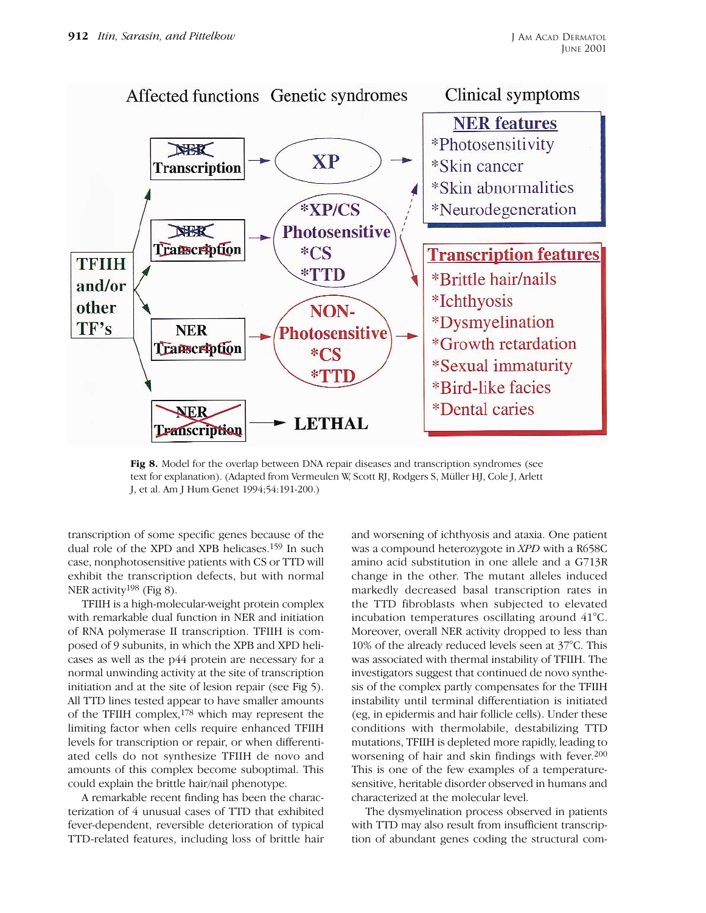**Fig 8.** Model for the overlap between DNA repair diseases and transcription syndromes (see text for explanation). (Adapted from Vermeulen W, Scott RJ, Rodgers S, Müller HJ, Cole J, Arlett J, et al. Am J Hum Genet 1994;54:191-200.)

transcription of some specific genes because of the dual role of the XPD and XPB helicases.[159] In such case, nonphotosensitive patients with CS or TTD will exhibit the transcription defects, but with normal NER activity[198] (Fig 8).

TFIIH is a high-molecular-weight protein complex with remarkable dual function in NER and initiation of RNA polymerase II transcription. TFIIH is composed of 9 subunits, in which the XPB and XPD helicases as well as the p44 protein are necessary for a normal unwinding activity at the site of transcription initiation and at the site of lesion repair (see Fig 5). All TTD lines tested appear to have smaller amounts of the TFIIH complex,[178] which may represent the limiting factor when cells require enhanced TFIIH levels for transcription or repair, or when differentiated cells do not synthesize TFIIH de novo and amounts of this complex become suboptimal. This could explain the brittle hair/nail phenotype.

A remarkable recent finding has been the characterization of 4 unusual cases of TTD that exhibited fever-dependent, reversible deterioration of typical TTD-related features, including loss of brittle hair and worsening of ichthyosis and ataxia. One patient was a compound heterozygote in *XPD* with a R658C amino acid substitution in one allele and a G713R change in the other. The mutant alleles induced markedly decreased basal transcription rates in the TTD fibroblasts when subjected to elevated incubation temperatures oscillating around 41°C. Moreover, overall NER activity dropped to less than 10% of the already reduced levels seen at 37°C. This was associated with thermal instability of TFIIH. The investigators suggest that continued de novo synthesis of the complex partly compensates for the TFIIH instability until terminal differentiation is initiated (eg, in epidermis and hair follicle cells). Under these conditions with thermolabile, destabilizing TTD mutations, TFIIH is depleted more rapidly, leading to worsening of hair and skin findings with fever.[200] This is one of the few examples of a temperature-sensitive, heritable disorder observed in humans and characterized at the molecular level.

The dysmyelination process observed in patients with TTD may also result from insufficient transcription of abundant genes coding the structural com-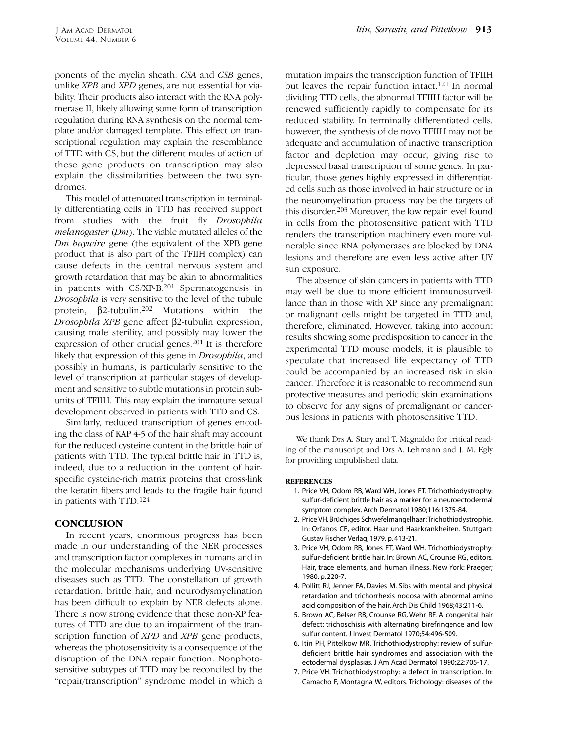ponents of the myelin sheath. *CSA* and *CSB* genes, unlike *XPB* and *XPD* genes, are not essential for viability. Their products also interact with the RNA polymerase II, likely allowing some form of transcription regulation during RNA synthesis on the normal template and/or damaged template. This effect on transcriptional regulation may explain the resemblance of TTD with CS, but the different modes of action of these gene products on transcription may also explain the dissimilarities between the two syndromes.

This model of attenuated transcription in terminally differentiating cells in TTD has received support from studies with the fruit fly *Drosophila melanogaster* (*Dm*). The viable mutated alleles of the *Dm haywire* gene (the equivalent of the XPB gene product that is also part of the TFIIH complex) can cause defects in the central nervous system and growth retardation that may be akin to abnormalities in patients with CS/XP-B.[201] Spermatogenesis in *Drosophila* is very sensitive to the level of the tubule protein, β2-tubulin.[202] Mutations within the *Drosophila XPB* gene affect β2-tubulin expression, causing male sterility, and possibly may lower the expression of other crucial genes.[201] It is therefore likely that expression of this gene in *Drosophila*, and possibly in humans, is particularly sensitive to the level of transcription at particular stages of development and sensitive to subtle mutations in protein subunits of TFIIH. This may explain the immature sexual development observed in patients with TTD and CS.

Similarly, reduced transcription of genes encoding the class of KAP 4-5 of the hair shaft may account for the reduced cysteine content in the brittle hair of patients with TTD. The typical brittle hair in TTD is, indeed, due to a reduction in the content of hair-specific cysteine-rich matrix proteins that cross-link the keratin fibers and leads to the fragile hair found in patients with TTD.[124]

## CONCLUSION

In recent years, enormous progress has been made in our understanding of the NER processes and transcription factor complexes in humans and in the molecular mechanisms underlying UV-sensitive diseases such as TTD. The constellation of growth retardation, brittle hair, and neurodysmyelination has been difficult to explain by NER defects alone. There is now strong evidence that these non-XP features of TTD are due to an impairment of the transcription function of *XPD* and *XPB* gene products, whereas the photosensitivity is a consequence of the disruption of the DNA repair function. Nonphotosensitive subtypes of TTD may be reconciled by the "repair/transcription" syndrome model in which a mutation impairs the transcription function of TFIIH but leaves the repair function intact.[121] In normal dividing TTD cells, the abnormal TFIIH factor will be renewed sufficiently rapidly to compensate for its reduced stability. In terminally differentiated cells, however, the synthesis of de novo TFIIH may not be adequate and accumulation of inactive transcription factor and depletion may occur, giving rise to depressed basal transcription of some genes. In particular, those genes highly expressed in differentiated cells such as those involved in hair structure or in the neuromyelination process may be the targets of this disorder.[203] Moreover, the low repair level found in cells from the photosensitive patient with TTD renders the transcription machinery even more vulnerable since RNA polymerases are blocked by DNA lesions and therefore are even less active after UV sun exposure.

The absence of skin cancers in patients with TTD may well be due to more efficient immunosurveillance than in those with XP since any premalignant or malignant cells might be targeted in TTD and, therefore, eliminated. However, taking into account results showing some predisposition to cancer in the experimental TTD mouse models, it is plausible to speculate that increased life expectancy of TTD could be accompanied by an increased risk in skin cancer. Therefore it is reasonable to recommend sun protective measures and periodic skin examinations to observe for any signs of premalignant or cancerous lesions in patients with photosensitive TTD.

We thank Drs A. Stary and T. Magnaldo for critical reading of the manuscript and Drs A. Lehmann and J. M. Egly for providing unpublished data.

#### REFERENCES

1. Price VH, Odom RB, Ward WH, Jones FT. Trichothiodystrophy: sulfur-deficient brittle hair as a marker for a neuroectodermal symptom complex. Arch Dermatol 1980;116:1375-84.
2. Price VH. Brüchiges Schwefelmangelhaar: Trichothiodystrophie. In: Orfanos CE, editor. Haar und Haarkrankheiten. Stuttgart: Gustav Fischer Verlag; 1979. p. 413-21.
3. Price VH, Odom RB, Jones FT, Ward WH. Trichothiodystrophy: sulfur-deficient brittle hair. In: Brown AC, Crounse RG, editors. Hair, trace elements, and human illness. New York: Praeger; 1980. p. 220-7.
4. Pollitt RJ, Jenner FA, Davies M. Sibs with mental and physical retardation and trichorrhexis nodosa with abnormal amino acid composition of the hair. Arch Dis Child 1968;43:211-6.
5. Brown AC, Belser RB, Crounse RG, Wehr RF. A congenital hair defect: trichoschisis with alternating birefringence and low sulfur content. J Invest Dermatol 1970;54:496-509.
6. Itin PH, Pittelkow MR. Trichothiodystrophy: review of sulfur-deficient brittle hair syndromes and association with the ectodermal dysplasias. J Am Acad Dermatol 1990;22:705-17.
7. Price VH. Trichothiodystrophy: a defect in transcription. In: Camacho F, Montagna W, editors. Trichology: diseases of the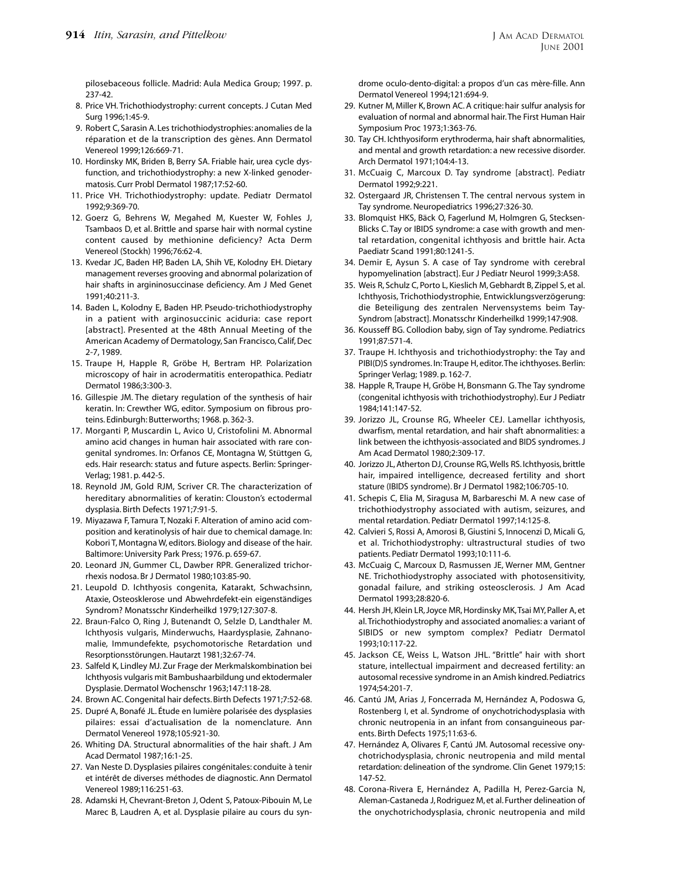pilosebaceous follicle. Madrid: Aula Medica Group; 1997. p. 237-42.

8. Price VH. Trichothiodystrophy: current concepts. J Cutan Med Surg 1996;1:45-9.
9. Robert C, Sarasin A. Les trichothiodystrophies: anomalies de la réparation et de la transcription des gènes. Ann Dermatol Venereol 1999;126:669-71.
10. Hordinsky MK, Briden B, Berry SA. Friable hair, urea cycle dysfunction, and trichothiodystrophy: a new X-linked genodermatosis. Curr Probl Dermatol 1987;17:52-60.
11. Price VH. Trichothiodystrophy: update. Pediatr Dermatol 1992;9:369-70.
12. Goerz G, Behrens W, Megahed M, Kuester W, Fohles J, Tsambaos D, et al. Brittle and sparse hair with normal cystine content caused by methionine deficiency? Acta Derm Venereol (Stockh) 1996;76:62-4.
13. Kvedar JC, Baden HP, Baden LA, Shih VE, Kolodny EH. Dietary management reverses grooving and abnormal polarization of hair shafts in argininosuccinase deficiency. Am J Med Genet 1991;40:211-3.
14. Baden L, Kolodny E, Baden HP. Pseudo-trichothiodystrophy in a patient with arginosuccinic aciduria: case report [abstract]. Presented at the 48th Annual Meeting of the American Academy of Dermatology, San Francisco, Calif, Dec 2-7, 1989.
15. Traupe H, Happle R, Gröbe H, Bertram HP. Polarization microscopy of hair in acrodermatitis enteropathica. Pediatr Dermatol 1986;3:300-3.
16. Gillespie JM. The dietary regulation of the synthesis of hair keratin. In: Crewther WG, editor. Symposium on fibrous proteins. Edinburgh: Butterworths; 1968. p. 362-3.
17. Morganti P, Muscardin L, Avico U, Cristofolini M. Abnormal amino acid changes in human hair associated with rare congenital syndromes. In: Orfanos CE, Montagna W, Stüttgen G, eds. Hair research: status and future aspects. Berlin: Springer-Verlag; 1981. p. 442-5.
18. Reynold JM, Gold RJM, Scriver CR. The characterization of hereditary abnormalities of keratin: Clouston's ectodermal dysplasia. Birth Defects 1971;7:91-5.
19. Miyazawa F, Tamura T, Nozaki F. Alteration of amino acid composition and keratinolysis of hair due to chemical damage. In: Kobori T, Montagna W, editors. Biology and disease of the hair. Baltimore: University Park Press; 1976. p. 659-67.
20. Leonard JN, Gummer CL, Dawber RPR. Generalized trichorrhexis nodosa. Br J Dermatol 1980;103:85-90.
21. Leupold D. Ichthyosis congenita, Katarakt, Schwachsinn, Ataxie, Osteosklerose und Abwehrdefekt-ein eigenständiges Syndrom? Monatsschr Kinderheilkd 1979;127:307-8.
22. Braun-Falco O, Ring J, Butenandt O, Selzle D, Landthaler M. Ichthyosis vulgaris, Minderwuchs, Haardysplasie, Zahnanomalie, Immundefekte, psychomotorische Retardation und Resorptionsstörungen. Hautarzt 1981;32:67-74.
23. Salfeld K, Lindley MJ. Zur Frage der Merkmalskombination bei Ichthyosis vulgaris mit Bambushaarbildung und ektodermaler Dysplasie. Dermatol Wochenschr 1963;147:118-28.
24. Brown AC. Congenital hair defects. Birth Defects 1971;7:52-68.
25. Dupré A, Bonafé JL. Étude en lumière polarisée des dysplasies pilaires: essai d'actualisation de la nomenclature. Ann Dermatol Venereol 1978;105:921-30.
26. Whiting DA. Structural abnormalities of the hair shaft. J Am Acad Dermatol 1987;16:1-25.
27. Van Neste D. Dysplasies pilaires congénitales: conduite à tenir et intérêt de diverses méthodes de diagnostic. Ann Dermatol Venereol 1989;116:251-63.
28. Adamski H, Chevrant-Breton J, Odent S, Patoux-Pibouin M, Le Marec B, Laudren A, et al. Dysplasie pilaire au cours du syndrome oculo-dento-digital: a propos d'un cas mère-fille. Ann Dermatol Venereol 1994;121:694-9.
29. Kutner M, Miller K, Brown AC. A critique: hair sulfur analysis for evaluation of normal and abnormal hair. The First Human Hair Symposium Proc 1973;1:363-76.
30. Tay CH. Ichthyosiform erythroderma, hair shaft abnormalities, and mental and growth retardation: a new recessive disorder. Arch Dermatol 1971;104:4-13.
31. McCuaig C, Marcoux D. Tay syndrome [abstract]. Pediatr Dermatol 1992;9:221.
32. Ostergaard JR, Christensen T. The central nervous system in Tay syndrome. Neuropediatrics 1996;27:326-30.
33. Blomquist HKS, Bäck O, Fagerlund M, Holmgren G, Stecksen-Blicks C. Tay or IBIDS syndrome: a case with growth and mental retardation, congenital ichthyosis and brittle hair. Acta Paediatr Scand 1991;80:1241-5.
34. Demir E, Aysun S. A case of Tay syndrome with cerebral hypomyelination [abstract]. Eur J Pediatr Neurol 1999;3:A58.
35. Weis R, Schulz C, Porto L, Kieslich M, Gebhardt B, Zippel S, et al. Ichthyosis, Trichothiodystrophie, Entwicklungsverzögerung: die Beteiligung des zentralen Nervensystems beim Tay-Syndrom [abstract]. Monatsschr Kinderheilkd 1999;147:908.
36. Kousseff BG. Collodion baby, sign of Tay syndrome. Pediatrics 1991;87:571-4.
37. Traupe H. Ichthyosis and trichothiodystrophy: the Tay and PIBI(D)S syndromes. In: Traupe H, editor. The ichthyoses. Berlin: Springer Verlag; 1989. p. 162-7.
38. Happle R, Traupe H, Gröbe H, Bonsmann G. The Tay syndrome (congenital ichthyosis with trichothiodystrophy). Eur J Pediatr 1984;141:147-52.
39. Jorizzo JL, Crounse RG, Wheeler CEJ. Lamellar ichthyosis, dwarfism, mental retardation, and hair shaft abnormalities: a link between the ichthyosis-associated and BIDS syndromes. J Am Acad Dermatol 1980;2:309-17.
40. Jorizzo JL, Atherton DJ, Crounse RG, Wells RS. Ichthyosis, brittle hair, impaired intelligence, decreased fertility and short stature (IBIDS syndrome). Br J Dermatol 1982;106:705-10.
41. Schepis C, Elia M, Siragusa M, Barbareschi M. A new case of trichothiodystrophy associated with autism, seizures, and mental retardation. Pediatr Dermatol 1997;14:125-8.
42. Calvieri S, Rossi A, Amorosi B, Giustini S, Innocenzi D, Micali G, et al. Trichothiodystrophy: ultrastructural studies of two patients. Pediatr Dermatol 1993;10:111-6.
43. McCuaig C, Marcoux D, Rasmussen JE, Werner MM, Gentner NE. Trichothiodystrophy associated with photosensitivity, gonadal failure, and striking osteosclerosis. J Am Acad Dermatol 1993;28:820-6.
44. Hersh JH, Klein LR, Joyce MR, Hordinsky MK, Tsai MY, Paller A, et al. Trichothiodystrophy and associated anomalies: a variant of SIBIDS or new symptom complex? Pediatr Dermatol 1993;10:117-22.
45. Jackson CE, Weiss L, Watson JHL. "Brittle" hair with short stature, intellectual impairment and decreased fertility: an autosomal recessive syndrome in an Amish kindred. Pediatrics 1974;54:201-7.
46. Cantú JM, Arias J, Foncerrada M, Hernández A, Podoswa G, Rostenberg I, et al. Syndrome of onychotrichodysplasia with chronic neutropenia in an infant from consanguineous parents. Birth Defects 1975;11:63-6.
47. Hernández A, Olivares F, Cantú JM. Autosomal recessive onychotrichodysplasia, chronic neutropenia and mild mental retardation: delineation of the syndrome. Clin Genet 1979;15:147-52.
48. Corona-Rivera E, Hernández A, Padilla H, Perez-Garcia N, Aleman-Castaneda J, Rodriguez M, et al. Further delineation of the onychotrichodysplasia, chronic neutropenia and mild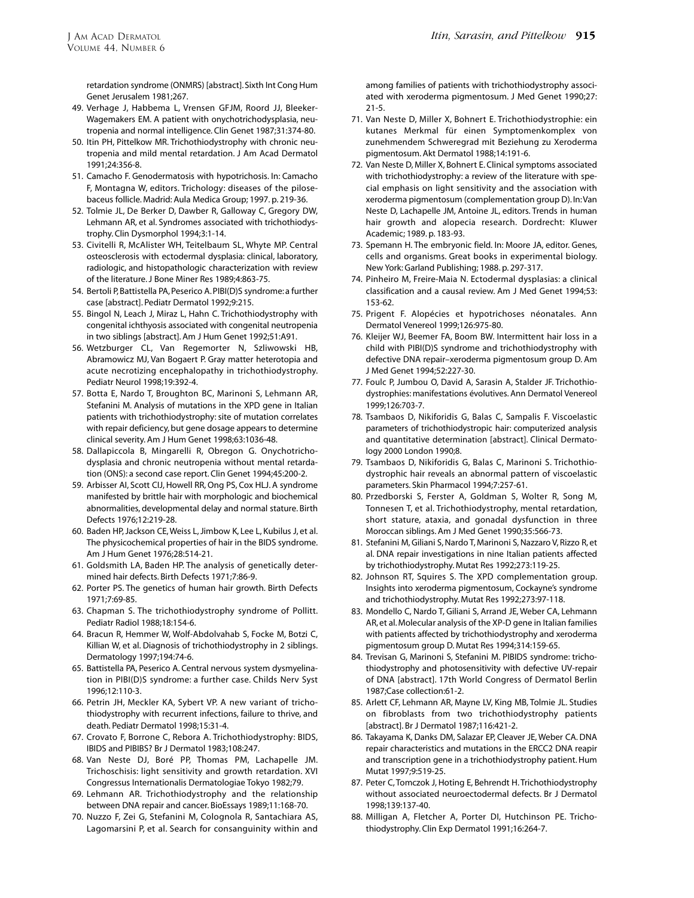retardation syndrome (ONMRS) [abstract]. Sixth Int Cong Hum Genet Jerusalem 1981;267.

49. Verhage J, Habbema L, Vrensen GFJM, Roord JJ, Bleeker-Wagemakers EM. A patient with onychotrichodysplasia, neutropenia and normal intelligence. Clin Genet 1987;31:374-80.
50. Itin PH, Pittelkow MR. Trichothiodystrophy with chronic neutropenia and mild mental retardation. J Am Acad Dermatol 1991;24:356-8.
51. Camacho F. Genodermatosis with hypotrichosis. In: Camacho F, Montagna W, editors. Trichology: diseases of the pilosebaceus follicle. Madrid: Aula Medica Group; 1997. p. 219-36.
52. Tolmie JL, De Berker D, Dawber R, Galloway C, Gregory DW, Lehmann AR, et al. Syndromes associated with trichothiodystrophy. Clin Dysmorphol 1994;3:1-14.
53. Civitelli R, McAlister WH, Teitelbaum SL, Whyte MP. Central osteosclerosis with ectodermal dysplasia: clinical, laboratory, radiologic, and histopathologic characterization with review of the literature. J Bone Miner Res 1989;4:863-75.
54. Bertoli P, Battistella PA, Peserico A. PIBI(D)S syndrome: a further case [abstract]. Pediatr Dermatol 1992;9:215.
55. Bingol N, Leach J, Miraz L, Hahn C. Trichothiodystrophy with congenital ichthyosis associated with congenital neutropenia in two siblings [abstract]. Am J Hum Genet 1992;51:A91.
56. Wetzburger CL, Van Regemorter N, Szliwowski HB, Abramowicz MJ, Van Bogaert P. Gray matter heterotopia and acute necrotizing encephalopathy in trichothiodystrophy. Pediatr Neurol 1998;19:392-4.
57. Botta E, Nardo T, Broughton BC, Marinoni S, Lehmann AR, Stefanini M. Analysis of mutations in the XPD gene in Italian patients with trichothiodystrophy: site of mutation correlates with repair deficiency, but gene dosage appears to determine clinical severity. Am J Hum Genet 1998;63:1036-48.
58. Dallapiccola B, Mingarelli R, Obregon G. Onychotrichodysplasia and chronic neutropenia without mental retardation (ONS): a second case report. Clin Genet 1994;45:200-2.
59. Arbisser AI, Scott CIJ, Howell RR, Ong PS, Cox HLJ. A syndrome manifested by brittle hair with morphologic and biochemical abnormalities, developmental delay and normal stature. Birth Defects 1976;12:219-28.
60. Baden HP, Jackson CE, Weiss L, Jimbow K, Lee L, Kubilus J, et al. The physicochemical properties of hair in the BIDS syndrome. Am J Hum Genet 1976;28:514-21.
61. Goldsmith LA, Baden HP. The analysis of genetically determined hair defects. Birth Defects 1971;7:86-9.
62. Porter PS. The genetics of human hair growth. Birth Defects 1971;7:69-85.
63. Chapman S. The trichothiodystrophy syndrome of Pollitt. Pediatr Radiol 1988;18:154-6.
64. Bracun R, Hemmer W, Wolf-Abdolvahab S, Focke M, Botzi C, Killian W, et al. Diagnosis of trichothiodystrophy in 2 siblings. Dermatology 1997;194:74-6.
65. Battistella PA, Peserico A. Central nervous system dysmyelination in PIBI(D)S syndrome: a further case. Childs Nerv Syst 1996;12:110-3.
66. Petrin JH, Meckler KA, Sybert VP. A new variant of trichothiodystrophy with recurrent infections, failure to thrive, and death. Pediatr Dermatol 1998;15:31-4.
67. Crovato F, Borrone C, Rebora A. Trichothiodystrophy: BIDS, IBIDS and PIBIBS? Br J Dermatol 1983;108:247.
68. Van Neste DJ, Boré PP, Thomas PM, Lachapelle JM. Trichoschisis: light sensitivity and growth retardation. XVI Congressus Internationalis Dermatologiae Tokyo 1982;79.
69. Lehmann AR. Trichothiodystrophy and the relationship between DNA repair and cancer. BioEssays 1989;11:168-70.
70. Nuzzo F, Zei G, Stefanini M, Colognola R, Santachiara AS, Lagomarsini P, et al. Search for consanguinity within and among families of patients with trichothiodystrophy associated with xeroderma pigmentosum. J Med Genet 1990;27:21-5.
71. Van Neste D, Miller X, Bohnert E. Trichothiodystrophie: ein kutanes Merkmal für einen Symptomenkomplex von zunehmendem Schweregrad mit Beziehung zu Xeroderma pigmentosum. Akt Dermatol 1988;14:191-6.
72. Van Neste D, Miller X, Bohnert E. Clinical symptoms associated with trichothiodystrophy: a review of the literature with special emphasis on light sensitivity and the association with xeroderma pigmentosum (complementation group D). In: Van Neste D, Lachapelle JM, Antoine JL, editors. Trends in human hair growth and alopecia research. Dordrecht: Kluwer Academic; 1989. p. 183-93.
73. Spemann H. The embryonic field. In: Moore JA, editor. Genes, cells and organisms. Great books in experimental biology. New York: Garland Publishing; 1988. p. 297-317.
74. Pinheiro M, Freire-Maia N. Ectodermal dysplasias: a clinical classification and a causal review. Am J Med Genet 1994;53:153-62.
75. Prigent F. Alopécies et hypotrichoses néonatales. Ann Dermatol Venereol 1999;126:975-80.
76. Kleijer WJ, Beemer FA, Boom BW. Intermittent hair loss in a child with PIBI(D)S syndrome and trichothiodystrophy with defective DNA repair–xeroderma pigmentosum group D. Am J Med Genet 1994;52:227-30.
77. Foulc P, Jumbou O, David A, Sarasin A, Stalder JF. Trichothiodystrophies: manifestations évolutives. Ann Dermatol Venereol 1999;126:703-7.
78. Tsambaos D, Nikiforidis G, Balas C, Sampalis F. Viscoelastic parameters of trichothiodystropic hair: computerized analysis and quantitative determination [abstract]. Clinical Dermatology 2000 London 1990;8.
79. Tsambaos D, Nikiforidis G, Balas C, Marinoni S. Trichothiodystrophic hair reveals an abnormal pattern of viscoelastic parameters. Skin Pharmacol 1994;7:257-61.
80. Przedborski S, Ferster A, Goldman S, Wolter R, Song M, Tonnesen T, et al. Trichothiodystrophy, mental retardation, short stature, ataxia, and gonadal dysfunction in three Moroccan siblings. Am J Med Genet 1990;35:566-73.
81. Stefanini M, Giliani S, Nardo T, Marinoni S, Nazzaro V, Rizzo R, et al. DNA repair investigations in nine Italian patients affected by trichothiodystrophy. Mutat Res 1992;273:119-25.
82. Johnson RT, Squires S. The XPD complementation group. Insights into xeroderma pigmentosum, Cockayne's syndrome and trichothiodystrophy. Mutat Res 1992;273:97-118.
83. Mondello C, Nardo T, Giliani S, Arrand JE, Weber CA, Lehmann AR, et al. Molecular analysis of the XP-D gene in Italian families with patients affected by trichothiodystrophy and xeroderma pigmentosum group D. Mutat Res 1994;314:159-65.
84. Trevisan G, Marinoni S, Stefanini M. PIBIDS syndrome: trichothiodystrophy and photosensitivity with defective UV-repair of DNA [abstract]. 17th World Congress of Dermatol Berlin 1987;Case collection:61-2.
85. Arlett CF, Lehmann AR, Mayne LV, King MB, Tolmie JL. Studies on fibroblasts from two trichothiodystrophy patients [abstract]. Br J Dermatol 1987;116:421-2.
86. Takayama K, Danks DM, Salazar EP, Cleaver JE, Weber CA. DNA repair characteristics and mutations in the ERCC2 DNA reapir and transcription gene in a trichothiodystrophy patient. Hum Mutat 1997;9:519-25.
87. Peter C, Tomczok J, Hoting E, Behrendt H. Trichothiodystrophy without associated neuroectodermal defects. Br J Dermatol 1998;139:137-40.
88. Milligan A, Fletcher A, Porter DI, Hutchinson PE. Trichothiodystrophy. Clin Exp Dermatol 1991;16:264-7.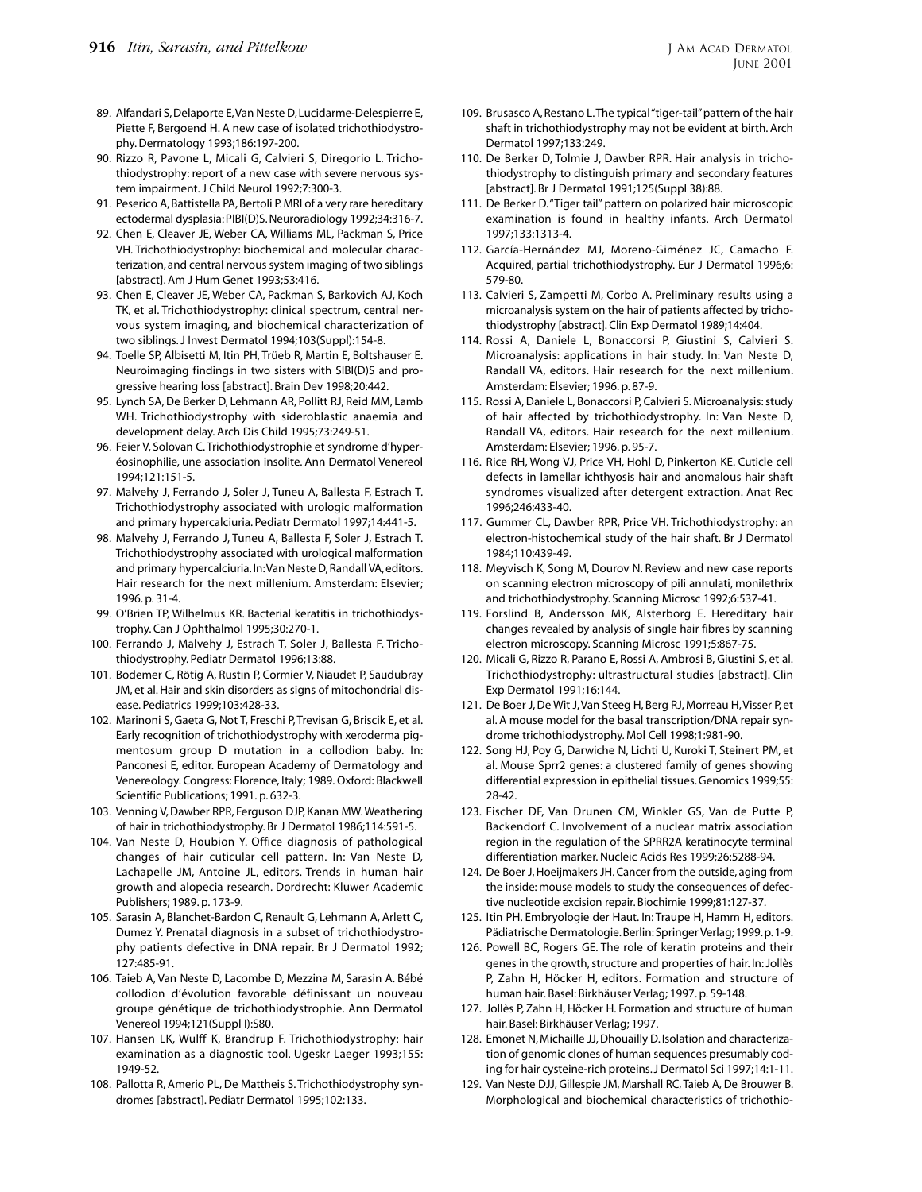89. Alfandari S, Delaporte E, Van Neste D, Lucidarme-Delespierre E, Piette F, Bergoend H. A new case of isolated trichothiodystrophy. Dermatology 1993;186:197-200.
90. Rizzo R, Pavone L, Micali G, Calvieri S, Diregorio L. Trichothiodystrophy: report of a new case with severe nervous system impairment. J Child Neurol 1992;7:300-3.
91. Peserico A, Battistella PA, Bertoli P. MRI of a very rare hereditary ectodermal dysplasia: PIBI(D)S. Neuroradiology 1992;34:316-7.
92. Chen E, Cleaver JE, Weber CA, Williams ML, Packman S, Price VH. Trichothiodystrophy: biochemical and molecular characterization, and central nervous system imaging of two siblings [abstract]. Am J Hum Genet 1993;53:416.
93. Chen E, Cleaver JE, Weber CA, Packman S, Barkovich AJ, Koch TK, et al. Trichothiodystrophy: clinical spectrum, central nervous system imaging, and biochemical characterization of two siblings. J Invest Dermatol 1994;103(Suppl):154-8.
94. Toelle SP, Albisetti M, Itin PH, Trüeb R, Martin E, Boltshauser E. Neuroimaging findings in two sisters with SIBI(D)S and progressive hearing loss [abstract]. Brain Dev 1998;20:442.
95. Lynch SA, De Berker D, Lehmann AR, Pollitt RJ, Reid MM, Lamb WH. Trichothiodystrophy with sideroblastic anaemia and development delay. Arch Dis Child 1995;73:249-51.
96. Feier V, Solovan C. Trichothiodystrophie et syndrome d'hyperéosinophilie, une association insolite. Ann Dermatol Venereol 1994;121:151-5.
97. Malvehy J, Ferrando J, Soler J, Tuneu A, Ballesta F, Estrach T. Trichothiodystrophy associated with urologic malformation and primary hypercalciuria. Pediatr Dermatol 1997;14:441-5.
98. Malvehy J, Ferrando J, Tuneu A, Ballesta F, Soler J, Estrach T. Trichothiodystrophy associated with urological malformation and primary hypercalciuria. In: Van Neste D, Randall VA, editors. Hair research for the next millenium. Amsterdam: Elsevier; 1996. p. 31-4.
99. O'Brien TP, Wilhelmus KR. Bacterial keratitis in trichothiodystrophy. Can J Ophthalmol 1995;30:270-1.
100. Ferrando J, Malvehy J, Estrach T, Soler J, Ballesta F. Trichothiodystrophy. Pediatr Dermatol 1996;13:88.
101. Bodemer C, Rötig A, Rustin P, Cormier V, Niaudet P, Saudubray JM, et al. Hair and skin disorders as signs of mitochondrial disease. Pediatrics 1999;103:428-33.
102. Marinoni S, Gaeta G, Not T, Freschi P, Trevisan G, Briscik E, et al. Early recognition of trichothiodystrophy with xeroderma pigmentosum group D mutation in a collodion baby. In: Panconesi E, editor. European Academy of Dermatology and Venereology. Congress: Florence, Italy; 1989. Oxford: Blackwell Scientific Publications; 1991. p. 632-3.
103. Venning V, Dawber RPR, Ferguson DJP, Kanan MW. Weathering of hair in trichothiodystrophy. Br J Dermatol 1986;114:591-5.
104. Van Neste D, Houbion Y. Office diagnosis of pathological changes of hair cuticular cell pattern. In: Van Neste D, Lachapelle JM, Antoine JL, editors. Trends in human hair growth and alopecia research. Dordrecht: Kluwer Academic Publishers; 1989. p. 173-9.
105. Sarasin A, Blanchet-Bardon C, Renault G, Lehmann A, Arlett C, Dumez Y. Prenatal diagnosis in a subset of trichothiodystrophy patients defective in DNA repair. Br J Dermatol 1992; 127:485-91.
106. Taieb A, Van Neste D, Lacombe D, Mezzina M, Sarasin A. Bébé collodion d'évolution favorable définissant un nouveau groupe génétique de trichothiodystrophie. Ann Dermatol Venereol 1994;121(Suppl I):S80.
107. Hansen LK, Wulff K, Brandrup F. Trichothiodystrophy: hair examination as a diagnostic tool. Ugeskr Laeger 1993;155: 1949-52.
108. Pallotta R, Amerio PL, De Mattheis S. Trichothiodystrophy syndromes [abstract]. Pediatr Dermatol 1995;102:133.
109. Brusasco A, Restano L. The typical "tiger-tail" pattern of the hair shaft in trichothiodystrophy may not be evident at birth. Arch Dermatol 1997;133:249.
110. De Berker D, Tolmie J, Dawber RPR. Hair analysis in trichothiodystrophy to distinguish primary and secondary features [abstract]. Br J Dermatol 1991;125(Suppl 38):88.
111. De Berker D. "Tiger tail" pattern on polarized hair microscopic examination is found in healthy infants. Arch Dermatol 1997;133:1313-4.
112. García-Hernández MJ, Moreno-Giménez JC, Camacho F. Acquired, partial trichothiodystrophy. Eur J Dermatol 1996;6: 579-80.
113. Calvieri S, Zampetti M, Corbo A. Preliminary results using a microanalysis system on the hair of patients affected by trichothiodystrophy [abstract]. Clin Exp Dermatol 1989;14:404.
114. Rossi A, Daniele L, Bonaccorsi P, Giustini S, Calvieri S. Microanalysis: applications in hair study. In: Van Neste D, Randall VA, editors. Hair research for the next millenium. Amsterdam: Elsevier; 1996. p. 87-9.
115. Rossi A, Daniele L, Bonaccorsi P, Calvieri S. Microanalysis: study of hair affected by trichothiodystrophy. In: Van Neste D, Randall VA, editors. Hair research for the next millenium. Amsterdam: Elsevier; 1996. p. 95-7.
116. Rice RH, Wong VJ, Price VH, Hohl D, Pinkerton KE. Cuticle cell defects in lamellar ichthyosis hair and anomalous hair shaft syndromes visualized after detergent extraction. Anat Rec 1996;246:433-40.
117. Gummer CL, Dawber RPR, Price VH. Trichothiodystrophy: an electron-histochemical study of the hair shaft. Br J Dermatol 1984;110:439-49.
118. Meyvisch K, Song M, Dourov N. Review and new case reports on scanning electron microscopy of pili annulati, monilethrix and trichothiodystrophy. Scanning Microsc 1992;6:537-41.
119. Forslind B, Andersson MK, Alsterborg E. Hereditary hair changes revealed by analysis of single hair fibres by scanning electron microscopy. Scanning Microsc 1991;5:867-75.
120. Micali G, Rizzo R, Parano E, Rossi A, Ambrosi B, Giustini S, et al. Trichothiodystrophy: ultrastructural studies [abstract]. Clin Exp Dermatol 1991;16:144.
121. De Boer J, De Wit J, Van Steeg H, Berg RJ, Morreau H, Visser P, et al. A mouse model for the basal transcription/DNA repair syndrome trichothiodystrophy. Mol Cell 1998;1:981-90.
122. Song HJ, Poy G, Darwiche N, Lichti U, Kuroki T, Steinert PM, et al. Mouse Sprr2 genes: a clustered family of genes showing differential expression in epithelial tissues. Genomics 1999;55: 28-42.
123. Fischer DF, Van Drunen CM, Winkler GS, Van de Putte P, Backendorf C. Involvement of a nuclear matrix association region in the regulation of the SPRR2A keratinocyte terminal differentiation marker. Nucleic Acids Res 1999;26:5288-94.
124. De Boer J, Hoeijmakers JH. Cancer from the outside, aging from the inside: mouse models to study the consequences of defective nucleotide excision repair. Biochimie 1999;81:127-37.
125. Itin PH. Embryologie der Haut. In: Traupe H, Hamm H, editors. Pädiatrische Dermatologie. Berlin: Springer Verlag; 1999. p. 1-9.
126. Powell BC, Rogers GE. The role of keratin proteins and their genes in the growth, structure and properties of hair. In: Jollès P, Zahn H, Höcker H, editors. Formation and structure of human hair. Basel: Birkhäuser Verlag; 1997. p. 59-148.
127. Jollès P, Zahn H, Höcker H. Formation and structure of human hair. Basel: Birkhäuser Verlag; 1997.
128. Emonet N, Michaille JJ, Dhouailly D. Isolation and characterization of genomic clones of human sequences presumably coding for hair cysteine-rich proteins. J Dermatol Sci 1997;14:1-11.
129. Van Neste DJJ, Gillespie JM, Marshall RC, Taieb A, De Brouwer B. Morphological and biochemical characteristics of trichothio-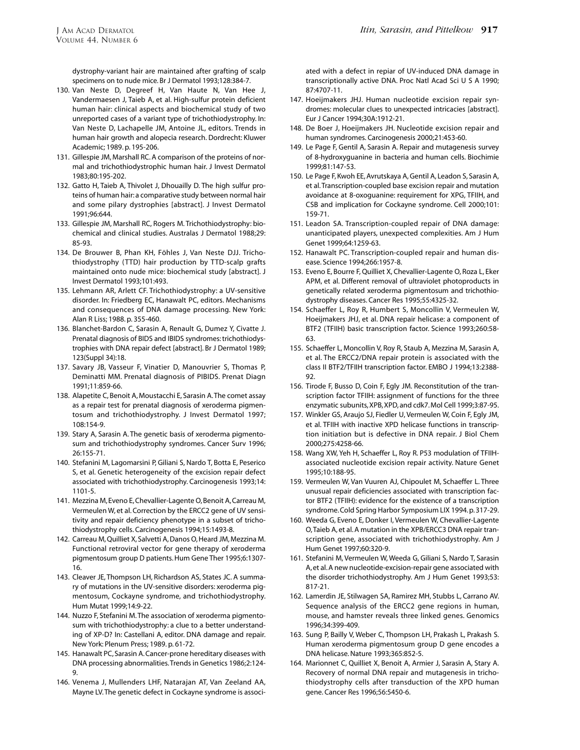dystrophy-variant hair are maintained after grafting of scalp specimens on to nude mice. Br J Dermatol 1993;128:384-7.

130. Van Neste D, Degreef H, Van Haute N, Van Hee J, Vandermaesen J, Taieb A, et al. High-sulfur protein deficient human hair: clinical aspects and biochemical study of two unreported cases of a variant type of trichothiodystrophy. In: Van Neste D, Lachapelle JM, Antoine JL, editors. Trends in human hair growth and alopecia research. Dordrecht: Kluwer Academic; 1989. p. 195-206.
131. Gillespie JM, Marshall RC. A comparison of the proteins of normal and trichothiodystrophic human hair. J Invest Dermatol 1983;80:195-202.
132. Gatto H, Taieb A, Thivolet J, Dhouailly D. The high sulfur proteins of human hair: a comparative study between normal hair and some pilary dystrophies [abstract]. J Invest Dermatol 1991;96:644.
133. Gillespie JM, Marshall RC, Rogers M. Trichothiodystrophy: biochemical and clinical studies. Australas J Dermatol 1988;29: 85-93.
134. De Brouwer B, Phan KH, Föhles J, Van Neste DJJ. Trichothiodystrophy (TTD) hair production by TTD-scalp grafts maintained onto nude mice: biochemical study [abstract]. J Invest Dermatol 1993;101:493.
135. Lehmann AR, Arlett CF. Trichothiodystrophy: a UV-sensitive disorder. In: Friedberg EC, Hanawalt PC, editors. Mechanisms and consequences of DNA damage processing. New York: Alan R Liss; 1988. p. 355-460.
136. Blanchet-Bardon C, Sarasin A, Renault G, Dumez Y, Civatte J. Prenatal diagnosis of BIDS and IBIDS syndromes: trichothiodystrophies with DNA repair defect [abstract]. Br J Dermatol 1989; 123(Suppl 34):18.
137. Savary JB, Vasseur F, Vinatier D, Manouvrier S, Thomas P, Deminatti MM. Prenatal diagnosis of PIBIDS. Prenat Diagn 1991;11:859-66.
138. Alapetite C, Benoit A, Moustacchi E, Sarasin A. The comet assay as a repair test for prenatal diagnosis of xeroderma pigmentosum and trichothiodystrophy. J Invest Dermatol 1997; 108:154-9.
139. Stary A, Sarasin A. The genetic basis of xeroderma pigmentosum and trichothiodystrophy syndromes. Cancer Surv 1996; 26:155-71.
140. Stefanini M, Lagomarsini P, Giliani S, Nardo T, Botta E, Peserico S, et al. Genetic heterogeneity of the excision repair defect associated with trichothiodystrophy. Carcinogenesis 1993;14: 1101-5.
141. Mezzina M, Eveno E, Chevallier-Lagente O, Benoit A, Carreau M, Vermeulen W, et al. Correction by the ERCC2 gene of UV sensitivity and repair deficiency phenotype in a subset of trichothiodystrophy cells. Carcinogenesis 1994;15:1493-8.
142. Carreau M, Quilliet X, Salvetti A, Danos O, Heard JM, Mezzina M. Functional retroviral vector for gene therapy of xeroderma pigmentosum group D patients. Hum Gene Ther 1995;6:1307-16.
143. Cleaver JE, Thompson LH, Richardson AS, States JC. A summary of mutations in the UV-sensitive disorders: xeroderma pigmentosum, Cockayne syndrome, and trichothiodystrophy. Hum Mutat 1999;14:9-22.
144. Nuzzo F, Stefanini M. The association of xeroderma pigmentosum with trichothiodystrophy: a clue to a better understanding of XP-D? In: Castellani A, editor. DNA damage and repair. New York: Plenum Press; 1989. p. 61-72.
145. Hanawalt PC, Sarasin A. Cancer-prone hereditary diseases with DNA processing abnormalities. Trends in Genetics 1986;2:124-9.
146. Venema J, Mullenders LHF, Natarajan AT, Van Zeeland AA, Mayne LV. The genetic defect in Cockayne syndrome is associated with a defect in repiar of UV-induced DNA damage in transcriptionally active DNA. Proc Natl Acad Sci U S A 1990; 87:4707-11.
147. Hoeijmakers JHJ. Human nucleotide excision repair syndromes: molecular clues to unexpected intricacies [abstract]. Eur J Cancer 1994;30A:1912-21.
148. De Boer J, Hoeijmakers JH. Nucleotide excision repair and human syndromes. Carcinogenesis 2000;21:453-60.
149. Le Page F, Gentil A, Sarasin A. Repair and mutagenesis survey of 8-hydroxyguanine in bacteria and human cells. Biochimie 1999;81:147-53.
150. Le Page F, Kwoh EE, Avrutskaya A, Gentil A, Leadon S, Sarasin A, et al. Transcription-coupled base excision repair and mutation avoidance at 8-oxoguanine: requirement for XPG, TFIIH, and CSB and implication for Cockayne syndrome. Cell 2000;101: 159-71.
151. Leadon SA. Transcription-coupled repair of DNA damage: unanticipated players, unexpected complexities. Am J Hum Genet 1999;64:1259-63.
152. Hanawalt PC. Transcription-coupled repair and human disease. Science 1994;266:1957-8.
153. Eveno E, Bourre F, Quilliet X, Chevallier-Lagente O, Roza L, Eker APM, et al. Different removal of ultraviolet photoproducts in genetically related xeroderma pigmentosum and trichothiodystrophy diseases. Cancer Res 1995;55:4325-32.
154. Schaeffer L, Roy R, Humbert S, Moncollin V, Vermeulen W, Hoeijmakers JHJ, et al. DNA repair helicase: a component of BTF2 (TFIIH) basic transcription factor. Science 1993;260:58-63.
155. Schaeffer L, Moncollin V, Roy R, Staub A, Mezzina M, Sarasin A, et al. The ERCC2/DNA repair protein is associated with the class II BTF2/TFIIH transcription factor. EMBO J 1994;13:2388-92.
156. Tirode F, Busso D, Coin F, Egly JM. Reconstitution of the transcription factor TFIIH: assignment of functions for the three enzymatic subunits, XPB, XPD, and cdk7. Mol Cell 1999;3:87-95.
157. Winkler GS, Araujo SJ, Fiedler U, Vermeulen W, Coin F, Egly JM, et al. TFIIH with inactive XPD helicase functions in transcription initiation but is defective in DNA repair. J Biol Chem 2000;275:4258-66.
158. Wang XW, Yeh H, Schaeffer L, Roy R. P53 modulation of TFIIH-associated nucleotide excision repair activity. Nature Genet 1995;10:188-95.
159. Vermeulen W, Van Vuuren AJ, Chipoulet M, Schaeffer L. Three unusual repair deficiencies associated with transcription factor BTF2 (TFIIH): evidence for the existence of a transcription syndrome. Cold Spring Harbor Symposium LIX 1994. p. 317-29.
160. Weeda G, Eveno E, Donker I, Vermeulen W, Chevallier-Lagente O, Taieb A, et al. A mutation in the XPB/ERCC3 DNA repair transcription gene, associated with trichothiodystrophy. Am J Hum Genet 1997;60:320-9.
161. Stefanini M, Vermeulen W, Weeda G, Giliani S, Nardo T, Sarasin A, et al. A new nucleotide-excision-repair gene associated with the disorder trichothiodystrophy. Am J Hum Genet 1993;53: 817-21.
162. Lamerdin JE, Stilwagen SA, Ramirez MH, Stubbs L, Carrano AV. Sequence analysis of the ERCC2 gene regions in human, mouse, and hamster reveals three linked genes. Genomics 1996;34:399-409.
163. Sung P, Bailly V, Weber C, Thompson LH, Prakash L, Prakash S. Human xeroderma pigmentosum group D gene encodes a DNA helicase. Nature 1993;365:852-5.
164. Marionnet C, Quilliet X, Benoit A, Armier J, Sarasin A, Stary A. Recovery of normal DNA repair and mutagenesis in trichothiodystrophy cells after transduction of the XPD human gene. Cancer Res 1996;56:5450-6.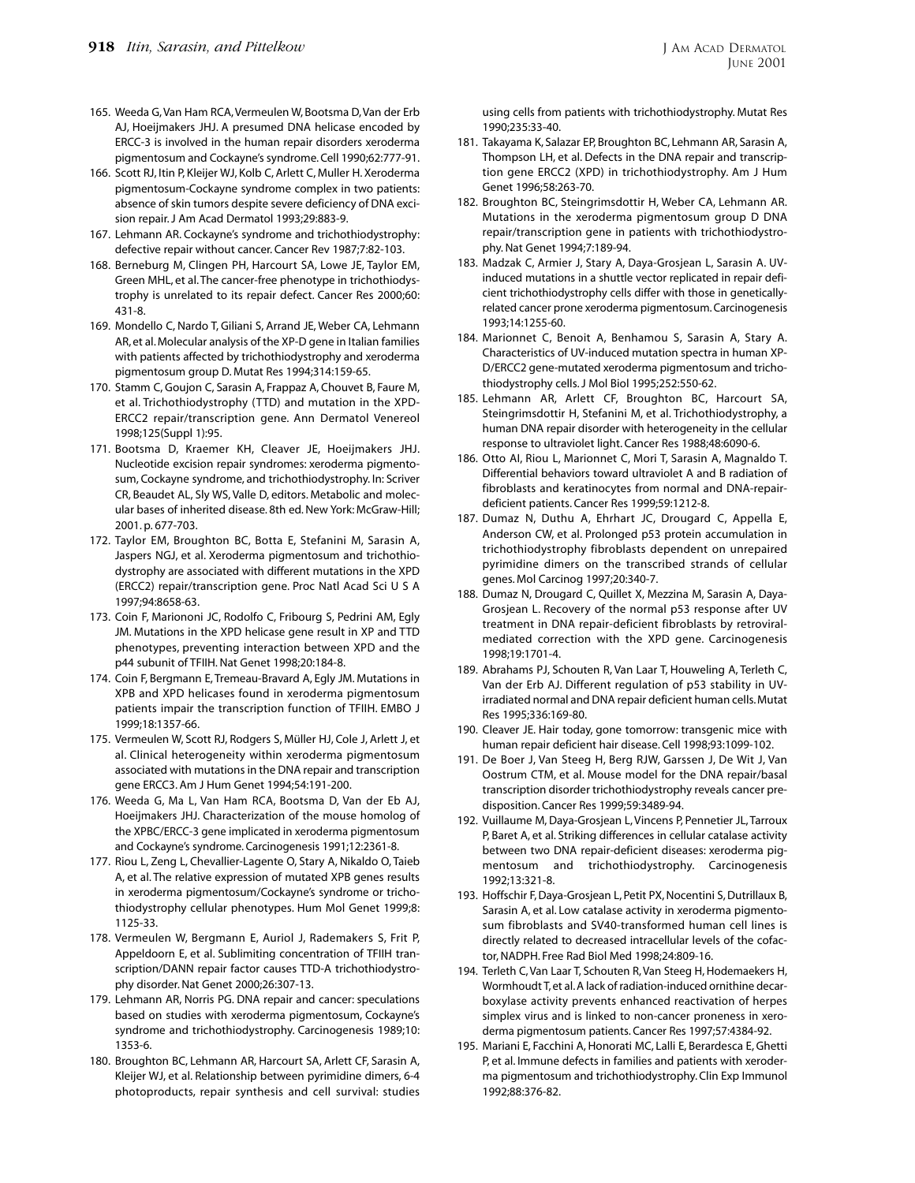165. Weeda G, Van Ham RCA, Vermeulen W, Bootsma D, Van der Erb AJ, Hoeijmakers JHJ. A presumed DNA helicase encoded by ERCC-3 is involved in the human repair disorders xeroderma pigmentosum and Cockayne's syndrome. Cell 1990;62:777-91.
166. Scott RJ, Itin P, Kleijer WJ, Kolb C, Arlett C, Muller H. Xeroderma pigmentosum-Cockayne syndrome complex in two patients: absence of skin tumors despite severe deficiency of DNA excision repair. J Am Acad Dermatol 1993;29:883-9.
167. Lehmann AR. Cockayne's syndrome and trichothiodystrophy: defective repair without cancer. Cancer Rev 1987;7:82-103.
168. Berneburg M, Clingen PH, Harcourt SA, Lowe JE, Taylor EM, Green MHL, et al. The cancer-free phenotype in trichothiodystrophy is unrelated to its repair defect. Cancer Res 2000;60:431-8.
169. Mondello C, Nardo T, Giliani S, Arrand JE, Weber CA, Lehmann AR, et al. Molecular analysis of the XP-D gene in Italian families with patients affected by trichothiodystrophy and xeroderma pigmentosum group D. Mutat Res 1994;314:159-65.
170. Stamm C, Goujon C, Sarasin A, Frappaz A, Chouvet B, Faure M, et al. Trichothiodystrophy (TTD) and mutation in the XPD-ERCC2 repair/transcription gene. Ann Dermatol Venereol 1998;125(Suppl 1):95.
171. Bootsma D, Kraemer KH, Cleaver JE, Hoeijmakers JHJ. Nucleotide excision repair syndromes: xeroderma pigmentosum, Cockayne syndrome, and trichothiodystrophy. In: Scriver CR, Beaudet AL, Sly WS, Valle D, editors. Metabolic and molecular bases of inherited disease. 8th ed. New York: McGraw-Hill; 2001. p. 677-703.
172. Taylor EM, Broughton BC, Botta E, Stefanini M, Sarasin A, Jaspers NGJ, et al. Xeroderma pigmentosum and trichothiodystrophy are associated with different mutations in the XPD (ERCC2) repair/transcription gene. Proc Natl Acad Sci U S A 1997;94:8658-63.
173. Coin F, Mariononi JC, Rodolfo C, Fribourg S, Pedrini AM, Egly JM. Mutations in the XPD helicase gene result in XP and TTD phenotypes, preventing interaction between XPD and the p44 subunit of TFIIH. Nat Genet 1998;20:184-8.
174. Coin F, Bergmann E, Tremeau-Bravard A, Egly JM. Mutations in XPB and XPD helicases found in xeroderma pigmentosum patients impair the transcription function of TFIIH. EMBO J 1999;18:1357-66.
175. Vermeulen W, Scott RJ, Rodgers S, Müller HJ, Cole J, Arlett J, et al. Clinical heterogeneity within xeroderma pigmentosum associated with mutations in the DNA repair and transcription gene ERCC3. Am J Hum Genet 1994;54:191-200.
176. Weeda G, Ma L, Van Ham RCA, Bootsma D, Van der Eb AJ, Hoeijmakers JHJ. Characterization of the mouse homolog of the XPBC/ERCC-3 gene implicated in xeroderma pigmentosum and Cockayne's syndrome. Carcinogenesis 1991;12:2361-8.
177. Riou L, Zeng L, Chevallier-Lagente O, Stary A, Nikaldo O, Taieb A, et al. The relative expression of mutated XPB genes results in xeroderma pigmentosum/Cockayne's syndrome or trichothiodystrophy cellular phenotypes. Hum Mol Genet 1999;8:1125-33.
178. Vermeulen W, Bergmann E, Auriol J, Rademakers S, Frit P, Appeldoorn E, et al. Sublimiting concentration of TFIIH transcription/DANN repair factor causes TTD-A trichothiodystrophy disorder. Nat Genet 2000;26:307-13.
179. Lehmann AR, Norris PG. DNA repair and cancer: speculations based on studies with xeroderma pigmentosum, Cockayne's syndrome and trichothiodystrophy. Carcinogenesis 1989;10:1353-6.
180. Broughton BC, Lehmann AR, Harcourt SA, Arlett CF, Sarasin A, Kleijer WJ, et al. Relationship between pyrimidine dimers, 6-4 photoproducts, repair synthesis and cell survival: studies using cells from patients with trichothiodystrophy. Mutat Res 1990;235:33-40.
181. Takayama K, Salazar EP, Broughton BC, Lehmann AR, Sarasin A, Thompson LH, et al. Defects in the DNA repair and transcription gene ERCC2 (XPD) in trichothiodystrophy. Am J Hum Genet 1996;58:263-70.
182. Broughton BC, Steingrimsdottir H, Weber CA, Lehmann AR. Mutations in the xeroderma pigmentosum group D DNA repair/transcription gene in patients with trichothiodystrophy. Nat Genet 1994;7:189-94.
183. Madzak C, Armier J, Stary A, Daya-Grosjean L, Sarasin A. UV-induced mutations in a shuttle vector replicated in repair deficient trichothiodystrophy cells differ with those in genetically-related cancer prone xeroderma pigmentosum. Carcinogenesis 1993;14:1255-60.
184. Marionnet C, Benoit A, Benhamou S, Sarasin A, Stary A. Characteristics of UV-induced mutation spectra in human XP-D/ERCC2 gene-mutated xeroderma pigmentosum and trichothiodystrophy cells. J Mol Biol 1995;252:550-62.
185. Lehmann AR, Arlett CF, Broughton BC, Harcourt SA, Steingrimsdottir H, Stefanini M, et al. Trichothiodystrophy, a human DNA repair disorder with heterogeneity in the cellular response to ultraviolet light. Cancer Res 1988;48:6090-6.
186. Otto AI, Riou L, Marionnet C, Mori T, Sarasin A, Magnaldo T. Differential behaviors toward ultraviolet A and B radiation of fibroblasts and keratinocytes from normal and DNA-repair-deficient patients. Cancer Res 1999;59:1212-8.
187. Dumaz N, Duthu A, Ehrhart JC, Drougard C, Appella E, Anderson CW, et al. Prolonged p53 protein accumulation in trichothiodystrophy fibroblasts dependent on unrepaired pyrimidine dimers on the transcribed strands of cellular genes. Mol Carcinog 1997;20:340-7.
188. Dumaz N, Drougard C, Quillet X, Mezzina M, Sarasin A, Daya-Grosjean L. Recovery of the normal p53 response after UV treatment in DNA repair-deficient fibroblasts by retroviral-mediated correction with the XPD gene. Carcinogenesis 1998;19:1701-4.
189. Abrahams PJ, Schouten R, Van Laar T, Houweling A, Terleth C, Van der Erb AJ. Different regulation of p53 stability in UV-irradiated normal and DNA repair deficient human cells. Mutat Res 1995;336:169-80.
190. Cleaver JE. Hair today, gone tomorrow: transgenic mice with human repair deficient hair disease. Cell 1998;93:1099-102.
191. De Boer J, Van Steeg H, Berg RJW, Garssen J, De Wit J, Van Oostrum CTM, et al. Mouse model for the DNA repair/basal transcription disorder trichothiodystrophy reveals cancer predisposition. Cancer Res 1999;59:3489-94.
192. Vuillaume M, Daya-Grosjean L, Vincens P, Pennetier JL, Tarroux P, Baret A, et al. Striking differences in cellular catalase activity between two DNA repair-deficient diseases: xeroderma pigmentosum and trichothiodystrophy. Carcinogenesis 1992;13:321-8.
193. Hoffschir F, Daya-Grosjean L, Petit PX, Nocentini S, Dutrillaux B, Sarasin A, et al. Low catalase activity in xeroderma pigmentosum fibroblasts and SV40-transformed human cell lines is directly related to decreased intracellular levels of the cofactor, NADPH. Free Rad Biol Med 1998;24:809-16.
194. Terleth C, Van Laar T, Schouten R, Van Steeg H, Hodemaekers H, Wormhoudt T, et al. A lack of radiation-induced ornithine decarboxylase activity prevents enhanced reactivation of herpes simplex virus and is linked to non-cancer proneness in xeroderma pigmentosum patients. Cancer Res 1997;57:4384-92.
195. Mariani E, Facchini A, Honorati MC, Lalli E, Berardesca E, Ghetti P, et al. Immune defects in families and patients with xeroderma pigmentosum and trichothiodystrophy. Clin Exp Immunol 1992;88:376-82.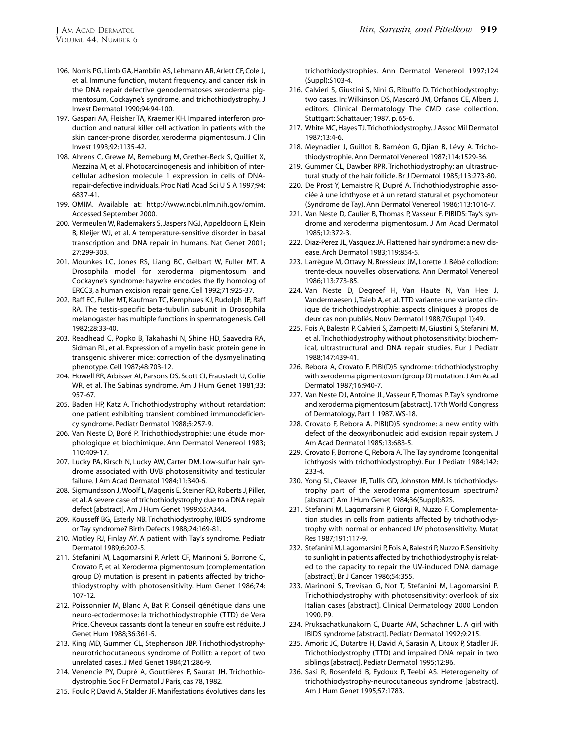196. Norris PG, Limb GA, Hamblin AS, Lehmann AR, Arlett CF, Cole J, et al. Immune function, mutant frequency, and cancer risk in the DNA repair defective genodermatoses xeroderma pigmentosum, Cockayne's syndrome, and trichothiodystrophy. J Invest Dermatol 1990;94:94-100.
197. Gaspari AA, Fleisher TA, Kraemer KH. Impaired interferon production and natural killer cell activation in patients with the skin cancer-prone disorder, xeroderma pigmentosum. J Clin Invest 1993;92:1135-42.
198. Ahrens C, Grewe M, Berneburg M, Grether-Beck S, Quilliet X, Mezzina M, et al. Photocarcinogenesis and inhibition of intercellular adhesion molecule 1 expression in cells of DNA-repair-defective individuals. Proc Natl Acad Sci U S A 1997;94: 6837-41.
199. OMIM. Available at: http://www.ncbi.nlm.nih.gov/omim. Accessed September 2000.
200. Vermeulen W, Rademakers S, Jaspers NGJ, Appeldoorn E, Klein B, Kleijer WJ, et al. A temperature-sensitive disorder in basal transcription and DNA repair in humans. Nat Genet 2001; 27:299-303.
201. Mounkes LC, Jones RS, Liang BC, Gelbart W, Fuller MT. A Drosophila model for xeroderma pigmentosum and Cockayne's syndrome: haywire encodes the fly homolog of ERCC3, a human excision repair gene. Cell 1992;71:925-37.
202. Raff EC, Fuller MT, Kaufman TC, Kemphues KJ, Rudolph JE, Raff RA. The testis-specific beta-tubulin subunit in Drosophila melanogaster has multiple functions in spermatogenesis. Cell 1982;28:33-40.
203. Readhead C, Popko B, Takahashi N, Shine HD, Saavedra RA, Sidman RL, et al. Expression of a myelin basic protein gene in transgenic shiverer mice: correction of the dysmyelinating phenotype. Cell 1987;48:703-12.
204. Howell RR, Arbisser AI, Parsons DS, Scott CI, Fraustadt U, Collie WR, et al. The Sabinas syndrome. Am J Hum Genet 1981;33: 957-67.
205. Baden HP, Katz A. Trichothiodystrophy without retardation: one patient exhibiting transient combined immunodeficiency syndrome. Pediatr Dermatol 1988;5:257-9.
206. Van Neste D, Boré P. Trichothiodystrophie: une étude morphologique et biochimique. Ann Dermatol Venereol 1983; 110:409-17.
207. Lucky PA, Kirsch N, Lucky AW, Carter DM. Low-sulfur hair syndrome associated with UVB photosensitivity and testicular failure. J Am Acad Dermatol 1984;11:340-6.
208. Sigmundsson J, Woolf L, Magenis E, Steiner RD, Roberts J, Piller, et al. A severe case of trichothiodystrophy due to a DNA repair defect [abstract]. Am J Hum Genet 1999;65:A344.
209. Kousseff BG, Esterly NB. Trichothiodystrophy, IBIDS syndrome or Tay syndrome? Birth Defects 1988;24:169-81.
210. Motley RJ, Finlay AY. A patient with Tay's syndrome. Pediatr Dermatol 1989;6:202-5.
211. Stefanini M, Lagomarsini P, Arlett CF, Marinoni S, Borrone C, Crovato F, et al. Xeroderma pigmentosum (complementation group D) mutation is present in patients affected by trichothiodystrophy with photosensitivity. Hum Genet 1986;74: 107-12.
212. Poissonnier M, Blanc A, Bat P. Conseil génétique dans une neuro-ectodermose: la trichothiodystrophie (TTD) de Vera Price. Cheveux cassants dont la teneur en soufre est réduite. J Genet Hum 1988;36:361-5.
213. King MD, Gummer CL, Stephenson JBP. Trichothiodystrophy-neurotrichocutaneous syndrome of Pollitt: a report of two unrelated cases. J Med Genet 1984;21:286-9.
214. Venencie PY, Dupré A, Gouttières F, Saurat JH. Trichothiodystrophie. Soc Fr Dermatol J Paris, cas 78, 1982.
215. Foulc P, David A, Stalder JF. Manifestations évolutives dans les trichothiodystrophies. Ann Dermatol Venereol 1997;124 (Suppl):S103-4.
216. Calvieri S, Giustini S, Nini G, Ribuffo D. Trichothiodystrophy: two cases. In: Wilkinson DS, Mascaró JM, Orfanos CE, Albers J, editors. Clinical Dermatology The CMD case collection. Stuttgart: Schattauer; 1987. p. 65-6.
217. White MC, Hayes TJ. Trichothiodystrophy. J Assoc Mil Dermatol 1987;13:4-6.
218. Meynadier J, Guillot B, Barnéon G, Djian B, Lévy A. Trichothiodystrophie. Ann Dermatol Venereol 1987;114:1529-36.
219. Gummer CL, Dawber RPR. Trichothiodystrophy: an ultrastructural study of the hair follicle. Br J Dermatol 1985;113:273-80.
220. De Prost Y, Lemaistre R, Dupré A. Trichothiodystrophie associée à une ichthyose et à un retard statural et psychomoteur (Syndrome de Tay). Ann Dermatol Venereol 1986;113:1016-7.
221. Van Neste D, Caulier B, Thomas P, Vasseur F. PIBIDS: Tay's syndrome and xeroderma pigmentosum. J Am Acad Dermatol 1985;12:372-3.
222. Diaz-Perez JL, Vasquez JA. Flattened hair syndrome: a new disease. Arch Dermatol 1983;119:854-5.
223. Larrègue M, Ottavy N, Bressieux JM, Lorette J. Bébé collodion: trente-deux nouvelles observations. Ann Dermatol Venereol 1986;113:773-85.
224. Van Neste D, Degreef H, Van Haute N, Van Hee J, Vandermaesen J, Taieb A, et al. TTD variante: une variante clinique de trichothiodystrophie: aspects cliniques à propos de deux cas non publiés. Nouv Dermatol 1988;7(Suppl 1):49.
225. Fois A, Balestri P, Calvieri S, Zampetti M, Giustini S, Stefanini M, et al. Trichothiodystrophy without photosensitivity: biochemical, ultrastructural and DNA repair studies. Eur J Pediatr 1988;147:439-41.
226. Rebora A, Crovato F. PIBI(D)S syndrome: trichothiodystrophy with xeroderma pigmentosum (group D) mutation. J Am Acad Dermatol 1987;16:940-7.
227. Van Neste DJ, Antoine JL, Vasseur F, Thomas P. Tay's syndrome and xeroderma pigmentosum [abstract]. 17th World Congress of Dermatology, Part 1 1987. WS-18.
228. Crovato F, Rebora A. PIBI(D)S syndrome: a new entity with defect of the deoxyribonucleic acid excision repair system. J Am Acad Dermatol 1985;13:683-5.
229. Crovato F, Borrone C, Rebora A. The Tay syndrome (congenital ichthyosis with trichothiodystrophy). Eur J Pediatr 1984;142: 233-4.
230. Yong SL, Cleaver JE, Tullis GD, Johnston MM. Is trichothiodystrophy part of the xeroderma pigmentosum spectrum? [abstract] Am J Hum Genet 1984;36(Suppl):82S.
231. Stefanini M, Lagomarsini P, Giorgi R, Nuzzo F. Complementation studies in cells from patients affected by trichothiodystrophy with normal or enhanced UV photosensitivity. Mutat Res 1987;191:117-9.
232. Stefanini M, Lagomarsini P, Fois A, Balestri P, Nuzzo F. Sensitivity to sunlight in patients affected by trichothiodystrophy is related to the capacity to repair the UV-induced DNA damage [abstract]. Br J Cancer 1986;54:355.
233. Marinoni S, Trevisan G, Not T, Stefanini M, Lagomarsini P. Trichothiodystrophy with photosensitivity: overlook of six Italian cases [abstract]. Clinical Dermatology 2000 London 1990. P9.
234. Pruksachatkunakorn C, Duarte AM, Schachner L. A girl with IBIDS syndrome [abstract]. Pediatr Dermatol 1992;9:215.
235. Amoric JC, Dutartre H, David A, Sarasin A, Litoux P, Stadler JF. Trichothiodystrophy (TTD) and impaired DNA repair in two siblings [abstract]. Pediatr Dermatol 1995;12:96.
236. Sasi R, Rosenfeld B, Eydoux P, Teebi AS. Heterogeneity of trichothiodystrophy-neurocutaneous syndrome [abstract]. Am J Hum Genet 1995;57:1783.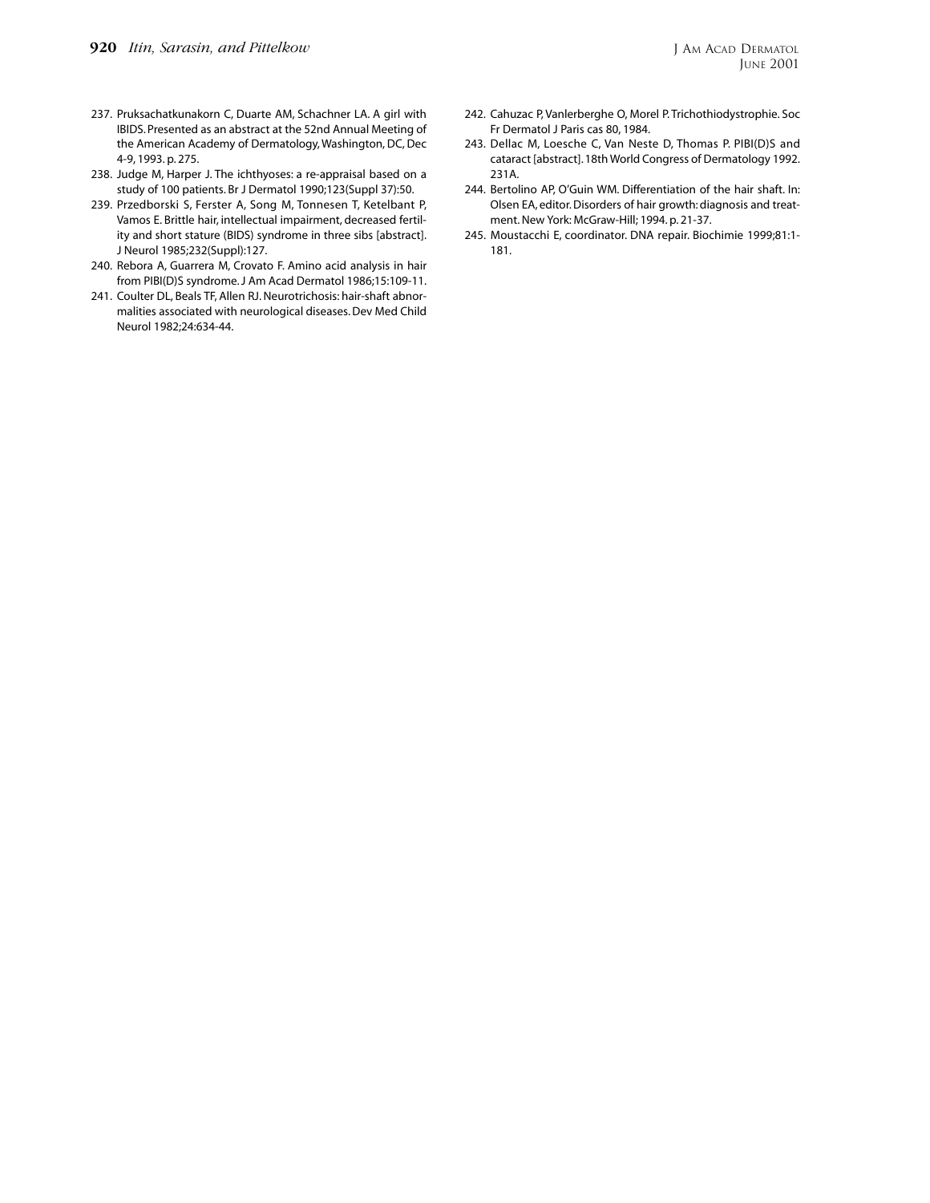237. Pruksachatkunakorn C, Duarte AM, Schachner LA. A girl with IBIDS. Presented as an abstract at the 52nd Annual Meeting of the American Academy of Dermatology, Washington, DC, Dec 4-9, 1993. p. 275.
238. Judge M, Harper J. The ichthyoses: a re-appraisal based on a study of 100 patients. Br J Dermatol 1990;123(Suppl 37):50.
239. Przedborski S, Ferster A, Song M, Tonnesen T, Ketelbant P, Vamos E. Brittle hair, intellectual impairment, decreased fertility and short stature (BIDS) syndrome in three sibs [abstract]. J Neurol 1985;232(Suppl):127.
240. Rebora A, Guarrera M, Crovato F. Amino acid analysis in hair from PIBI(D)S syndrome. J Am Acad Dermatol 1986;15:109-11.
241. Coulter DL, Beals TF, Allen RJ. Neurotrichosis: hair-shaft abnormalities associated with neurological diseases. Dev Med Child Neurol 1982;24:634-44.
242. Cahuzac P, Vanlerberghe O, Morel P. Trichothiodystrophie. Soc Fr Dermatol J Paris cas 80, 1984.
243. Dellac M, Loesche C, Van Neste D, Thomas P. PIBI(D)S and cataract [abstract]. 18th World Congress of Dermatology 1992. 231A.
244. Bertolino AP, O'Guin WM. Differentiation of the hair shaft. In: Olsen EA, editor. Disorders of hair growth: diagnosis and treatment. New York: McGraw-Hill; 1994. p. 21-37.
245. Moustacchi E, coordinator. DNA repair. Biochimie 1999;81:1-181.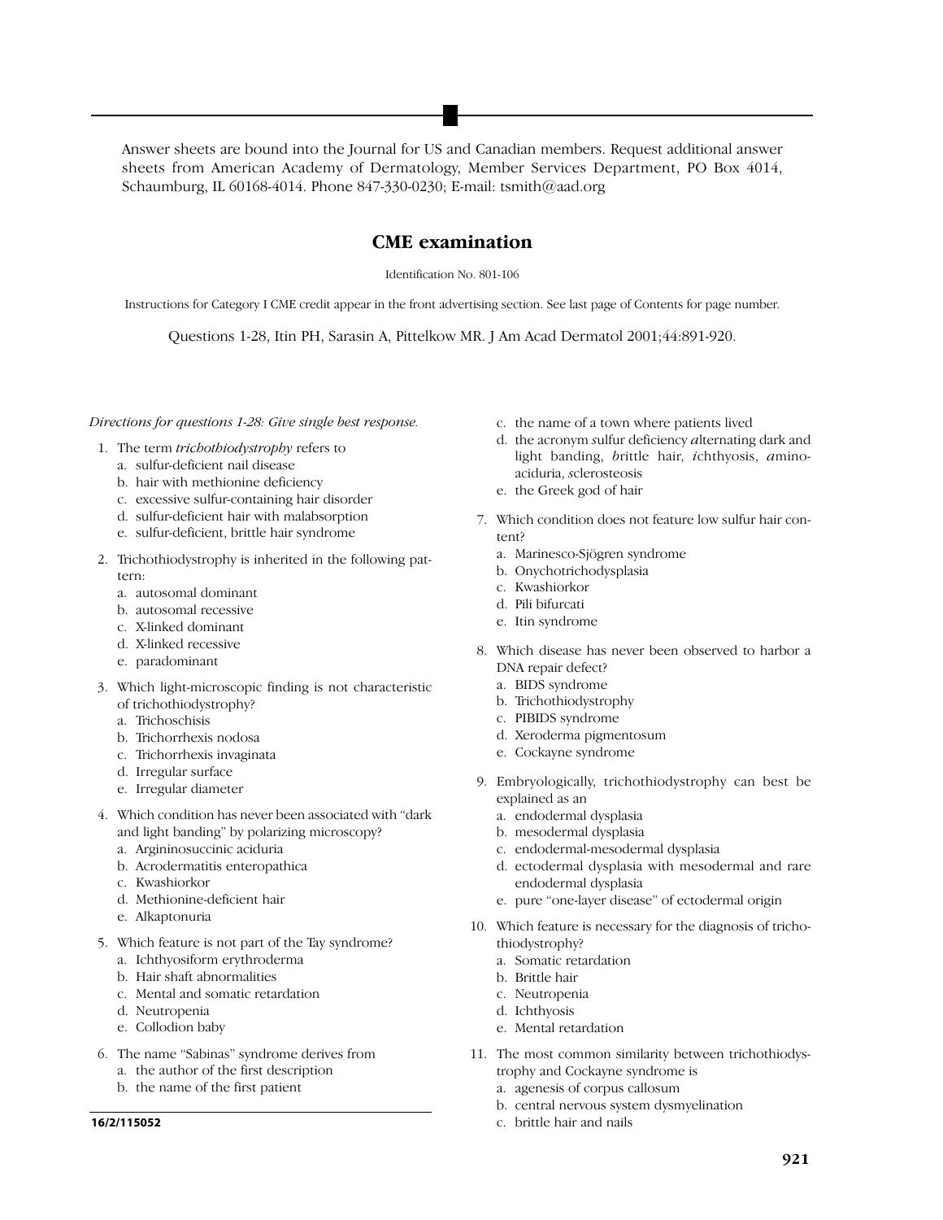Answer sheets are bound into the Journal for US and Canadian members. Request additional answer sheets from American Academy of Dermatology, Member Services Department, PO Box 4014, Schaumburg, IL 60168-4014. Phone 847-330-0230; E-mail: tsmith@aad.org

## CME examination

Identification No. 801-106

Instructions for Category I CME credit appear in the front advertising section. See last page of Contents for page number.

Questions 1-28, Itin PH, Sarasin A, Pittelkow MR. J Am Acad Dermatol 2001;44:891-920.

*Directions for questions 1-28: Give single best response.*

1. The term *trichothiodystrophy* refers to
   a. sulfur-deficient nail disease
   b. hair with methionine deficiency
   c. excessive sulfur-containing hair disorder
   d. sulfur-deficient hair with malabsorption
   e. sulfur-deficient, brittle hair syndrome

2. Trichothiodystrophy is inherited in the following pattern:
   a. autosomal dominant
   b. autosomal recessive
   c. X-linked dominant
   d. X-linked recessive
   e. paradominant

3. Which light-microscopic finding is not characteristic of trichothiodystrophy?
   a. Trichoschisis
   b. Trichorrhexis nodosa
   c. Trichorrhexis invaginata
   d. Irregular surface
   e. Irregular diameter

4. Which condition has never been associated with "dark and light banding" by polarizing microscopy?
   a. Argininosuccinic aciduria
   b. Acrodermatitis enteropathica
   c. Kwashiorkor
   d. Methionine-deficient hair
   e. Alkaptonuria

5. Which feature is not part of the Tay syndrome?
   a. Ichthyosiform erythroderma
   b. Hair shaft abnormalities
   c. Mental and somatic retardation
   d. Neutropenia
   e. Collodion baby

6. The name "Sabinas" syndrome derives from
   a. the author of the first description
   b. the name of the first patient
   c. the name of a town where patients lived
   d. the acronym *s*ulfur deficiency *a*lternating dark and light banding, *b*rittle hair, *i*chthyosis, *a*minoaciduria, *s*clerosteosis
   e. the Greek god of hair

7. Which condition does not feature low sulfur hair content?
   a. Marinesco-Sjögren syndrome
   b. Onychotrichodysplasia
   c. Kwashiorkor
   d. Pili bifurcati
   e. Itin syndrome

8. Which disease has never been observed to harbor a DNA repair defect?
   a. BIDS syndrome
   b. Trichothiodystrophy
   c. PIBIDS syndrome
   d. Xeroderma pigmentosum
   e. Cockayne syndrome

9. Embryologically, trichothiodystrophy can best be explained as an
   a. endodermal dysplasia
   b. mesodermal dysplasia
   c. endodermal-mesodermal dysplasia
   d. ectodermal dysplasia with mesodermal and rare endodermal dysplasia
   e. pure "one-layer disease" of ectodermal origin

10. Which feature is necessary for the diagnosis of trichothiodystrophy?
    a. Somatic retardation
    b. Brittle hair
    c. Neutropenia
    d. Ichthyosis
    e. Mental retardation

11. The most common similarity between trichothiodystrophy and Cockayne syndrome is
    a. agenesis of corpus callosum
    b. central nervous system dysmyelination
    c. brittle hair and nails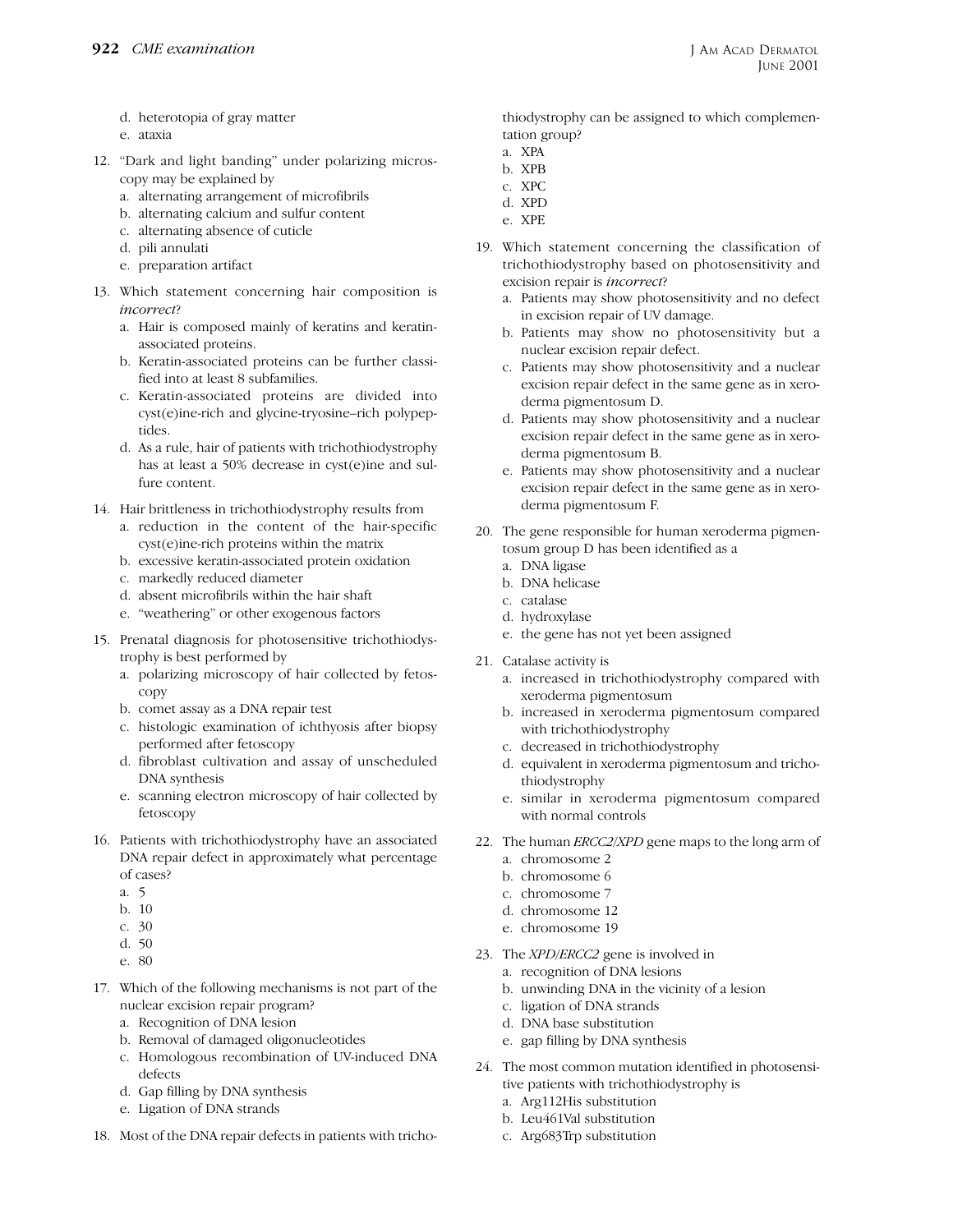d. heterotopia of gray matter
e. ataxia

12. "Dark and light banding" under polarizing microscopy may be explained by
    a. alternating arrangement of microfibrils
    b. alternating calcium and sulfur content
    c. alternating absence of cuticle
    d. pili annulati
    e. preparation artifact

13. Which statement concerning hair composition is *incorrect*?
    a. Hair is composed mainly of keratins and keratin-associated proteins.
    b. Keratin-associated proteins can be further classified into at least 8 subfamilies.
    c. Keratin-associated proteins are divided into cyst(e)ine-rich and glycine-tryosine–rich polypeptides.
    d. As a rule, hair of patients with trichothiodystrophy has at least a 50% decrease in cyst(e)ine and sulfure content.

14. Hair brittleness in trichothiodystrophy results from
    a. reduction in the content of the hair-specific cyst(e)ine-rich proteins within the matrix
    b. excessive keratin-associated protein oxidation
    c. markedly reduced diameter
    d. absent microfibrils within the hair shaft
    e. "weathering" or other exogenous factors

15. Prenatal diagnosis for photosensitive trichothiodystrophy is best performed by
    a. polarizing microscopy of hair collected by fetoscopy
    b. comet assay as a DNA repair test
    c. histologic examination of ichthyosis after biopsy performed after fetoscopy
    d. fibroblast cultivation and assay of unscheduled DNA synthesis
    e. scanning electron microscopy of hair collected by fetoscopy

16. Patients with trichothiodystrophy have an associated DNA repair defect in approximately what percentage of cases?
    a. 5
    b. 10
    c. 30
    d. 50
    e. 80

17. Which of the following mechanisms is not part of the nuclear excision repair program?
    a. Recognition of DNA lesion
    b. Removal of damaged oligonucleotides
    c. Homologous recombination of UV-induced DNA defects
    d. Gap filling by DNA synthesis
    e. Ligation of DNA strands

18. Most of the DNA repair defects in patients with trichothiodystrophy can be assigned to which complementation group?
    a. XPA
    b. XPB
    c. XPC
    d. XPD
    e. XPE

19. Which statement concerning the classification of trichothiodystrophy based on photosensitivity and excision repair is *incorrect*?
    a. Patients may show photosensitivity and no defect in excision repair of UV damage.
    b. Patients may show no photosensitivity but a nuclear excision repair defect.
    c. Patients may show photosensitivity and a nuclear excision repair defect in the same gene as in xeroderma pigmentosum D.
    d. Patients may show photosensitivity and a nuclear excision repair defect in the same gene as in xeroderma pigmentosum B.
    e. Patients may show photosensitivity and a nuclear excision repair defect in the same gene as in xeroderma pigmentosum F.

20. The gene responsible for human xeroderma pigmentosum group D has been identified as a
    a. DNA ligase
    b. DNA helicase
    c. catalase
    d. hydroxylase
    e. the gene has not yet been assigned

21. Catalase activity is
    a. increased in trichothiodystrophy compared with xeroderma pigmentosum
    b. increased in xeroderma pigmentosum compared with trichothiodystrophy
    c. decreased in trichothiodystrophy
    d. equivalent in xeroderma pigmentosum and trichothiodystrophy
    e. similar in xeroderma pigmentosum compared with normal controls

22. The human *ERCC2/XPD* gene maps to the long arm of
    a. chromosome 2
    b. chromosome 6
    c. chromosome 7
    d. chromosome 12
    e. chromosome 19

23. The *XPD/ERCC2* gene is involved in
    a. recognition of DNA lesions
    b. unwinding DNA in the vicinity of a lesion
    c. ligation of DNA strands
    d. DNA base substitution
    e. gap filling by DNA synthesis

24. The most common mutation identified in photosensitive patients with trichothiodystrophy is
    a. Arg112His substitution
    b. Leu461Val substitution
    c. Arg683Trp substitution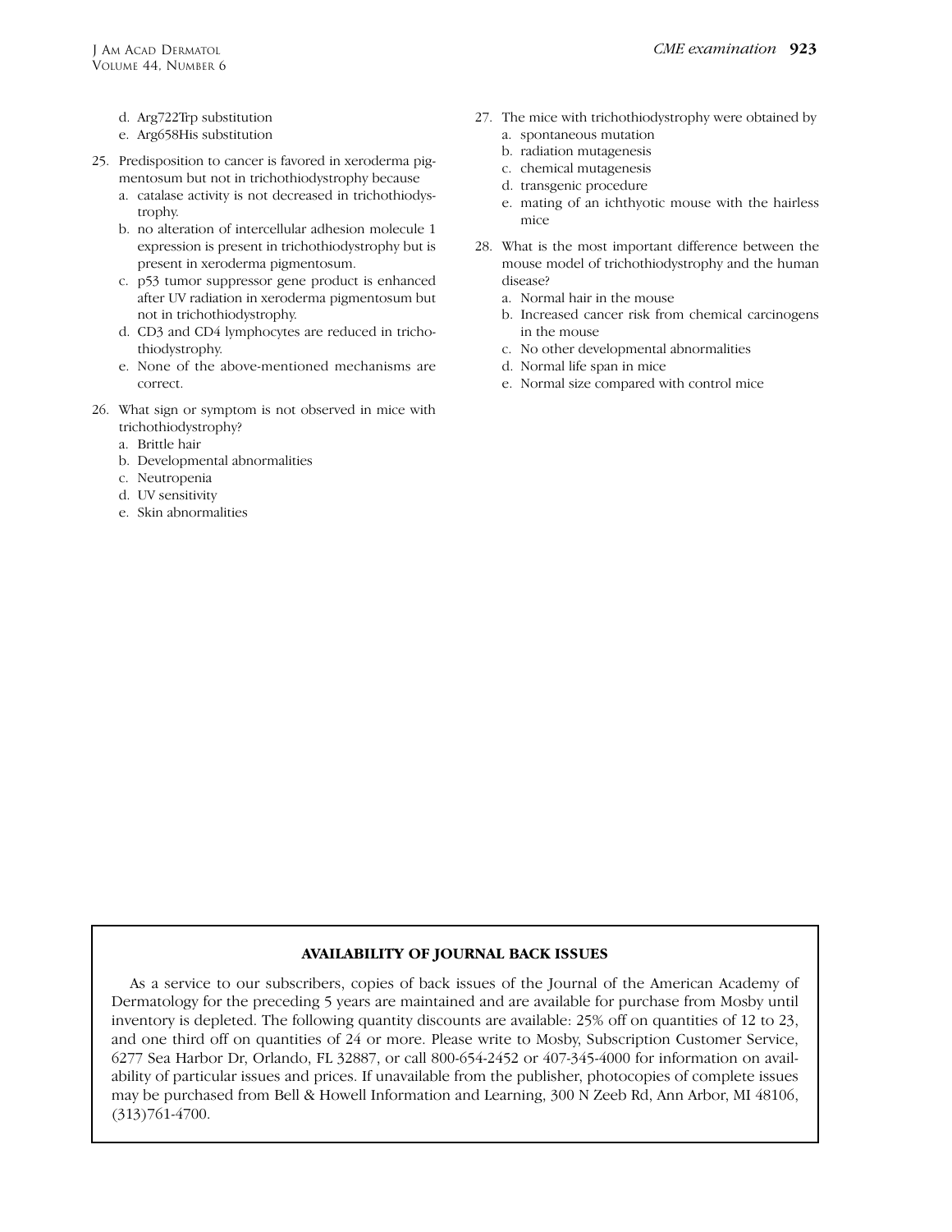d. Arg722Trp substitution
e. Arg658His substitution

25. Predisposition to cancer is favored in xeroderma pigmentosum but not in trichothiodystrophy because
    a. catalase activity is not decreased in trichothiodystrophy.
    b. no alteration of intercellular adhesion molecule 1 expression is present in trichothiodystrophy but is present in xeroderma pigmentosum.
    c. p53 tumor suppressor gene product is enhanced after UV radiation in xeroderma pigmentosum but not in trichothiodystrophy.
    d. CD3 and CD4 lymphocytes are reduced in trichothiodystrophy.
    e. None of the above-mentioned mechanisms are correct.

26. What sign or symptom is not observed in mice with trichothiodystrophy?
    a. Brittle hair
    b. Developmental abnormalities
    c. Neutropenia
    d. UV sensitivity
    e. Skin abnormalities

27. The mice with trichothiodystrophy were obtained by
    a. spontaneous mutation
    b. radiation mutagenesis
    c. chemical mutagenesis
    d. transgenic procedure
    e. mating of an ichthyotic mouse with the hairless mice

28. What is the most important difference between the mouse model of trichothiodystrophy and the human disease?
    a. Normal hair in the mouse
    b. Increased cancer risk from chemical carcinogens in the mouse
    c. No other developmental abnormalities
    d. Normal life span in mice
    e. Normal size compared with control mice

**AVAILABILITY OF JOURNAL BACK ISSUES**

As a service to our subscribers, copies of back issues of the Journal of the American Academy of Dermatology for the preceding 5 years are maintained and are available for purchase from Mosby until inventory is depleted. The following quantity discounts are available: 25% off on quantities of 12 to 23, and one third off on quantities of 24 or more. Please write to Mosby, Subscription Customer Service, 6277 Sea Harbor Dr, Orlando, FL 32887, or call 800-654-2452 or 407-345-4000 for information on availability of particular issues and prices. If unavailable from the publisher, photocopies of complete issues may be purchased from Bell & Howell Information and Learning, 300 N Zeeb Rd, Ann Arbor, MI 48106, (313)761-4700.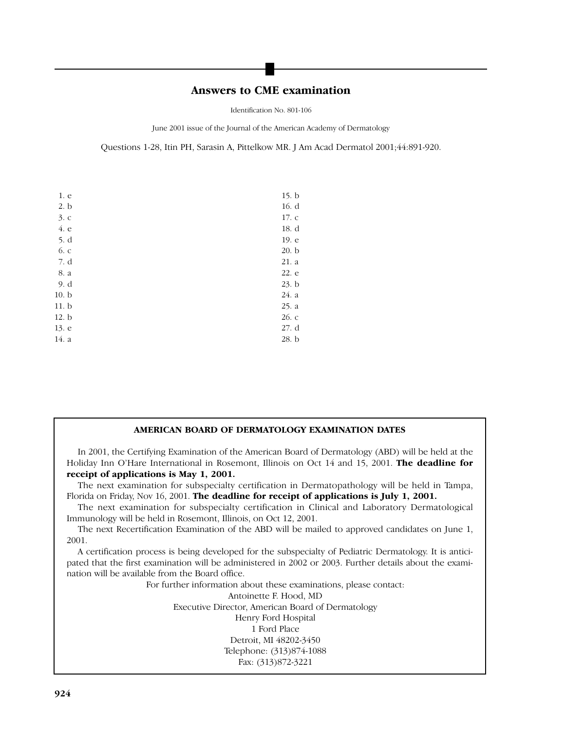# Answers to CME examination

Identification No. 801-106

June 2001 issue of the Journal of the American Academy of Dermatology

Questions 1-28, Itin PH, Sarasin A, Pittelkow MR. J Am Acad Dermatol 2001;44:891-920.

1. e
2. b
3. c
4. e
5. d
6. c
7. d
8. a
9. d
10. b
11. b
12. b
13. e
14. a
15. b
16. d
17. c
18. d
19. e
20. b
21. a
22. e
23. b
24. a
25. a
26. c
27. d
28. b

## AMERICAN BOARD OF DERMATOLOGY EXAMINATION DATES

In 2001, the Certifying Examination of the American Board of Dermatology (ABD) will be held at the Holiday Inn O'Hare International in Rosemont, Illinois on Oct 14 and 15, 2001. **The deadline for receipt of applications is May 1, 2001.**

The next examination for subspecialty certification in Dermatopathology will be held in Tampa, Florida on Friday, Nov 16, 2001. **The deadline for receipt of applications is July 1, 2001.**

The next examination for subspecialty certification in Clinical and Laboratory Dermatological Immunology will be held in Rosemont, Illinois, on Oct 12, 2001.

The next Recertification Examination of the ABD will be mailed to approved candidates on June 1, 2001.

A certification process is being developed for the subspecialty of Pediatric Dermatology. It is anticipated that the first examination will be administered in 2002 or 2003. Further details about the examination will be available from the Board office.

For further information about these examinations, please contact:

Antoinette F. Hood, MD
Executive Director, American Board of Dermatology
Henry Ford Hospital
1 Ford Place
Detroit, MI 48202-3450
Telephone: (313)874-1088
Fax: (313)872-3221